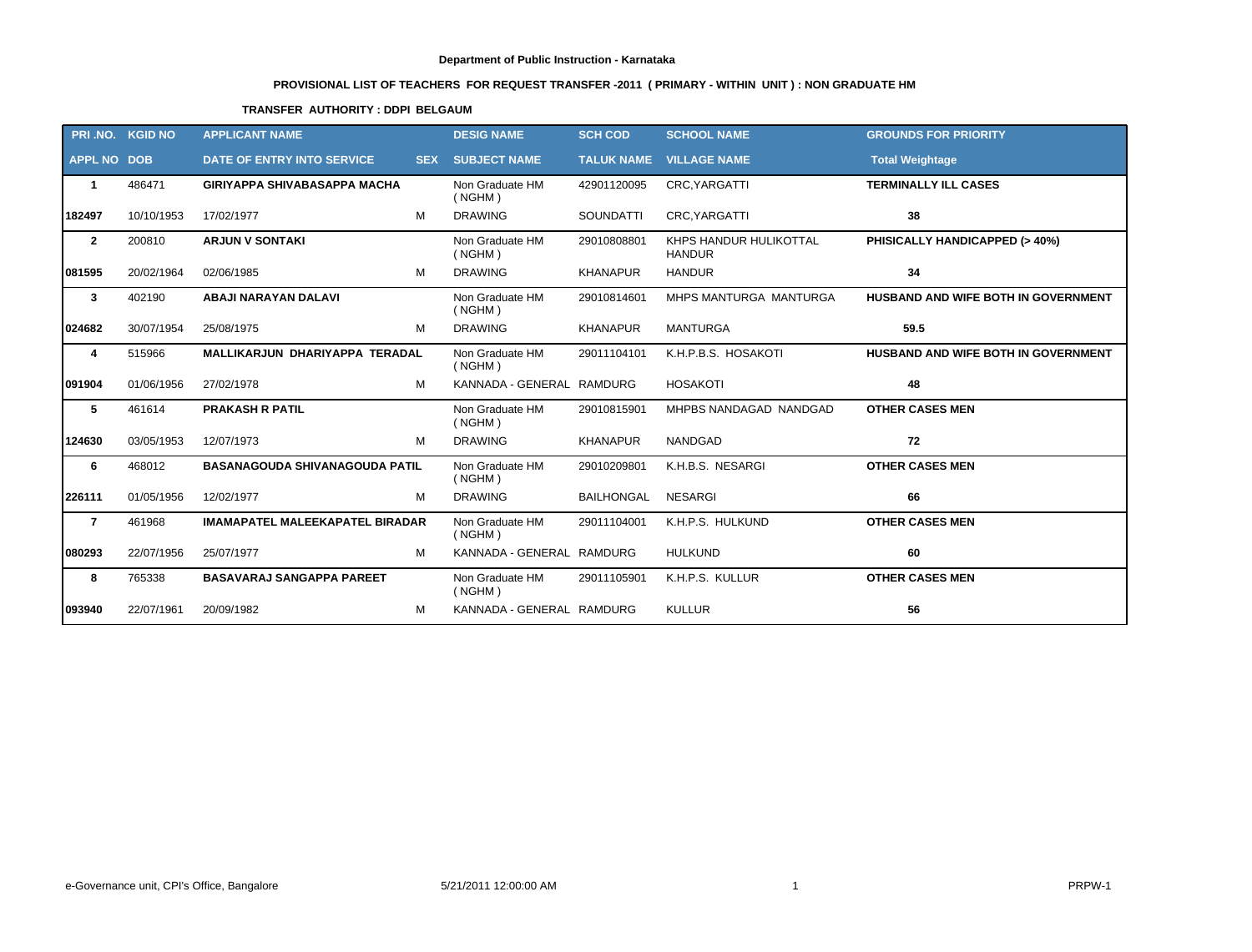**Department of Public Instruction - Karnataka**

**PROVISIONAL LIST OF TEACHERS FOR REQUEST TRANSFER -2011 ( PRIMARY - WITHIN UNIT ) : NON GRADUATE HM**

**TRANSFER AUTHORITY : DDPI BELGAUM**

| PRI .NO. | KGID NO | APPLICANT NAME | | DESIG NAME | SCH COD | SCHOOL NAME | GROUNDS FOR PRIORITY |
|---|---|---|---|---|---|---|---|
| APPL NO | DOB | DATE OF ENTRY INTO SERVICE | SEX | SUBJECT NAME | TALUK NAME | VILLAGE NAME | Total Weightage |
| 1 | 486471 | GIRIYAPPA SHIVABASAPPA MACHA | | Non Graduate HM ( NGHM ) | 42901120095 | CRC,YARGATTI | TERMINALLY ILL CASES |
| 182497 | 10/10/1953 | 17/02/1977 | M | DRAWING | SOUNDATTI | CRC,YARGATTI | 38 |
| 2 | 200810 | ARJUN V SONTAKI | | Non Graduate HM ( NGHM ) | 29010808801 | KHPS HANDUR HULIKOTTAL HANDUR | PHISICALLY HANDICAPPED (> 40%) |
| 081595 | 20/02/1964 | 02/06/1985 | M | DRAWING | KHANAPUR | HANDUR | 34 |
| 3 | 402190 | ABAJI NARAYAN DALAVI | | Non Graduate HM ( NGHM ) | 29010814601 | MHPS MANTURGA MANTURGA | HUSBAND AND WIFE BOTH IN GOVERNMENT |
| 024682 | 30/07/1954 | 25/08/1975 | M | DRAWING | KHANAPUR | MANTURGA | 59.5 |
| 4 | 515966 | MALLIKARJUN DHARIYAPPA TERADAL | | Non Graduate HM ( NGHM ) | 29011104101 | K.H.P.B.S. HOSAKOTI | HUSBAND AND WIFE BOTH IN GOVERNMENT |
| 091904 | 01/06/1956 | 27/02/1978 | M | KANNADA - GENERAL | RAMDURG | HOSAKOTI | 48 |
| 5 | 461614 | PRAKASH R PATIL | | Non Graduate HM ( NGHM ) | 29010815901 | MHPBS NANDAGAD NANDGAD | OTHER CASES MEN |
| 124630 | 03/05/1953 | 12/07/1973 | M | DRAWING | KHANAPUR | NANDGAD | 72 |
| 6 | 468012 | BASANAGOUDA SHIVANAGOUDA PATIL | | Non Graduate HM ( NGHM ) | 29010209801 | K.H.B.S. NESARGI | OTHER CASES MEN |
| 226111 | 01/05/1956 | 12/02/1977 | M | DRAWING | BAILHONGAL | NESARGI | 66 |
| 7 | 461968 | IMAMAPATEL MALEEKAPATEL BIRADAR | | Non Graduate HM ( NGHM ) | 29011104001 | K.H.P.S. HULKUND | OTHER CASES MEN |
| 080293 | 22/07/1956 | 25/07/1977 | M | KANNADA - GENERAL | RAMDURG | HULKUND | 60 |
| 8 | 765338 | BASAVARAJ SANGAPPA PAREET | | Non Graduate HM ( NGHM ) | 29011105901 | K.H.P.S. KULLUR | OTHER CASES MEN |
| 093940 | 22/07/1961 | 20/09/1982 | M | KANNADA - GENERAL | RAMDURG | KULLUR | 56 |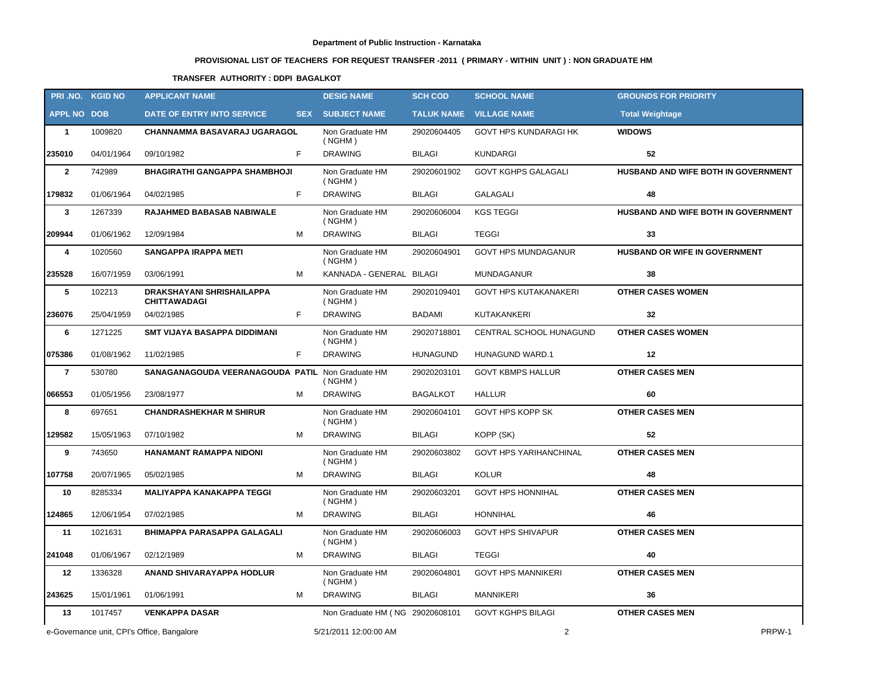**Department of Public Instruction - Karnataka**

**PROVISIONAL LIST OF TEACHERS FOR REQUEST TRANSFER -2011 ( PRIMARY - WITHIN UNIT ) : NON GRADUATE HM**

**TRANSFER AUTHORITY : DDPI BAGALKOT**

| PRI .NO. | KGID NO | APPLICANT NAME | | DESIG NAME | SCH COD | SCHOOL NAME | GROUNDS FOR PRIORITY |
|---|---|---|---|---|---|---|---|
| **APPL NO** | **DOB** | **DATE OF ENTRY INTO SERVICE** | **SEX** | **SUBJECT NAME** | **TALUK NAME** | **VILLAGE NAME** | **Total Weightage** |
| **1** | 1009820 | **CHANNAMMA BASAVARAJ UGARAGOL** | | Non Graduate HM ( NGHM ) | 29020604405 | GOVT HPS KUNDARAGI HK | **WIDOWS** |
| **235010** | 04/01/1964 | 09/10/1982 | F | DRAWING | BILAGI | KUNDARGI | **52** |
| **2** | 742989 | **BHAGIRATHI GANGAPPA SHAMBHOJI** | | Non Graduate HM ( NGHM ) | 29020601902 | GOVT KGHPS GALAGALI | **HUSBAND AND WIFE BOTH IN GOVERNMENT** |
| **179832** | 01/06/1964 | 04/02/1985 | F | DRAWING | BILAGI | GALAGALI | **48** |
| **3** | 1267339 | **RAJAHMED BABASAB NABIWALE** | | Non Graduate HM ( NGHM ) | 29020606004 | KGS TEGGI | **HUSBAND AND WIFE BOTH IN GOVERNMENT** |
| **209944** | 01/06/1962 | 12/09/1984 | M | DRAWING | BILAGI | TEGGI | **33** |
| **4** | 1020560 | **SANGAPPA IRAPPA METI** | | Non Graduate HM ( NGHM ) | 29020604901 | GOVT HPS MUNDAGANUR | **HUSBAND OR WIFE IN GOVERNMENT** |
| **235528** | 16/07/1959 | 03/06/1991 | M | KANNADA - GENERAL | BILAGI | MUNDAGANUR | **38** |
| **5** | 102213 | **DRAKSHAYANI SHRISHAILAPPA CHITTAWADAGI** | | Non Graduate HM ( NGHM ) | 29020109401 | GOVT HPS KUTAKANAKERI | **OTHER CASES WOMEN** |
| **236076** | 25/04/1959 | 04/02/1985 | F | DRAWING | BADAMI | KUTAKANKERI | **32** |
| **6** | 1271225 | **SMT VIJAYA BASAPPA DIDDIMANI** | | Non Graduate HM ( NGHM ) | 29020718801 | CENTRAL SCHOOL HUNAGUND | **OTHER CASES WOMEN** |
| **075386** | 01/08/1962 | 11/02/1985 | F | DRAWING | HUNAGUND | HUNAGUND WARD.1 | **12** |
| **7** | 530780 | **SANAGANAGOUDA VEERANAGOUDA PATIL** | | Non Graduate HM ( NGHM ) | 29020203101 | GOVT KBMPS HALLUR | **OTHER CASES MEN** |
| **066553** | 01/05/1956 | 23/08/1977 | M | DRAWING | BAGALKOT | HALLUR | **60** |
| **8** | 697651 | **CHANDRASHEKHAR M SHIRUR** | | Non Graduate HM ( NGHM ) | 29020604101 | GOVT HPS KOPP SK | **OTHER CASES MEN** |
| **129582** | 15/05/1963 | 07/10/1982 | M | DRAWING | BILAGI | KOPP (SK) | **52** |
| **9** | 743650 | **HANAMANT RAMAPPA NIDONI** | | Non Graduate HM ( NGHM ) | 29020603802 | GOVT HPS YARIHANCHINAL | **OTHER CASES MEN** |
| **107758** | 20/07/1965 | 05/02/1985 | M | DRAWING | BILAGI | KOLUR | **48** |
| **10** | 8285334 | **MALIYAPPA KANAKAPPA TEGGI** | | Non Graduate HM ( NGHM ) | 29020603201 | GOVT HPS HONNIHAL | **OTHER CASES MEN** |
| **124865** | 12/06/1954 | 07/02/1985 | M | DRAWING | BILAGI | HONNIHAL | **46** |
| **11** | 1021631 | **BHIMAPPA PARASAPPA GALAGALI** | | Non Graduate HM ( NGHM ) | 29020606003 | GOVT HPS SHIVAPUR | **OTHER CASES MEN** |
| **241048** | 01/06/1967 | 02/12/1989 | M | DRAWING | BILAGI | TEGGI | **40** |
| **12** | 1336328 | **ANAND SHIVARAYAPPA HODLUR** | | Non Graduate HM ( NGHM ) | 29020604801 | GOVT HPS MANNIKERI | **OTHER CASES MEN** |
| **243625** | 15/01/1961 | 01/06/1991 | M | DRAWING | BILAGI | MANNIKERI | **36** |
| **13** | 1017457 | **VENKAPPA DASAR** | | Non Graduate HM ( NG | 29020608101 | GOVT KGHPS BILAGI | **OTHER CASES MEN** |

e-Governance unit, CPI's Office, Bangalore — 5/21/2011 12:00:00 AM — PRPW-1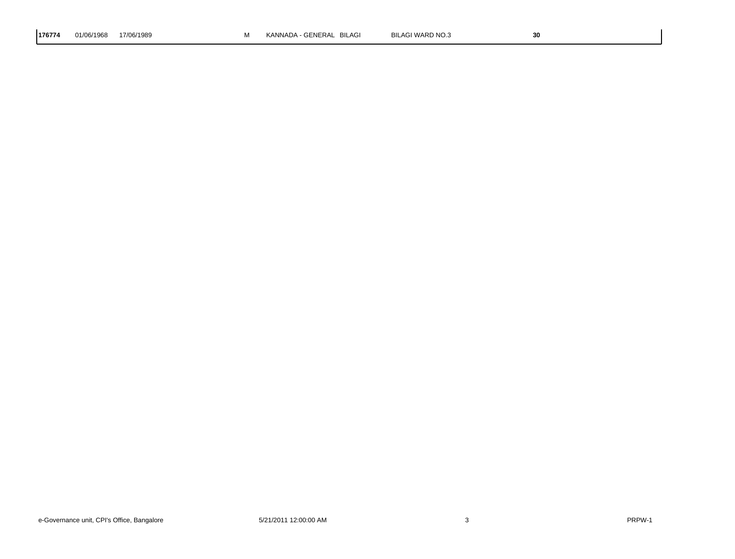| | | | | | | | |
|---|---|---|---|---|---|---|---|
| **176774** | 01/06/1968 | 17/06/1989 | | M | KANNADA - GENERAL BILAGI | BILAGI WARD NO.3 | **30** |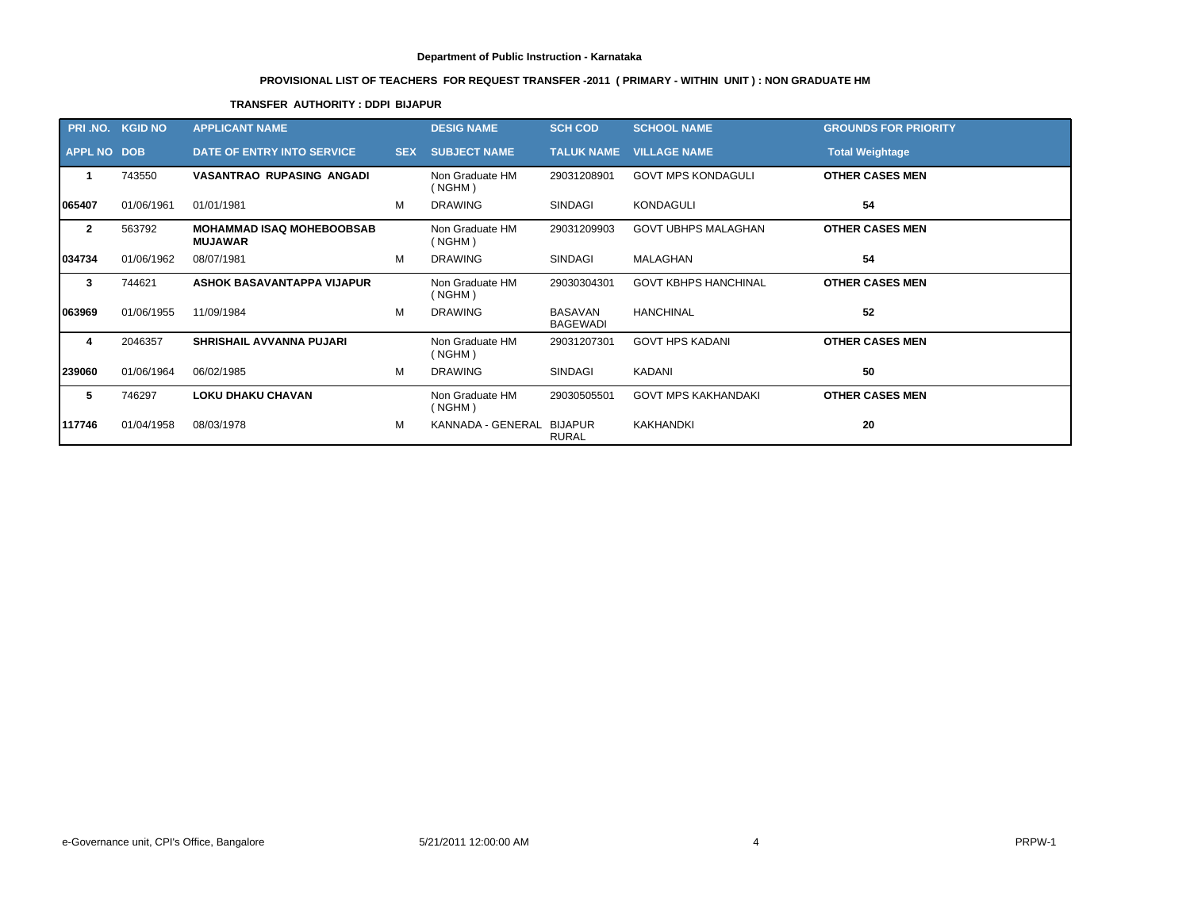**Department of Public Instruction - Karnataka**

**PROVISIONAL LIST OF TEACHERS FOR REQUEST TRANSFER -2011 ( PRIMARY - WITHIN UNIT ) : NON GRADUATE HM**

**TRANSFER AUTHORITY : DDPI BIJAPUR**

| PRI .NO. | KGID NO | APPLICANT NAME | | DESIG NAME | SCH COD | SCHOOL NAME | GROUNDS FOR PRIORITY |
|---|---|---|---|---|---|---|---|
| APPL NO | DOB | DATE OF ENTRY INTO SERVICE | SEX | SUBJECT NAME | TALUK NAME | VILLAGE NAME | Total Weightage |
| 1 | 743550 | VASANTRAO RUPASING ANGADI | | Non Graduate HM ( NGHM ) | 29031208901 | GOVT MPS KONDAGULI | OTHER CASES MEN |
| 065407 | 01/06/1961 | 01/01/1981 | M | DRAWING | SINDAGI | KONDAGULI | 54 |
| 2 | 563792 | MOHAMMAD ISAQ MOHEBOOBSAB MUJAWAR | | Non Graduate HM ( NGHM ) | 29031209903 | GOVT UBHPS MALAGHAN | OTHER CASES MEN |
| 034734 | 01/06/1962 | 08/07/1981 | M | DRAWING | SINDAGI | MALAGHAN | 54 |
| 3 | 744621 | ASHOK BASAVANTAPPA VIJAPUR | | Non Graduate HM ( NGHM ) | 29030304301 | GOVT KBHPS HANCHINAL | OTHER CASES MEN |
| 063969 | 01/06/1955 | 11/09/1984 | M | DRAWING | BASAVAN BAGEWADI | HANCHINAL | 52 |
| 4 | 2046357 | SHRISHAIL AVVANNA PUJARI | | Non Graduate HM ( NGHM ) | 29031207301 | GOVT HPS KADANI | OTHER CASES MEN |
| 239060 | 01/06/1964 | 06/02/1985 | M | DRAWING | SINDAGI | KADANI | 50 |
| 5 | 746297 | LOKU DHAKU CHAVAN | | Non Graduate HM ( NGHM ) | 29030505501 | GOVT MPS KAKHANDAKI | OTHER CASES MEN |
| 117746 | 01/04/1958 | 08/03/1978 | M | KANNADA - GENERAL | BIJAPUR RURAL | KAKHANDKI | 20 |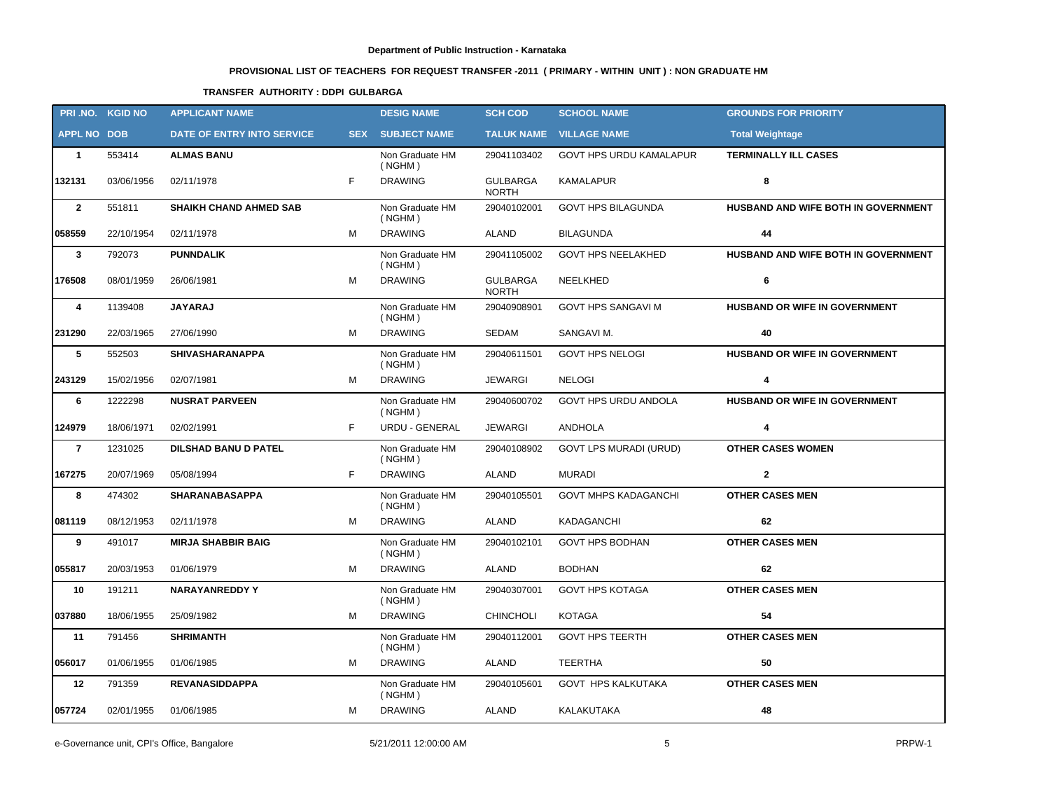**Department of Public Instruction - Karnataka**

**PROVISIONAL LIST OF TEACHERS FOR REQUEST TRANSFER -2011 ( PRIMARY - WITHIN UNIT ) : NON GRADUATE HM**

**TRANSFER AUTHORITY : DDPI GULBARGA**

| PRI .NO. / APPL NO | KGID NO / DOB | APPLICANT NAME / DATE OF ENTRY INTO SERVICE | SEX | DESIG NAME / SUBJECT NAME | SCH COD / TALUK NAME | SCHOOL NAME / VILLAGE NAME | GROUNDS FOR PRIORITY / Total Weightage |
|---|---|---|---|---|---|---|---|
| **1** | 553414 | **ALMAS BANU** | | Non Graduate HM ( NGHM ) | 29041103402 | GOVT HPS URDU KAMALAPUR | **TERMINALLY ILL CASES** |
| **132131** | 03/06/1956 | 02/11/1978 | F | DRAWING | GULBARGA NORTH | KAMALAPUR | **8** |
| **2** | 551811 | **SHAIKH CHAND AHMED SAB** | | Non Graduate HM ( NGHM ) | 29040102001 | GOVT HPS BILAGUNDA | **HUSBAND AND WIFE BOTH IN GOVERNMENT** |
| **058559** | 22/10/1954 | 02/11/1978 | M | DRAWING | ALAND | BILAGUNDA | **44** |
| **3** | 792073 | **PUNNDALIK** | | Non Graduate HM ( NGHM ) | 29041105002 | GOVT HPS NEELAKHED | **HUSBAND AND WIFE BOTH IN GOVERNMENT** |
| **176508** | 08/01/1959 | 26/06/1981 | M | DRAWING | GULBARGA NORTH | NEELKHED | **6** |
| **4** | 1139408 | **JAYARAJ** | | Non Graduate HM ( NGHM ) | 29040908901 | GOVT HPS SANGAVI M | **HUSBAND OR WIFE IN GOVERNMENT** |
| **231290** | 22/03/1965 | 27/06/1990 | M | DRAWING | SEDAM | SANGAVI M. | **40** |
| **5** | 552503 | **SHIVASHARANAPPA** | | Non Graduate HM ( NGHM ) | 29040611501 | GOVT HPS NELOGI | **HUSBAND OR WIFE IN GOVERNMENT** |
| **243129** | 15/02/1956 | 02/07/1981 | M | DRAWING | JEWARGI | NELOGI | **4** |
| **6** | 1222298 | **NUSRAT PARVEEN** | | Non Graduate HM ( NGHM ) | 29040600702 | GOVT HPS URDU ANDOLA | **HUSBAND OR WIFE IN GOVERNMENT** |
| **124979** | 18/06/1971 | 02/02/1991 | F | URDU - GENERAL | JEWARGI | ANDHOLA | **4** |
| **7** | 1231025 | **DILSHAD BANU D PATEL** | | Non Graduate HM ( NGHM ) | 29040108902 | GOVT LPS MURADI (URUD) | **OTHER CASES WOMEN** |
| **167275** | 20/07/1969 | 05/08/1994 | F | DRAWING | ALAND | MURADI | **2** |
| **8** | 474302 | **SHARANABASAPPA** | | Non Graduate HM ( NGHM ) | 29040105501 | GOVT MHPS KADAGANCHI | **OTHER CASES MEN** |
| **081119** | 08/12/1953 | 02/11/1978 | M | DRAWING | ALAND | KADAGANCHI | **62** |
| **9** | 491017 | **MIRJA SHABBIR BAIG** | | Non Graduate HM ( NGHM ) | 29040102101 | GOVT HPS BODHAN | **OTHER CASES MEN** |
| **055817** | 20/03/1953 | 01/06/1979 | M | DRAWING | ALAND | BODHAN | **62** |
| **10** | 191211 | **NARAYANREDDY Y** | | Non Graduate HM ( NGHM ) | 29040307001 | GOVT HPS KOTAGA | **OTHER CASES MEN** |
| **037880** | 18/06/1955 | 25/09/1982 | M | DRAWING | CHINCHOLI | KOTAGA | **54** |
| **11** | 791456 | **SHRIMANTH** | | Non Graduate HM ( NGHM ) | 29040112001 | GOVT HPS TEERTH | **OTHER CASES MEN** |
| **056017** | 01/06/1955 | 01/06/1985 | M | DRAWING | ALAND | TEERTHA | **50** |
| **12** | 791359 | **REVANASIDDAPPA** | | Non Graduate HM ( NGHM ) | 29040105601 | GOVT HPS KALKUTAKA | **OTHER CASES MEN** |
| **057724** | 02/01/1955 | 01/06/1985 | M | DRAWING | ALAND | KALAKUTAKA | **48** |

e-Governance unit, CPI's Office, Bangalore 5/21/2011 12:00:00 AM PRPW-1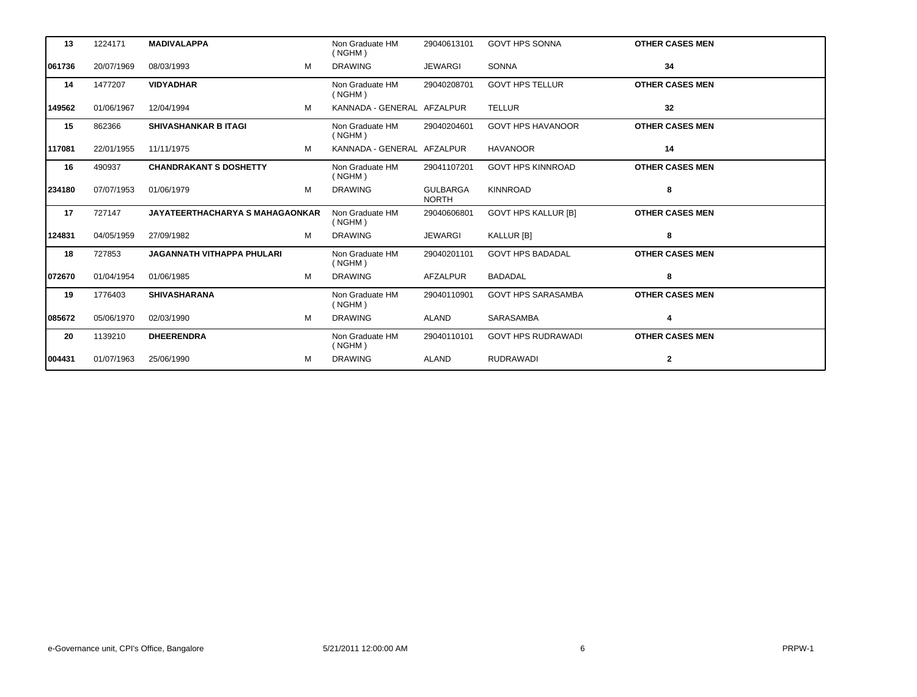| | | | | | | | |
|---|---|---|---|---|---|---|---|
| **13** | 1224171 | **MADIVALAPPA** | | Non Graduate HM ( NGHM ) | 29040613101 | GOVT HPS SONNA | **OTHER CASES MEN** |
| **061736** | 20/07/1969 | 08/03/1993 | M | DRAWING | JEWARGI | SONNA | **34** |
| **14** | 1477207 | **VIDYADHAR** | | Non Graduate HM ( NGHM ) | 29040208701 | GOVT HPS TELLUR | **OTHER CASES MEN** |
| **149562** | 01/06/1967 | 12/04/1994 | M | KANNADA - GENERAL | AFZALPUR | TELLUR | **32** |
| **15** | 862366 | **SHIVASHANKAR B ITAGI** | | Non Graduate HM ( NGHM ) | 29040204601 | GOVT HPS HAVANOOR | **OTHER CASES MEN** |
| **117081** | 22/01/1955 | 11/11/1975 | M | KANNADA - GENERAL | AFZALPUR | HAVANOOR | **14** |
| **16** | 490937 | **CHANDRAKANT S DOSHETTY** | | Non Graduate HM ( NGHM ) | 29041107201 | GOVT HPS KINNROAD | **OTHER CASES MEN** |
| **234180** | 07/07/1953 | 01/06/1979 | M | DRAWING | GULBARGA NORTH | KINNROAD | **8** |
| **17** | 727147 | **JAYATEERTHACHARYA S MAHAGAONKAR** | | Non Graduate HM ( NGHM ) | 29040606801 | GOVT HPS KALLUR [B] | **OTHER CASES MEN** |
| **124831** | 04/05/1959 | 27/09/1982 | M | DRAWING | JEWARGI | KALLUR [B] | **8** |
| **18** | 727853 | **JAGANNATH VITHAPPA PHULARI** | | Non Graduate HM ( NGHM ) | 29040201101 | GOVT HPS BADADAL | **OTHER CASES MEN** |
| **072670** | 01/04/1954 | 01/06/1985 | M | DRAWING | AFZALPUR | BADADAL | **8** |
| **19** | 1776403 | **SHIVASHARANA** | | Non Graduate HM ( NGHM ) | 29040110901 | GOVT HPS SARASAMBA | **OTHER CASES MEN** |
| **085672** | 05/06/1970 | 02/03/1990 | M | DRAWING | ALAND | SARASAMBA | **4** |
| **20** | 1139210 | **DHEERENDRA** | | Non Graduate HM ( NGHM ) | 29040110101 | GOVT HPS RUDRAWADI | **OTHER CASES MEN** |
| **004431** | 01/07/1963 | 25/06/1990 | M | DRAWING | ALAND | RUDRAWADI | **2** |

e-Governance unit, CPI's Office, Bangalore 5/21/2011 12:00:00 AM PRPW-1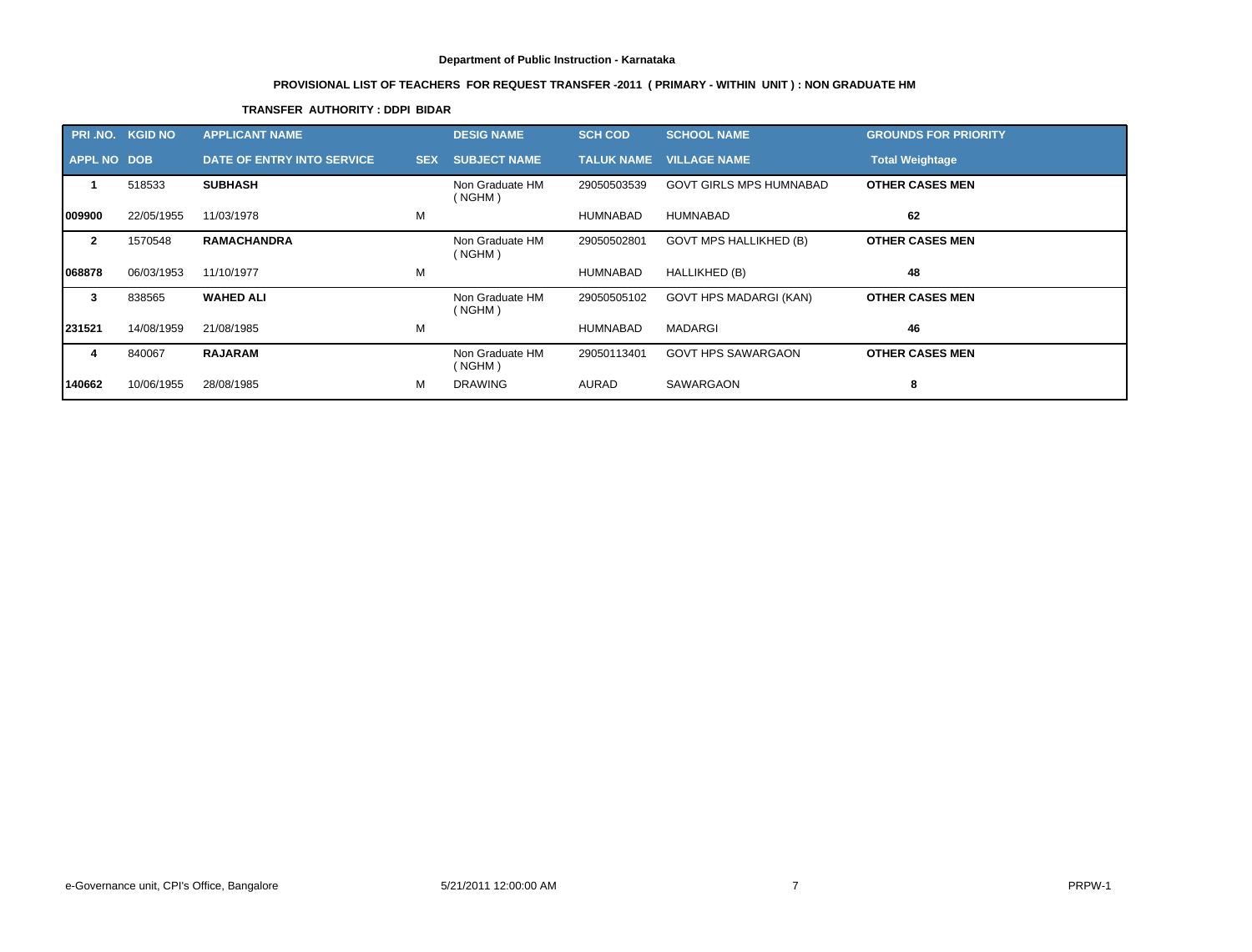**Department of Public Instruction - Karnataka**

**PROVISIONAL LIST OF TEACHERS FOR REQUEST TRANSFER -2011 ( PRIMARY - WITHIN UNIT ) : NON GRADUATE HM**

**TRANSFER AUTHORITY : DDPI BIDAR**

| PRI .NO. | KGID NO | APPLICANT NAME | | DESIG NAME | SCH COD | SCHOOL NAME | GROUNDS FOR PRIORITY |
|---|---|---|---|---|---|---|---|
| APPL NO | DOB | DATE OF ENTRY INTO SERVICE | SEX | SUBJECT NAME | TALUK NAME | VILLAGE NAME | Total Weightage |
| 1 | 518533 | **SUBHASH** | | Non Graduate HM ( NGHM ) | 29050503539 | GOVT GIRLS MPS HUMNABAD | **OTHER CASES MEN** |
| 009900 | 22/05/1955 | 11/03/1978 | M | | HUMNABAD | HUMNABAD | 62 |
| 2 | 1570548 | **RAMACHANDRA** | | Non Graduate HM ( NGHM ) | 29050502801 | GOVT MPS HALLIKHED (B) | **OTHER CASES MEN** |
| 068878 | 06/03/1953 | 11/10/1977 | M | | HUMNABAD | HALLIKHED (B) | 48 |
| 3 | 838565 | **WAHED ALI** | | Non Graduate HM ( NGHM ) | 29050505102 | GOVT HPS MADARGI (KAN) | **OTHER CASES MEN** |
| 231521 | 14/08/1959 | 21/08/1985 | M | | HUMNABAD | MADARGI | 46 |
| 4 | 840067 | **RAJARAM** | | Non Graduate HM ( NGHM ) | 29050113401 | GOVT HPS SAWARGAON | **OTHER CASES MEN** |
| 140662 | 10/06/1955 | 28/08/1985 | M | DRAWING | AURAD | SAWARGAON | 8 |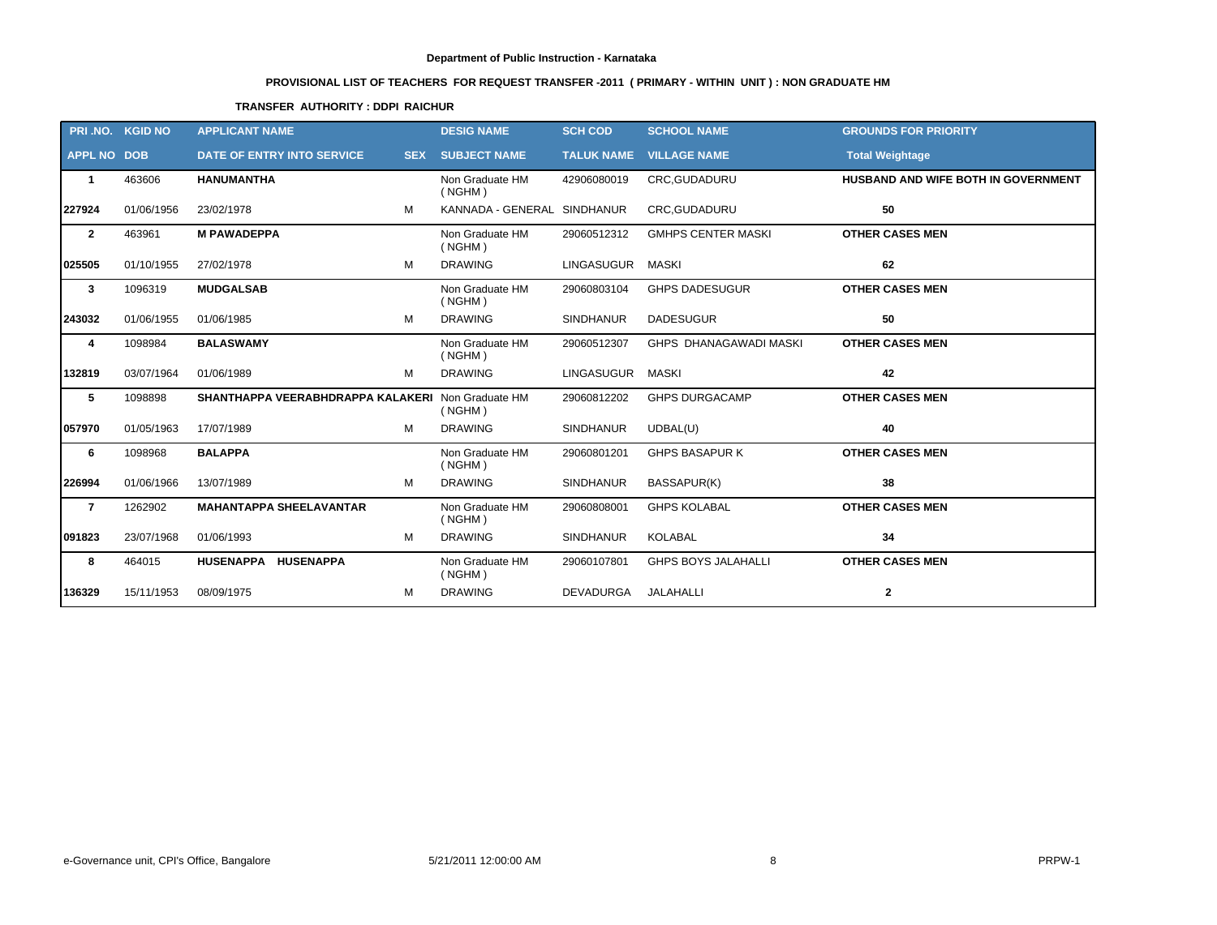**Department of Public Instruction - Karnataka**

**PROVISIONAL LIST OF TEACHERS FOR REQUEST TRANSFER -2011 ( PRIMARY - WITHIN UNIT ) : NON GRADUATE HM**

**TRANSFER AUTHORITY : DDPI RAICHUR**

| PRI .NO. | KGID NO | APPLICANT NAME | | DESIG NAME | SCH COD | SCHOOL NAME | GROUNDS FOR PRIORITY |
|---|---|---|---|---|---|---|---|
| **APPL NO** | **DOB** | **DATE OF ENTRY INTO SERVICE** | **SEX** | **SUBJECT NAME** | **TALUK NAME** | **VILLAGE NAME** | **Total Weightage** |
| **1** | 463606 | **HANUMANTHA** | | Non Graduate HM ( NGHM ) | 42906080019 | CRC,GUDADURU | **HUSBAND AND WIFE BOTH IN GOVERNMENT** |
| **227924** | 01/06/1956 | 23/02/1978 | M | KANNADA - GENERAL | SINDHANUR | CRC,GUDADURU | **50** |
| **2** | 463961 | **M PAWADEPPA** | | Non Graduate HM ( NGHM ) | 29060512312 | GMHPS CENTER MASKI | **OTHER CASES MEN** |
| **025505** | 01/10/1955 | 27/02/1978 | M | DRAWING | LINGASUGUR | MASKI | **62** |
| **3** | 1096319 | **MUDGALSAB** | | Non Graduate HM ( NGHM ) | 29060803104 | GHPS DADESUGUR | **OTHER CASES MEN** |
| **243032** | 01/06/1955 | 01/06/1985 | M | DRAWING | SINDHANUR | DADESUGUR | **50** |
| **4** | 1098984 | **BALASWAMY** | | Non Graduate HM ( NGHM ) | 29060512307 | GHPS DHANAGAWADI MASKI | **OTHER CASES MEN** |
| **132819** | 03/07/1964 | 01/06/1989 | M | DRAWING | LINGASUGUR | MASKI | **42** |
| **5** | 1098898 | **SHANTHAPPA VEERABHDRAPPA KALAKERI** | | Non Graduate HM ( NGHM ) | 29060812202 | GHPS DURGACAMP | **OTHER CASES MEN** |
| **057970** | 01/05/1963 | 17/07/1989 | M | DRAWING | SINDHANUR | UDBAL(U) | **40** |
| **6** | 1098968 | **BALAPPA** | | Non Graduate HM ( NGHM ) | 29060801201 | GHPS BASAPUR K | **OTHER CASES MEN** |
| **226994** | 01/06/1966 | 13/07/1989 | M | DRAWING | SINDHANUR | BASSAPUR(K) | **38** |
| **7** | 1262902 | **MAHANTAPPA SHEELAVANTAR** | | Non Graduate HM ( NGHM ) | 29060808001 | GHPS KOLABAL | **OTHER CASES MEN** |
| **091823** | 23/07/1968 | 01/06/1993 | M | DRAWING | SINDHANUR | KOLABAL | **34** |
| **8** | 464015 | **HUSENAPPA HUSENAPPA** | | Non Graduate HM ( NGHM ) | 29060107801 | GHPS BOYS JALAHALLI | **OTHER CASES MEN** |
| **136329** | 15/11/1953 | 08/09/1975 | M | DRAWING | DEVADURGA | JALAHALLI | **2** |

e-Governance unit, CPI's Office, Bangalore | 5/21/2011 12:00:00 AM | PRPW-1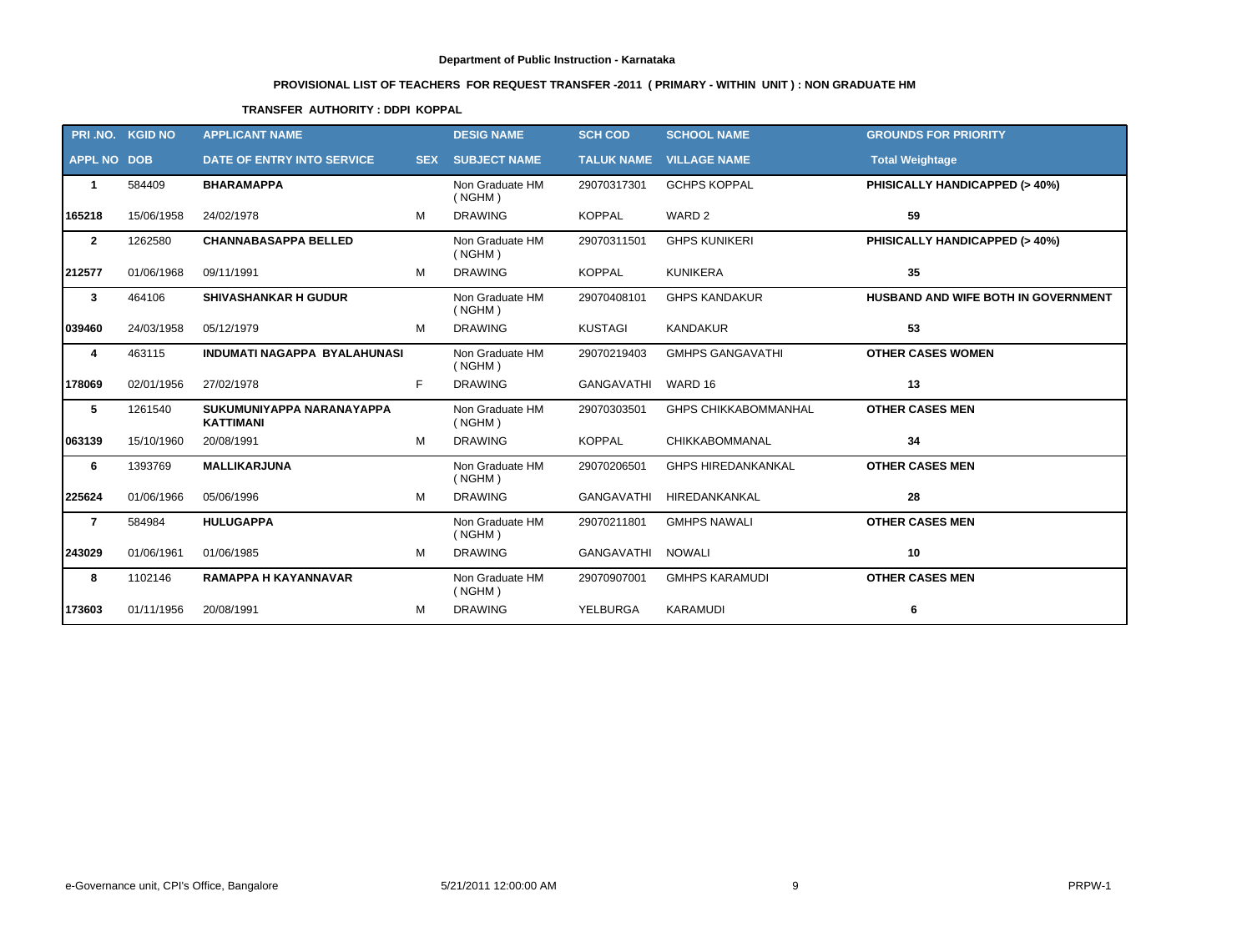Department of Public Instruction - Karnataka

**PROVISIONAL LIST OF TEACHERS FOR REQUEST TRANSFER -2011 ( PRIMARY - WITHIN UNIT ) : NON GRADUATE HM**

**TRANSFER AUTHORITY : DDPI KOPPAL**

| PRI .NO. | KGID NO | APPLICANT NAME | | DESIG NAME | SCH COD | SCHOOL NAME | GROUNDS FOR PRIORITY |
|---|---|---|---|---|---|---|---|
| APPL NO | DOB | DATE OF ENTRY INTO SERVICE | SEX | SUBJECT NAME | TALUK NAME | VILLAGE NAME | Total Weightage |
| 1 | 584409 | **BHARAMAPPA** | | Non Graduate HM ( NGHM ) | 29070317301 | GCHPS KOPPAL | **PHISICALLY HANDICAPPED (> 40%)** |
| 165218 | 15/06/1958 | 24/02/1978 | M | DRAWING | KOPPAL | WARD 2 | 59 |
| 2 | 1262580 | **CHANNABASAPPA BELLED** | | Non Graduate HM ( NGHM ) | 29070311501 | GHPS KUNIKERI | **PHISICALLY HANDICAPPED (> 40%)** |
| 212577 | 01/06/1968 | 09/11/1991 | M | DRAWING | KOPPAL | KUNIKERA | 35 |
| 3 | 464106 | **SHIVASHANKAR H GUDUR** | | Non Graduate HM ( NGHM ) | 29070408101 | GHPS KANDAKUR | **HUSBAND AND WIFE BOTH IN GOVERNMENT** |
| 039460 | 24/03/1958 | 05/12/1979 | M | DRAWING | KUSTAGI | KANDAKUR | 53 |
| 4 | 463115 | **INDUMATI NAGAPPA BYALAHUNASI** | | Non Graduate HM ( NGHM ) | 29070219403 | GMHPS GANGAVATHI | **OTHER CASES WOMEN** |
| 178069 | 02/01/1956 | 27/02/1978 | F | DRAWING | GANGAVATHI | WARD 16 | 13 |
| 5 | 1261540 | **SUKUMUNIYAPPA NARANAYAPPA KATTIMANI** | | Non Graduate HM ( NGHM ) | 29070303501 | GHPS CHIKKABOMMANHAL | **OTHER CASES MEN** |
| 063139 | 15/10/1960 | 20/08/1991 | M | DRAWING | KOPPAL | CHIKKABOMMANAL | 34 |
| 6 | 1393769 | **MALLIKARJUNA** | | Non Graduate HM ( NGHM ) | 29070206501 | GHPS HIREDANKANKAL | **OTHER CASES MEN** |
| 225624 | 01/06/1966 | 05/06/1996 | M | DRAWING | GANGAVATHI | HIREDANKANKAL | 28 |
| 7 | 584984 | **HULUGAPPA** | | Non Graduate HM ( NGHM ) | 29070211801 | GMHPS NAWALI | **OTHER CASES MEN** |
| 243029 | 01/06/1961 | 01/06/1985 | M | DRAWING | GANGAVATHI | NOWALI | 10 |
| 8 | 1102146 | **RAMAPPA H KAYANNAVAR** | | Non Graduate HM ( NGHM ) | 29070907001 | GMHPS KARAMUDI | **OTHER CASES MEN** |
| 173603 | 01/11/1956 | 20/08/1991 | M | DRAWING | YELBURGA | KARAMUDI | 6 |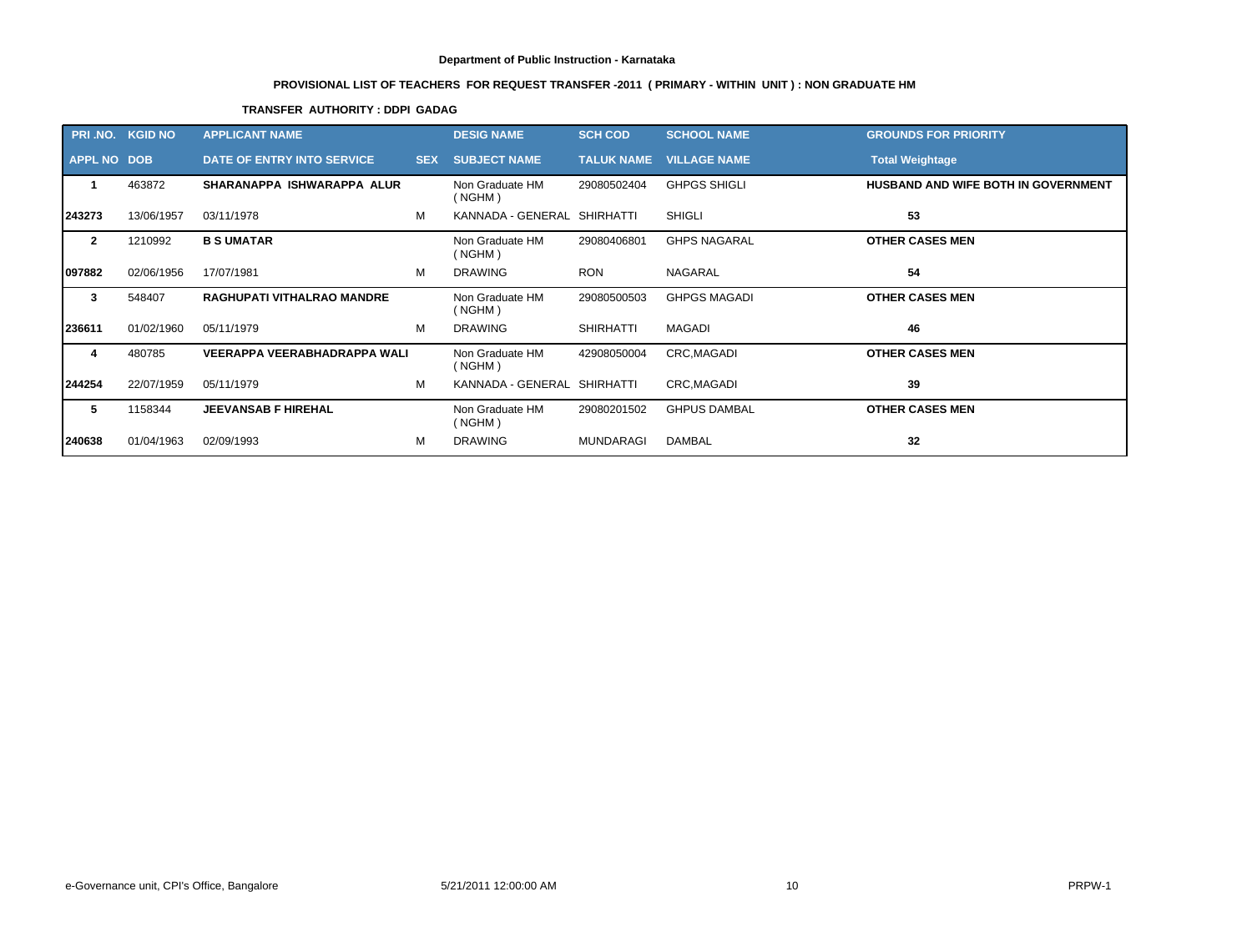**Department of Public Instruction - Karnataka**

**PROVISIONAL LIST OF TEACHERS FOR REQUEST TRANSFER -2011 ( PRIMARY - WITHIN UNIT ) : NON GRADUATE HM**

**TRANSFER AUTHORITY : DDPI GADAG**

| PRI .NO. | KGID NO | APPLICANT NAME | | DESIG NAME | SCH COD | SCHOOL NAME | GROUNDS FOR PRIORITY |
|---|---|---|---|---|---|---|---|
| APPL NO | DOB | DATE OF ENTRY INTO SERVICE | SEX | SUBJECT NAME | TALUK NAME | VILLAGE NAME | Total Weightage |
| 1 | 463872 | SHARANAPPA ISHWARAPPA ALUR | | Non Graduate HM ( NGHM ) | 29080502404 | GHPGS SHIGLI | HUSBAND AND WIFE BOTH IN GOVERNMENT |
| 243273 | 13/06/1957 | 03/11/1978 | M | KANNADA - GENERAL | SHIRHATTI | SHIGLI | 53 |
| 2 | 1210992 | B S UMATAR | | Non Graduate HM ( NGHM ) | 29080406801 | GHPS NAGARAL | OTHER CASES MEN |
| 097882 | 02/06/1956 | 17/07/1981 | M | DRAWING | RON | NAGARAL | 54 |
| 3 | 548407 | RAGHUPATI VITHALRAO MANDRE | | Non Graduate HM ( NGHM ) | 29080500503 | GHPGS MAGADI | OTHER CASES MEN |
| 236611 | 01/02/1960 | 05/11/1979 | M | DRAWING | SHIRHATTI | MAGADI | 46 |
| 4 | 480785 | VEERAPPA VEERABHADRAPPA WALI | | Non Graduate HM ( NGHM ) | 42908050004 | CRC,MAGADI | OTHER CASES MEN |
| 244254 | 22/07/1959 | 05/11/1979 | M | KANNADA - GENERAL | SHIRHATTI | CRC,MAGADI | 39 |
| 5 | 1158344 | JEEVANSAB F HIREHAL | | Non Graduate HM ( NGHM ) | 29080201502 | GHPUS DAMBAL | OTHER CASES MEN |
| 240638 | 01/04/1963 | 02/09/1993 | M | DRAWING | MUNDARAGI | DAMBAL | 32 |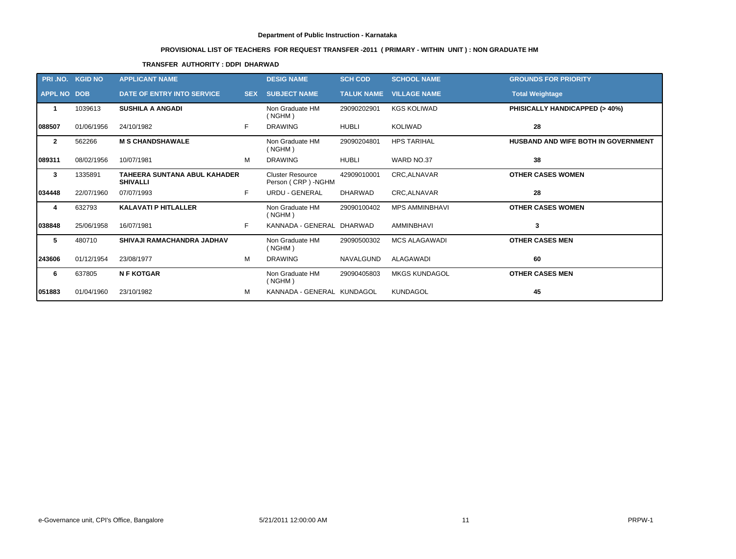Department of Public Instruction - Karnataka

PROVISIONAL LIST OF TEACHERS FOR REQUEST TRANSFER -2011 ( PRIMARY - WITHIN UNIT ) : NON GRADUATE HM

TRANSFER AUTHORITY : DDPI DHARWAD

| PRI .NO. | KGID NO | APPLICANT NAME | | DESIG NAME | SCH COD | SCHOOL NAME | GROUNDS FOR PRIORITY |
|---|---|---|---|---|---|---|---|
| **APPL NO** | **DOB** | **DATE OF ENTRY INTO SERVICE** | **SEX** | **SUBJECT NAME** | **TALUK NAME** | **VILLAGE NAME** | **Total Weightage** |
| **1** | 1039613 | **SUSHILA A ANGADI** | | Non Graduate HM ( NGHM ) | 29090202901 | KGS KOLIWAD | **PHISICALLY HANDICAPPED (> 40%)** |
| **088507** | 01/06/1956 | 24/10/1982 | F | DRAWING | HUBLI | KOLIWAD | **28** |
| **2** | 562266 | **M S CHANDSHAWALE** | | Non Graduate HM ( NGHM ) | 29090204801 | HPS TARIHAL | **HUSBAND AND WIFE BOTH IN GOVERNMENT** |
| **089311** | 08/02/1956 | 10/07/1981 | M | DRAWING | HUBLI | WARD NO.37 | **38** |
| **3** | 1335891 | **TAHEERA SUNTANA ABUL KAHADER SHIVALLI** | | Cluster Resource Person ( CRP ) -NGHM | 42909010001 | CRC,ALNAVAR | **OTHER CASES WOMEN** |
| **034448** | 22/07/1960 | 07/07/1993 | F | URDU - GENERAL | DHARWAD | CRC,ALNAVAR | **28** |
| **4** | 632793 | **KALAVATI P HITLALLER** | | Non Graduate HM ( NGHM ) | 29090100402 | MPS AMMINBHAVI | **OTHER CASES WOMEN** |
| **038848** | 25/06/1958 | 16/07/1981 | F | KANNADA - GENERAL | DHARWAD | AMMINBHAVI | **3** |
| **5** | 480710 | **SHIVAJI RAMACHANDRA JADHAV** | | Non Graduate HM ( NGHM ) | 29090500302 | MCS ALAGAWADI | **OTHER CASES MEN** |
| **243606** | 01/12/1954 | 23/08/1977 | M | DRAWING | NAVALGUND | ALAGAWADI | **60** |
| **6** | 637805 | **N F KOTGAR** | | Non Graduate HM ( NGHM ) | 29090405803 | MKGS KUNDAGOL | **OTHER CASES MEN** |
| **051883** | 01/04/1960 | 23/10/1982 | M | KANNADA - GENERAL | KUNDAGOL | KUNDAGOL | **45** |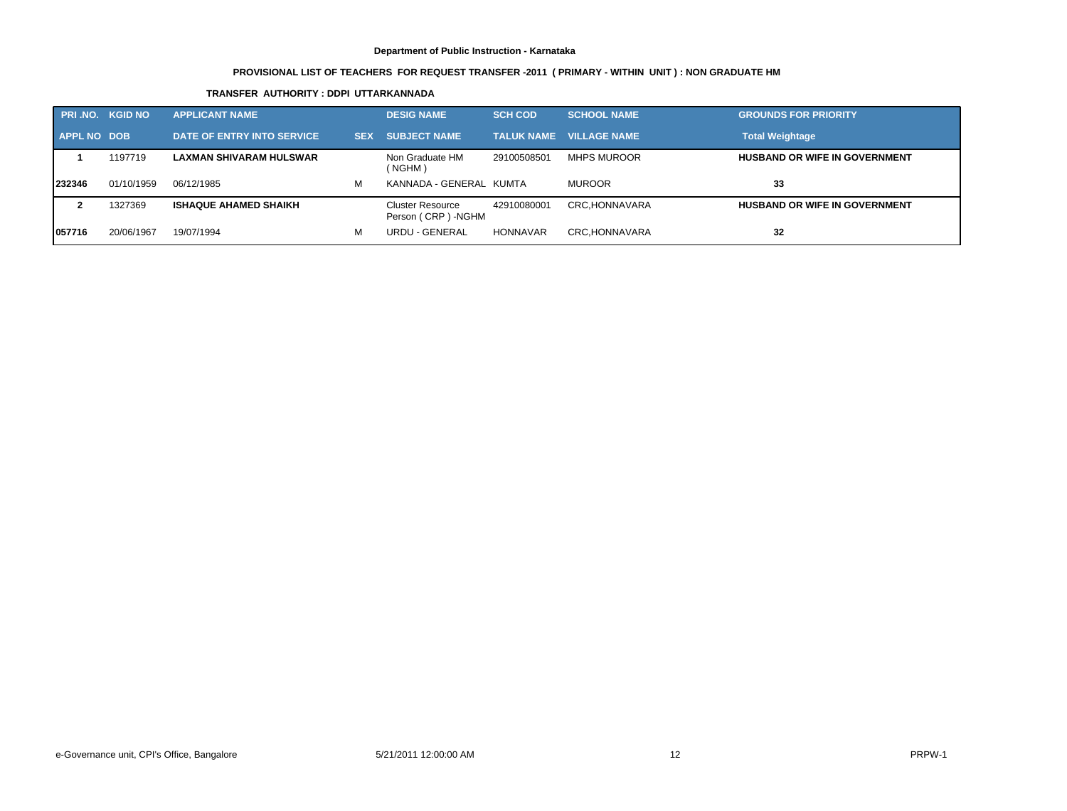**Department of Public Instruction - Karnataka**

**PROVISIONAL LIST OF TEACHERS FOR REQUEST TRANSFER -2011 ( PRIMARY - WITHIN UNIT ) : NON GRADUATE HM**

**TRANSFER AUTHORITY : DDPI UTTARKANNADA**

| PRI .NO. | KGID NO | APPLICANT NAME | | DESIG NAME | SCH COD | SCHOOL NAME | GROUNDS FOR PRIORITY |
|---|---|---|---|---|---|---|---|
| APPL NO | DOB | DATE OF ENTRY INTO SERVICE | SEX | SUBJECT NAME | TALUK NAME | VILLAGE NAME | Total Weightage |
| 1 | 1197719 | LAXMAN SHIVARAM HULSWAR | | Non Graduate HM ( NGHM ) | 29100508501 | MHPS MUROOR | HUSBAND OR WIFE IN GOVERNMENT |
| 232346 | 01/10/1959 | 06/12/1985 | M | KANNADA - GENERAL | KUMTA | MUROOR | 33 |
| 2 | 1327369 | ISHAQUE AHAMED SHAIKH | | Cluster Resource Person ( CRP ) -NGHM | 42910080001 | CRC,HONNAVARA | HUSBAND OR WIFE IN GOVERNMENT |
| 057716 | 20/06/1967 | 19/07/1994 | M | URDU - GENERAL | HONNAVAR | CRC,HONNAVARA | 32 |

e-Governance unit, CPI's Office, Bangalore    5/21/2011 12:00:00 AM    PRPW-1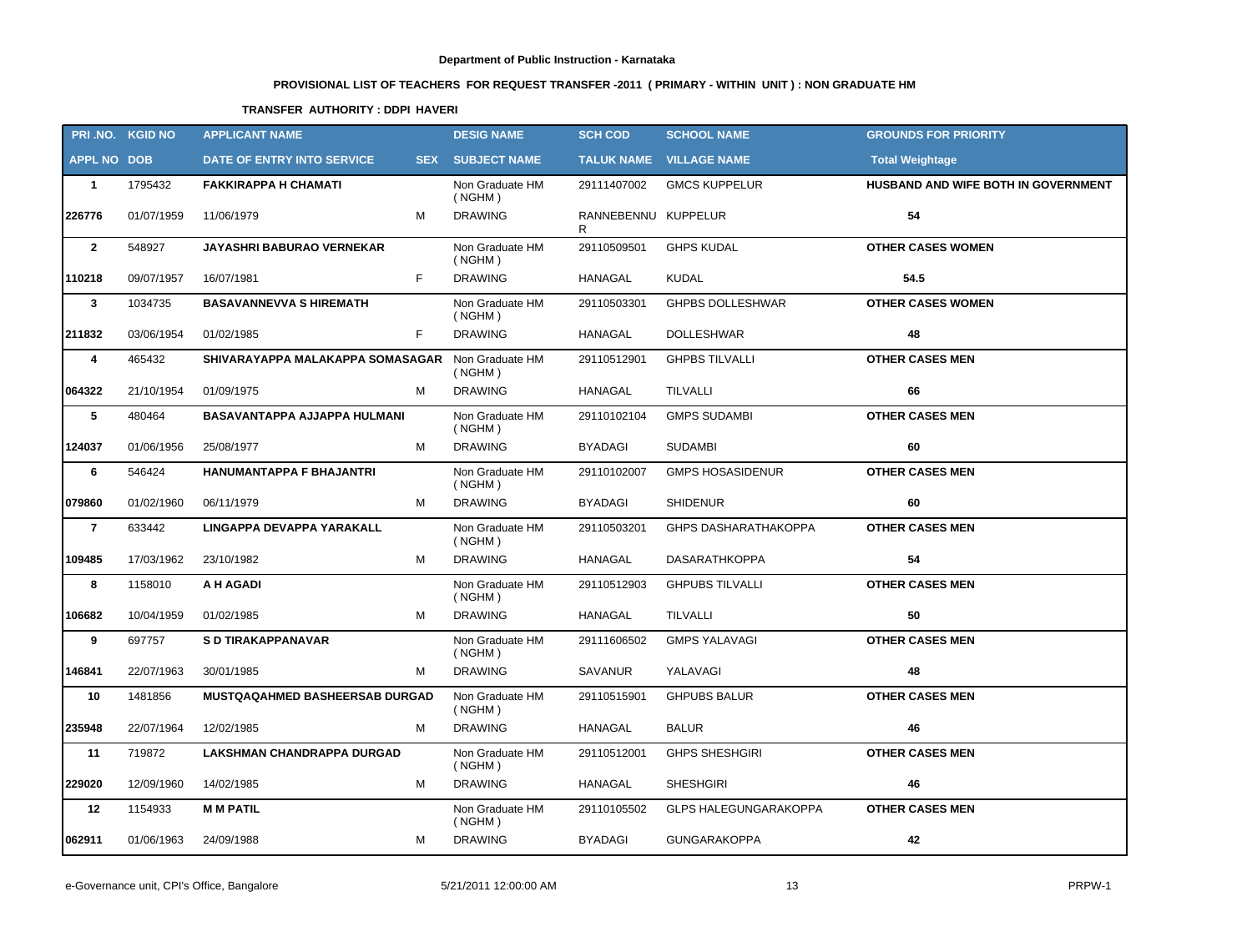**Department of Public Instruction - Karnataka**

**PROVISIONAL LIST OF TEACHERS FOR REQUEST TRANSFER -2011 ( PRIMARY - WITHIN UNIT ) : NON GRADUATE HM**

**TRANSFER AUTHORITY : DDPI HAVERI**

| PRI .NO. | KGID NO | APPLICANT NAME | | DESIG NAME | SCH COD | SCHOOL NAME | GROUNDS FOR PRIORITY |
|---|---|---|---|---|---|---|---|
| APPL NO | DOB | DATE OF ENTRY INTO SERVICE | SEX | SUBJECT NAME | TALUK NAME | VILLAGE NAME | Total Weightage |
| **1** | 1795432 | **FAKKIRAPPA H CHAMATI** | | Non Graduate HM ( NGHM ) | 29111407002 | GMCS KUPPELUR | **HUSBAND AND WIFE BOTH IN GOVERNMENT** |
| **226776** | 01/07/1959 | 11/06/1979 | M | DRAWING | RANNEBENNUR | KUPPELUR | **54** |
| **2** | 548927 | **JAYASHRI BABURAO VERNEKAR** | | Non Graduate HM ( NGHM ) | 29110509501 | GHPS KUDAL | **OTHER CASES WOMEN** |
| **110218** | 09/07/1957 | 16/07/1981 | F | DRAWING | HANAGAL | KUDAL | **54.5** |
| **3** | 1034735 | **BASAVANNEVVA S HIREMATH** | | Non Graduate HM ( NGHM ) | 29110503301 | GHPBS DOLLESHWAR | **OTHER CASES WOMEN** |
| **211832** | 03/06/1954 | 01/02/1985 | F | DRAWING | HANAGAL | DOLLESHWAR | **48** |
| **4** | 465432 | **SHIVARAYAPPA MALAKAPPA SOMASAGAR** | | Non Graduate HM ( NGHM ) | 29110512901 | GHPBS TILVALLI | **OTHER CASES MEN** |
| **064322** | 21/10/1954 | 01/09/1975 | M | DRAWING | HANAGAL | TILVALLI | **66** |
| **5** | 480464 | **BASAVANTAPPA AJJAPPA HULMANI** | | Non Graduate HM ( NGHM ) | 29110102104 | GMPS SUDAMBI | **OTHER CASES MEN** |
| **124037** | 01/06/1956 | 25/08/1977 | M | DRAWING | BYADAGI | SUDAMBI | **60** |
| **6** | 546424 | **HANUMANTAPPA F BHAJANTRI** | | Non Graduate HM ( NGHM ) | 29110102007 | GMPS HOSASIDENUR | **OTHER CASES MEN** |
| **079860** | 01/02/1960 | 06/11/1979 | M | DRAWING | BYADAGI | SHIDENUR | **60** |
| **7** | 633442 | **LINGAPPA DEVAPPA YARAKALL** | | Non Graduate HM ( NGHM ) | 29110503201 | GHPS DASHARATHAKOPPA | **OTHER CASES MEN** |
| **109485** | 17/03/1962 | 23/10/1982 | M | DRAWING | HANAGAL | DASARATHKOPPA | **54** |
| **8** | 1158010 | **A H AGADI** | | Non Graduate HM ( NGHM ) | 29110512903 | GHPUBS TILVALLI | **OTHER CASES MEN** |
| **106682** | 10/04/1959 | 01/02/1985 | M | DRAWING | HANAGAL | TILVALLI | **50** |
| **9** | 697757 | **S D TIRAKAPPANAVAR** | | Non Graduate HM ( NGHM ) | 29111606502 | GMPS YALAVAGI | **OTHER CASES MEN** |
| **146841** | 22/07/1963 | 30/01/1985 | M | DRAWING | SAVANUR | YALAVAGI | **48** |
| **10** | 1481856 | **MUSTQAQAHMED BASHEERSAB DURGAD** | | Non Graduate HM ( NGHM ) | 29110515901 | GHPUBS BALUR | **OTHER CASES MEN** |
| **235948** | 22/07/1964 | 12/02/1985 | M | DRAWING | HANAGAL | BALUR | **46** |
| **11** | 719872 | **LAKSHMAN CHANDRAPPA DURGAD** | | Non Graduate HM ( NGHM ) | 29110512001 | GHPS SHESHGIRI | **OTHER CASES MEN** |
| **229020** | 12/09/1960 | 14/02/1985 | M | DRAWING | HANAGAL | SHESHGIRI | **46** |
| **12** | 1154933 | **M M PATIL** | | Non Graduate HM ( NGHM ) | 29110105502 | GLPS HALEGUNGARAKOPPA | **OTHER CASES MEN** |
| **062911** | 01/06/1963 | 24/09/1988 | M | DRAWING | BYADAGI | GUNGARAKOPPA | **42** |

e-Governance unit, CPI's Office, Bangalore 5/21/2011 12:00:00 AM PRPW-1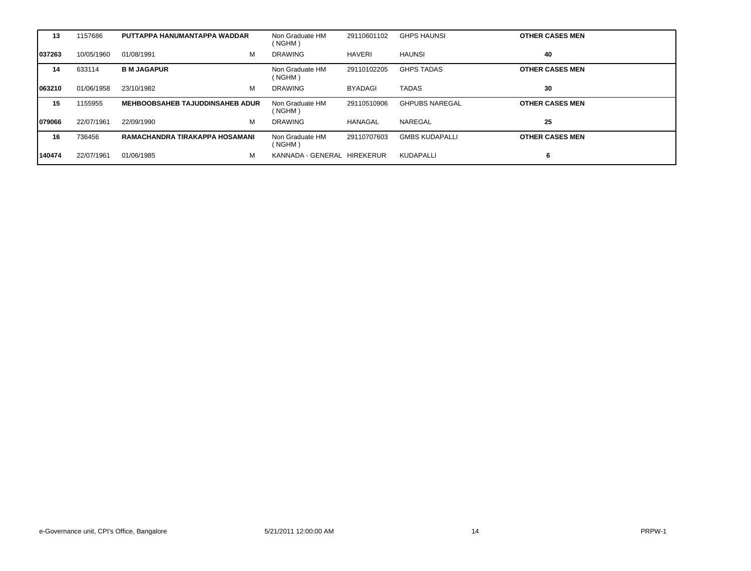| | | | | | | | |
|---|---|---|---|---|---|---|---|
| **13** | 1157686 | **PUTTAPPA HANUMANTAPPA WADDAR** | | Non Graduate HM ( NGHM ) | 29110601102 | GHPS HAUNSI | **OTHER CASES MEN** |
| **037263** | 10/05/1960 | 01/08/1991 | M | DRAWING | HAVERI | HAUNSI | **40** |
| **14** | 633114 | **B M JAGAPUR** | | Non Graduate HM ( NGHM ) | 29110102205 | GHPS TADAS | **OTHER CASES MEN** |
| **063210** | 01/06/1958 | 23/10/1982 | M | DRAWING | BYADAGI | TADAS | **30** |
| **15** | 1155955 | **MEHBOOBSAHEB TAJUDDINSAHEB ADUR** | | Non Graduate HM ( NGHM ) | 29110510906 | GHPUBS NAREGAL | **OTHER CASES MEN** |
| **079066** | 22/07/1961 | 22/09/1990 | M | DRAWING | HANAGAL | NAREGAL | **25** |
| **16** | 736456 | **RAMACHANDRA TIRAKAPPA HOSAMANI** | | Non Graduate HM ( NGHM ) | 29110707603 | GMBS KUDAPALLI | **OTHER CASES MEN** |
| **140474** | 22/07/1961 | 01/06/1985 | M | KANNADA - GENERAL | HIREKERUR | KUDAPALLI | **6** |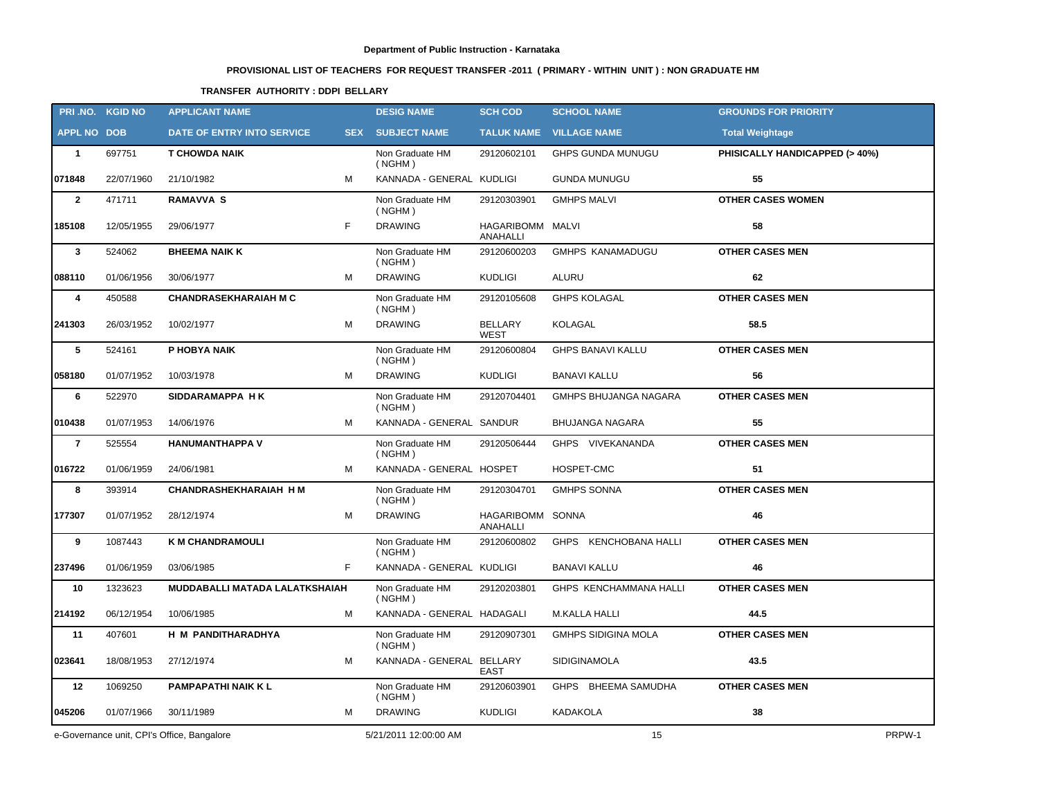**Department of Public Instruction - Karnataka**

**PROVISIONAL LIST OF TEACHERS FOR REQUEST TRANSFER -2011 ( PRIMARY - WITHIN UNIT ) : NON GRADUATE HM**

**TRANSFER AUTHORITY : DDPI BELLARY**

| PRI .NO. | KGID NO | APPLICANT NAME | | DESIG NAME | SCH COD | SCHOOL NAME | GROUNDS FOR PRIORITY |
|---|---|---|---|---|---|---|---|
| APPL NO | DOB | DATE OF ENTRY INTO SERVICE | SEX | SUBJECT NAME | TALUK NAME | VILLAGE NAME | Total Weightage |
| 1 | 697751 | T CHOWDA NAIK | | Non Graduate HM ( NGHM ) | 29120602101 | GHPS GUNDA MUNUGU | PHISICALLY HANDICAPPED (> 40%) |
| 071848 | 22/07/1960 | 21/10/1982 | M | KANNADA - GENERAL | KUDLIGI | GUNDA MUNUGU | 55 |
| 2 | 471711 | RAMAVVA S | | Non Graduate HM ( NGHM ) | 29120303901 | GMHPS MALVI | OTHER CASES WOMEN |
| 185108 | 12/05/1955 | 29/06/1977 | F | DRAWING | HAGARIBOMM ANAHALLI | MALVI | 58 |
| 3 | 524062 | BHEEMA NAIK K | | Non Graduate HM ( NGHM ) | 29120600203 | GMHPS KANAMADUGU | OTHER CASES MEN |
| 088110 | 01/06/1956 | 30/06/1977 | M | DRAWING | KUDLIGI | ALURU | 62 |
| 4 | 450588 | CHANDRASEKHARAIAH M C | | Non Graduate HM ( NGHM ) | 29120105608 | GHPS KOLAGAL | OTHER CASES MEN |
| 241303 | 26/03/1952 | 10/02/1977 | M | DRAWING | BELLARY WEST | KOLAGAL | 58.5 |
| 5 | 524161 | P HOBYA NAIK | | Non Graduate HM ( NGHM ) | 29120600804 | GHPS BANAVI KALLU | OTHER CASES MEN |
| 058180 | 01/07/1952 | 10/03/1978 | M | DRAWING | KUDLIGI | BANAVI KALLU | 56 |
| 6 | 522970 | SIDDARAMAPPA H K | | Non Graduate HM ( NGHM ) | 29120704401 | GMHPS BHUJANGA NAGARA | OTHER CASES MEN |
| 010438 | 01/07/1953 | 14/06/1976 | M | KANNADA - GENERAL | SANDUR | BHUJANGA NAGARA | 55 |
| 7 | 525554 | HANUMANTHAPPA V | | Non Graduate HM ( NGHM ) | 29120506444 | GHPS VIVEKANANDA | OTHER CASES MEN |
| 016722 | 01/06/1959 | 24/06/1981 | M | KANNADA - GENERAL | HOSPET | HOSPET-CMC | 51 |
| 8 | 393914 | CHANDRASHEKHARAIAH H M | | Non Graduate HM ( NGHM ) | 29120304701 | GMHPS SONNA | OTHER CASES MEN |
| 177307 | 01/07/1952 | 28/12/1974 | M | DRAWING | HAGARIBOMM ANAHALLI | SONNA | 46 |
| 9 | 1087443 | K M CHANDRAMOULI | | Non Graduate HM ( NGHM ) | 29120600802 | GHPS KENCHOBANA HALLI | OTHER CASES MEN |
| 237496 | 01/06/1959 | 03/06/1985 | F | KANNADA - GENERAL | KUDLIGI | BANAVI KALLU | 46 |
| 10 | 1323623 | MUDDABALLI MATADA LALATKSHAIAH | | Non Graduate HM ( NGHM ) | 29120203801 | GHPS KENCHAMMANA HALLI | OTHER CASES MEN |
| 214192 | 06/12/1954 | 10/06/1985 | M | KANNADA - GENERAL | HADAGALI | M.KALLA HALLI | 44.5 |
| 11 | 407601 | H M PANDITHARADHYA | | Non Graduate HM ( NGHM ) | 29120907301 | GMHPS SIDIGINA MOLA | OTHER CASES MEN |
| 023641 | 18/08/1953 | 27/12/1974 | M | KANNADA - GENERAL | BELLARY EAST | SIDIGINAMOLA | 43.5 |
| 12 | 1069250 | PAMPAPATHI NAIK K L | | Non Graduate HM ( NGHM ) | 29120603901 | GHPS BHEEMA SAMUDHA | OTHER CASES MEN |
| 045206 | 01/07/1966 | 30/11/1989 | M | DRAWING | KUDLIGI | KADAKOLA | 38 |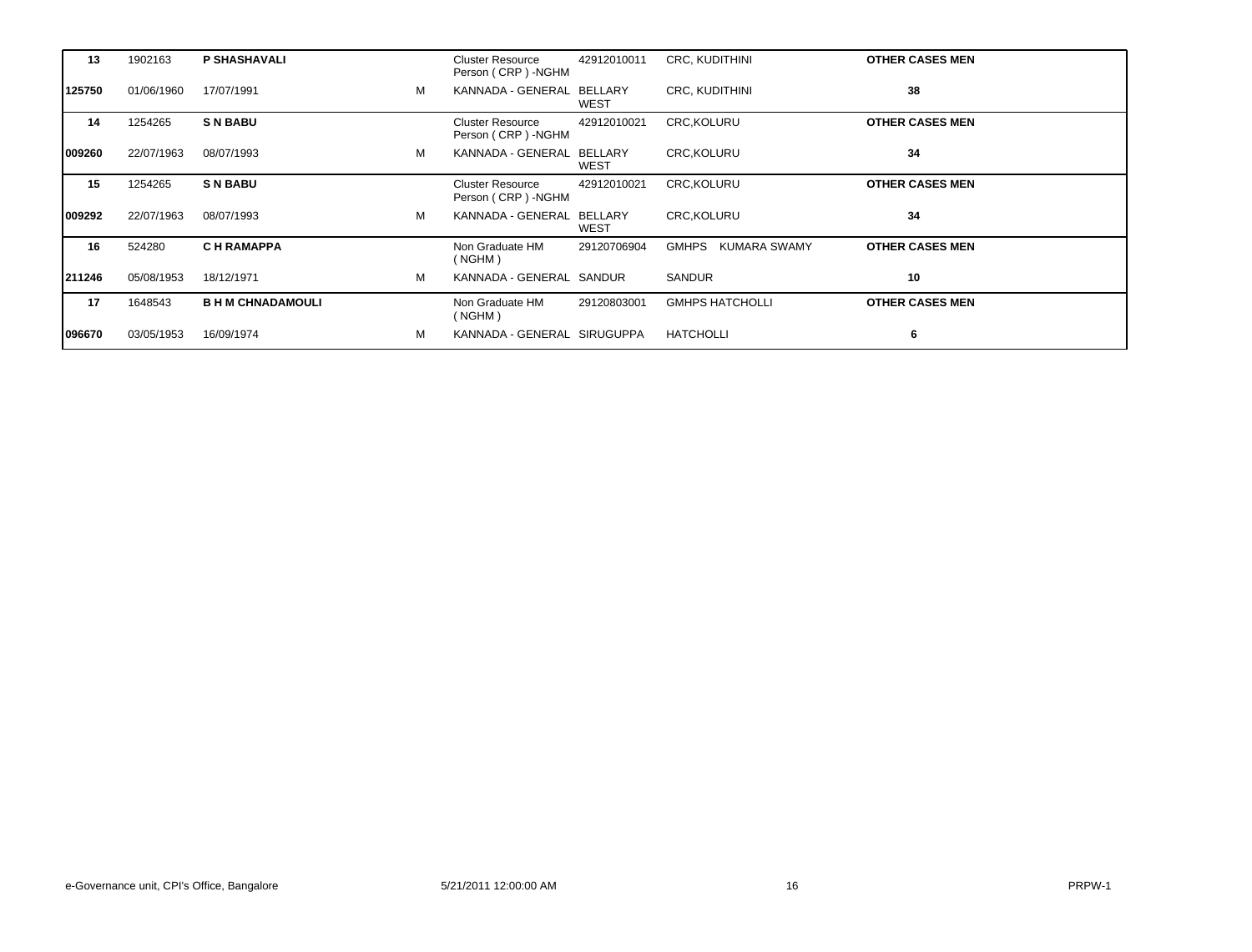| | | | | | | | |
|---|---|---|---|---|---|---|---|
| **13** | 1902163 | **P SHASHAVALI** | | Cluster Resource Person ( CRP ) -NGHM | 42912010011 | CRC, KUDITHINI | **OTHER CASES MEN** |
| **125750** | 01/06/1960 | 17/07/1991 | M | KANNADA - GENERAL | BELLARY WEST | CRC, KUDITHINI | **38** |
| **14** | 1254265 | **S N BABU** | | Cluster Resource Person ( CRP ) -NGHM | 42912010021 | CRC,KOLURU | **OTHER CASES MEN** |
| **009260** | 22/07/1963 | 08/07/1993 | M | KANNADA - GENERAL | BELLARY WEST | CRC,KOLURU | **34** |
| **15** | 1254265 | **S N BABU** | | Cluster Resource Person ( CRP ) -NGHM | 42912010021 | CRC,KOLURU | **OTHER CASES MEN** |
| **009292** | 22/07/1963 | 08/07/1993 | M | KANNADA - GENERAL | BELLARY WEST | CRC,KOLURU | **34** |
| **16** | 524280 | **C H RAMAPPA** | | Non Graduate HM ( NGHM ) | 29120706904 | GMHPS KUMARA SWAMY | **OTHER CASES MEN** |
| **211246** | 05/08/1953 | 18/12/1971 | M | KANNADA - GENERAL | SANDUR | SANDUR | **10** |
| **17** | 1648543 | **B H M CHNADAMOULI** | | Non Graduate HM ( NGHM ) | 29120803001 | GMHPS HATCHOLLI | **OTHER CASES MEN** |
| **096670** | 03/05/1953 | 16/09/1974 | M | KANNADA - GENERAL | SIRUGUPPA | HATCHOLLI | **6** |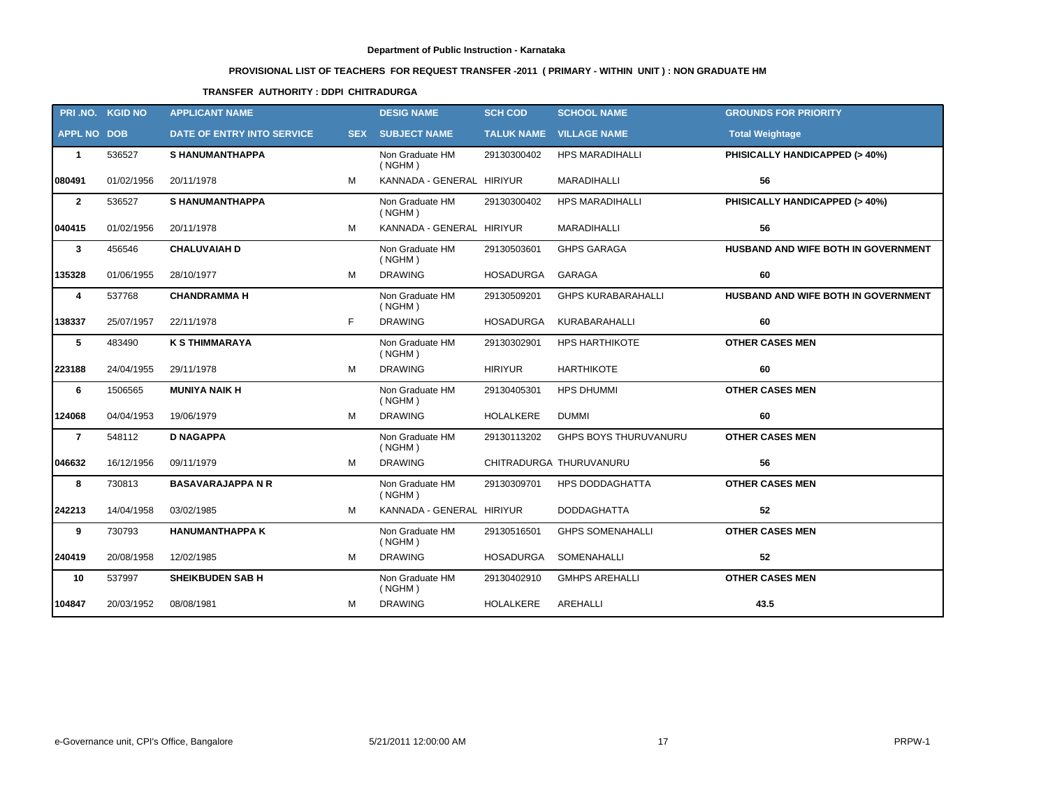**Department of Public Instruction - Karnataka**

**PROVISIONAL LIST OF TEACHERS FOR REQUEST TRANSFER -2011 ( PRIMARY - WITHIN UNIT ) : NON GRADUATE HM**

**TRANSFER AUTHORITY : DDPI CHITRADURGA**

| PRI .NO. | KGID NO | APPLICANT NAME | | DESIG NAME | SCH COD | SCHOOL NAME | GROUNDS FOR PRIORITY |
|---|---|---|---|---|---|---|---|
| **APPL NO** | **DOB** | **DATE OF ENTRY INTO SERVICE** | **SEX** | **SUBJECT NAME** | **TALUK NAME** | **VILLAGE NAME** | **Total Weightage** |
| **1** | 536527 | **S HANUMANTHAPPA** | | Non Graduate HM ( NGHM ) | 29130300402 | HPS MARADIHALLI | **PHISICALLY HANDICAPPED (> 40%)** |
| **080491** | 01/02/1956 | 20/11/1978 | M | KANNADA - GENERAL | HIRIYUR | MARADIHALLI | **56** |
| **2** | 536527 | **S HANUMANTHAPPA** | | Non Graduate HM ( NGHM ) | 29130300402 | HPS MARADIHALLI | **PHISICALLY HANDICAPPED (> 40%)** |
| **040415** | 01/02/1956 | 20/11/1978 | M | KANNADA - GENERAL | HIRIYUR | MARADIHALLI | **56** |
| **3** | 456546 | **CHALUVAIAH D** | | Non Graduate HM ( NGHM ) | 29130503601 | GHPS GARAGA | **HUSBAND AND WIFE BOTH IN GOVERNMENT** |
| **135328** | 01/06/1955 | 28/10/1977 | M | DRAWING | HOSADURGA | GARAGA | **60** |
| **4** | 537768 | **CHANDRAMMA H** | | Non Graduate HM ( NGHM ) | 29130509201 | GHPS KURABARAHALLI | **HUSBAND AND WIFE BOTH IN GOVERNMENT** |
| **138337** | 25/07/1957 | 22/11/1978 | F | DRAWING | HOSADURGA | KURABARAHALLI | **60** |
| **5** | 483490 | **K S THIMMARAYA** | | Non Graduate HM ( NGHM ) | 29130302901 | HPS HARTHIKOTE | **OTHER CASES MEN** |
| **223188** | 24/04/1955 | 29/11/1978 | M | DRAWING | HIRIYUR | HARTHIKOTE | **60** |
| **6** | 1506565 | **MUNIYA NAIK H** | | Non Graduate HM ( NGHM ) | 29130405301 | HPS DHUMMI | **OTHER CASES MEN** |
| **124068** | 04/04/1953 | 19/06/1979 | M | DRAWING | HOLALKERE | DUMMI | **60** |
| **7** | 548112 | **D NAGAPPA** | | Non Graduate HM ( NGHM ) | 29130113202 | GHPS BOYS THURUVANURU | **OTHER CASES MEN** |
| **046632** | 16/12/1956 | 09/11/1979 | M | DRAWING | CHITRADURGA | THURUVANURU | **56** |
| **8** | 730813 | **BASAVARAJAPPA N R** | | Non Graduate HM ( NGHM ) | 29130309701 | HPS DODDAGHATTA | **OTHER CASES MEN** |
| **242213** | 14/04/1958 | 03/02/1985 | M | KANNADA - GENERAL | HIRIYUR | DODDAGHATTA | **52** |
| **9** | 730793 | **HANUMANTHAPPA K** | | Non Graduate HM ( NGHM ) | 29130516501 | GHPS SOMENAHALLI | **OTHER CASES MEN** |
| **240419** | 20/08/1958 | 12/02/1985 | M | DRAWING | HOSADURGA | SOMENAHALLI | **52** |
| **10** | 537997 | **SHEIKBUDEN SAB H** | | Non Graduate HM ( NGHM ) | 29130402910 | GMHPS AREHALLI | **OTHER CASES MEN** |
| **104847** | 20/03/1952 | 08/08/1981 | M | DRAWING | HOLALKERE | AREHALLI | **43.5** |

e-Governance unit, CPI's Office, Bangalore    5/21/2011 12:00:00 AM    PRPW-1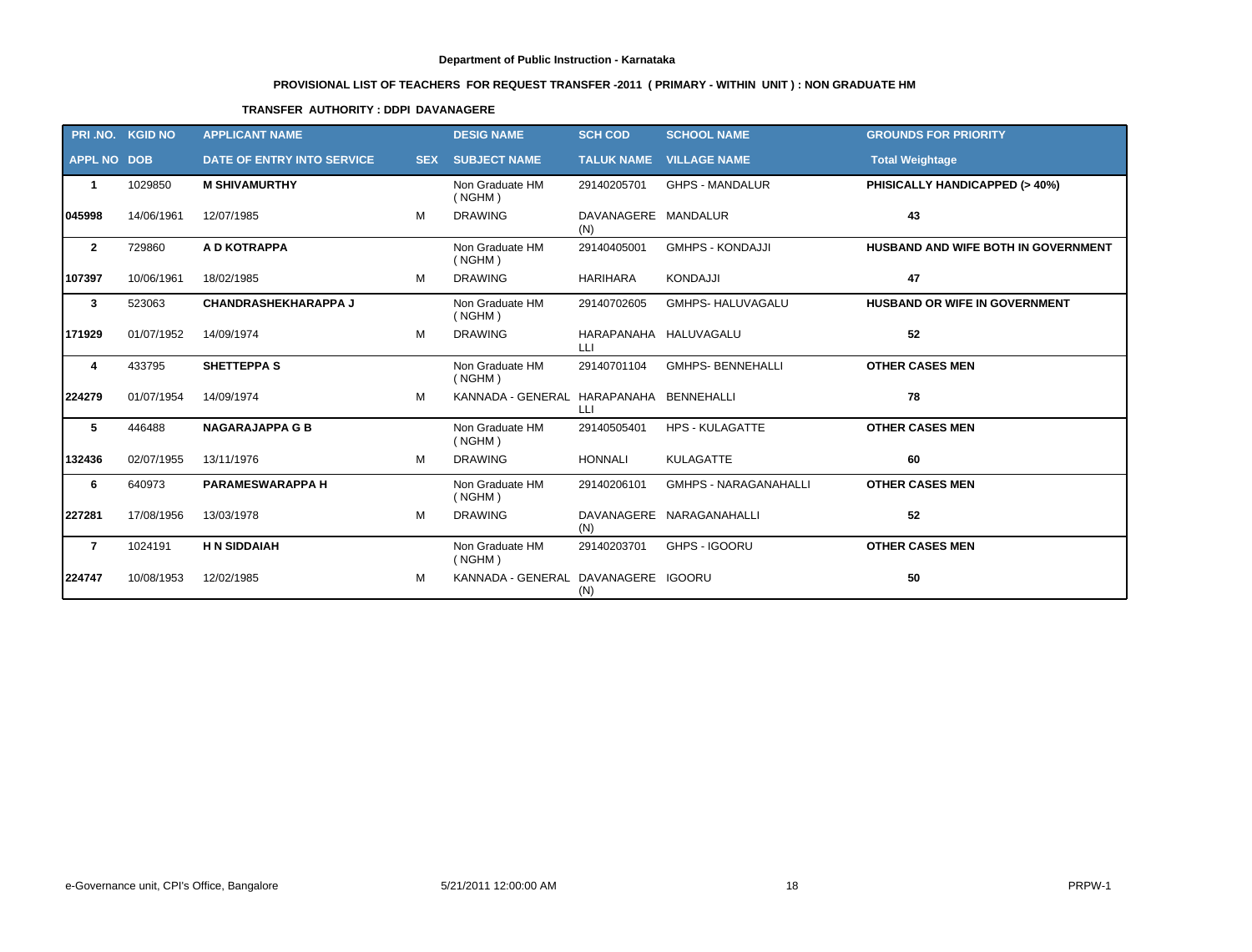**Department of Public Instruction - Karnataka**

**PROVISIONAL LIST OF TEACHERS FOR REQUEST TRANSFER -2011 ( PRIMARY - WITHIN UNIT ) : NON GRADUATE HM**

**TRANSFER AUTHORITY : DDPI DAVANAGERE**

| PRI .NO. | KGID NO | APPLICANT NAME | | DESIG NAME | SCH COD | SCHOOL NAME | GROUNDS FOR PRIORITY |
|---|---|---|---|---|---|---|---|
| APPL NO | DOB | DATE OF ENTRY INTO SERVICE | SEX | SUBJECT NAME | TALUK NAME | VILLAGE NAME | Total Weightage |
| **1** | 1029850 | **M SHIVAMURTHY** | | Non Graduate HM ( NGHM ) | 29140205701 | GHPS - MANDALUR | **PHISICALLY HANDICAPPED (> 40%)** |
| **045998** | 14/06/1961 | 12/07/1985 | M | DRAWING | DAVANAGERE (N) | MANDALUR | **43** |
| **2** | 729860 | **A D KOTRAPPA** | | Non Graduate HM ( NGHM ) | 29140405001 | GMHPS - KONDAJJI | **HUSBAND AND WIFE BOTH IN GOVERNMENT** |
| **107397** | 10/06/1961 | 18/02/1985 | M | DRAWING | HARIHARA | KONDAJJI | **47** |
| **3** | 523063 | **CHANDRASHEKHARAPPA J** | | Non Graduate HM ( NGHM ) | 29140702605 | GMHPS- HALUVAGALU | **HUSBAND OR WIFE IN GOVERNMENT** |
| **171929** | 01/07/1952 | 14/09/1974 | M | DRAWING | HARAPANAHA LLI | HALUVAGALU | **52** |
| **4** | 433795 | **SHETTEPPA S** | | Non Graduate HM ( NGHM ) | 29140701104 | GMHPS- BENNEHALLI | **OTHER CASES MEN** |
| **224279** | 01/07/1954 | 14/09/1974 | M | KANNADA - GENERAL | HARAPANAHA LLI | BENNEHALLI | **78** |
| **5** | 446488 | **NAGARAJAPPA G B** | | Non Graduate HM ( NGHM ) | 29140505401 | HPS - KULAGATTE | **OTHER CASES MEN** |
| **132436** | 02/07/1955 | 13/11/1976 | M | DRAWING | HONNALI | KULAGATTE | **60** |
| **6** | 640973 | **PARAMESWARAPPA H** | | Non Graduate HM ( NGHM ) | 29140206101 | GMHPS - NARAGANAHALLI | **OTHER CASES MEN** |
| **227281** | 17/08/1956 | 13/03/1978 | M | DRAWING | DAVANAGERE (N) | NARAGANAHALLI | **52** |
| **7** | 1024191 | **H N SIDDAIAH** | | Non Graduate HM ( NGHM ) | 29140203701 | GHPS - IGOORU | **OTHER CASES MEN** |
| **224747** | 10/08/1953 | 12/02/1985 | M | KANNADA - GENERAL | DAVANAGERE (N) | IGOORU | **50** |

e-Governance unit, CPI's Office, Bangalore 5/21/2011 12:00:00 AM PRPW-1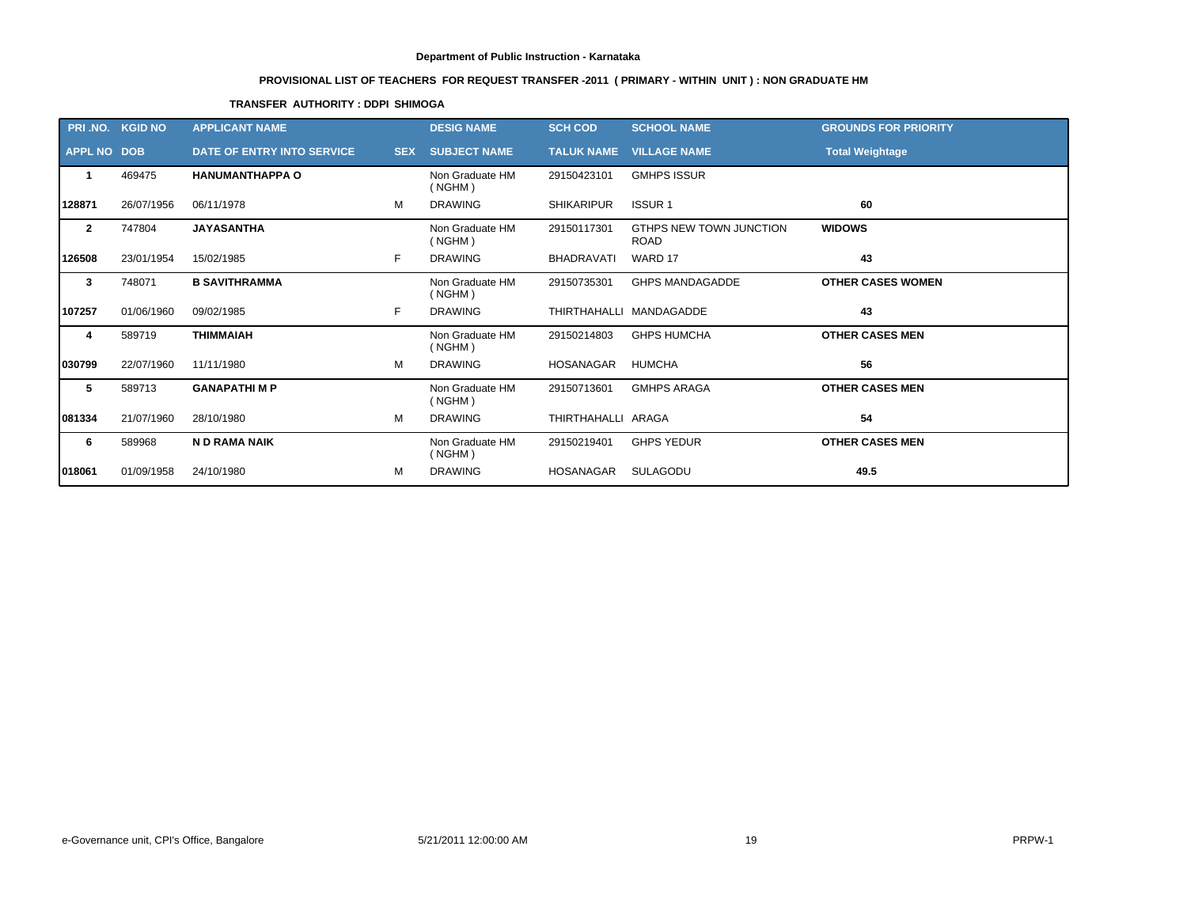**Department of Public Instruction - Karnataka**

**PROVISIONAL LIST OF TEACHERS FOR REQUEST TRANSFER -2011 ( PRIMARY - WITHIN UNIT ) : NON GRADUATE HM**

**TRANSFER AUTHORITY : DDPI SHIMOGA**

| PRI .NO. | KGID NO | APPLICANT NAME | | DESIG NAME | SCH COD | SCHOOL NAME | GROUNDS FOR PRIORITY |
|---|---|---|---|---|---|---|---|
| **APPL NO** | **DOB** | **DATE OF ENTRY INTO SERVICE** | **SEX** | **SUBJECT NAME** | **TALUK NAME** | **VILLAGE NAME** | **Total Weightage** |
| **1** | 469475 | **HANUMANTHAPPA O** | | Non Graduate HM ( NGHM ) | 29150423101 | GMHPS ISSUR | |
| **128871** | 26/07/1956 | 06/11/1978 | M | DRAWING | SHIKARIPUR | ISSUR 1 | **60** |
| **2** | 747804 | **JAYASANTHA** | | Non Graduate HM ( NGHM ) | 29150117301 | GTHPS NEW TOWN JUNCTION ROAD | **WIDOWS** |
| **126508** | 23/01/1954 | 15/02/1985 | F | DRAWING | BHADRAVATI | WARD 17 | **43** |
| **3** | 748071 | **B SAVITHRAMMA** | | Non Graduate HM ( NGHM ) | 29150735301 | GHPS MANDAGADDE | **OTHER CASES WOMEN** |
| **107257** | 01/06/1960 | 09/02/1985 | F | DRAWING | THIRTHAHALLI | MANDAGADDE | **43** |
| **4** | 589719 | **THIMMAIAH** | | Non Graduate HM ( NGHM ) | 29150214803 | GHPS HUMCHA | **OTHER CASES MEN** |
| **030799** | 22/07/1960 | 11/11/1980 | M | DRAWING | HOSANAGAR | HUMCHA | **56** |
| **5** | 589713 | **GANAPATHI M P** | | Non Graduate HM ( NGHM ) | 29150713601 | GMHPS ARAGA | **OTHER CASES MEN** |
| **081334** | 21/07/1960 | 28/10/1980 | M | DRAWING | THIRTHAHALLI | ARAGA | **54** |
| **6** | 589968 | **N D RAMA NAIK** | | Non Graduate HM ( NGHM ) | 29150219401 | GHPS YEDUR | **OTHER CASES MEN** |
| **018061** | 01/09/1958 | 24/10/1980 | M | DRAWING | HOSANAGAR | SULAGODU | **49.5** |

e-Governance unit, CPI's Office, Bangalore    5/21/2011 12:00:00 AM    PRPW-1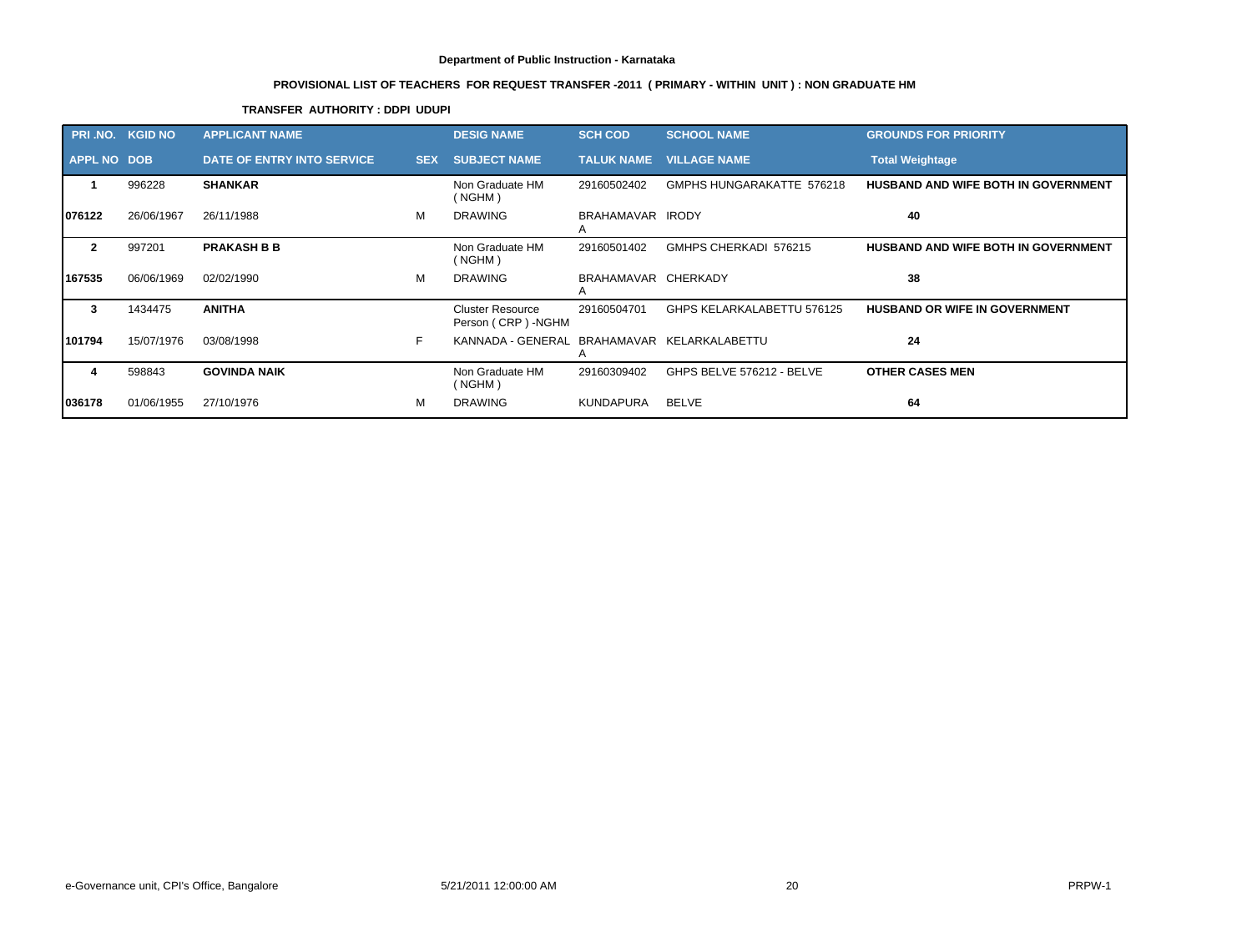**Department of Public Instruction - Karnataka**

**PROVISIONAL LIST OF TEACHERS FOR REQUEST TRANSFER -2011 ( PRIMARY - WITHIN UNIT ) : NON GRADUATE HM**

**TRANSFER AUTHORITY : DDPI UDUPI**

| PRI .NO. | KGID NO | APPLICANT NAME | | DESIG NAME | SCH COD | SCHOOL NAME | GROUNDS FOR PRIORITY |
|---|---|---|---|---|---|---|---|
| **APPL NO** | **DOB** | **DATE OF ENTRY INTO SERVICE** | **SEX** | **SUBJECT NAME** | **TALUK NAME** | **VILLAGE NAME** | **Total Weightage** |
| **1** | 996228 | **SHANKAR** | | Non Graduate HM ( NGHM ) | 29160502402 | GMPHS HUNGARAKATTE 576218 | **HUSBAND AND WIFE BOTH IN GOVERNMENT** |
| **076122** | 26/06/1967 | 26/11/1988 | M | DRAWING | BRAHAMAVARA | IRODY | **40** |
| **2** | 997201 | **PRAKASH B B** | | Non Graduate HM ( NGHM ) | 29160501402 | GMHPS CHERKADI 576215 | **HUSBAND AND WIFE BOTH IN GOVERNMENT** |
| **167535** | 06/06/1969 | 02/02/1990 | M | DRAWING | BRAHAMAVARA | CHERKADY | **38** |
| **3** | 1434475 | **ANITHA** | | Cluster Resource Person ( CRP ) -NGHM | 29160504701 | GHPS KELARKALABETTU 576125 | **HUSBAND OR WIFE IN GOVERNMENT** |
| **101794** | 15/07/1976 | 03/08/1998 | F | KANNADA - GENERAL | BRAHAMAVARA | KELARKALABETTU | **24** |
| **4** | 598843 | **GOVINDA NAIK** | | Non Graduate HM ( NGHM ) | 29160309402 | GHPS BELVE 576212 - BELVE | **OTHER CASES MEN** |
| **036178** | 01/06/1955 | 27/10/1976 | M | DRAWING | KUNDAPURA | BELVE | **64** |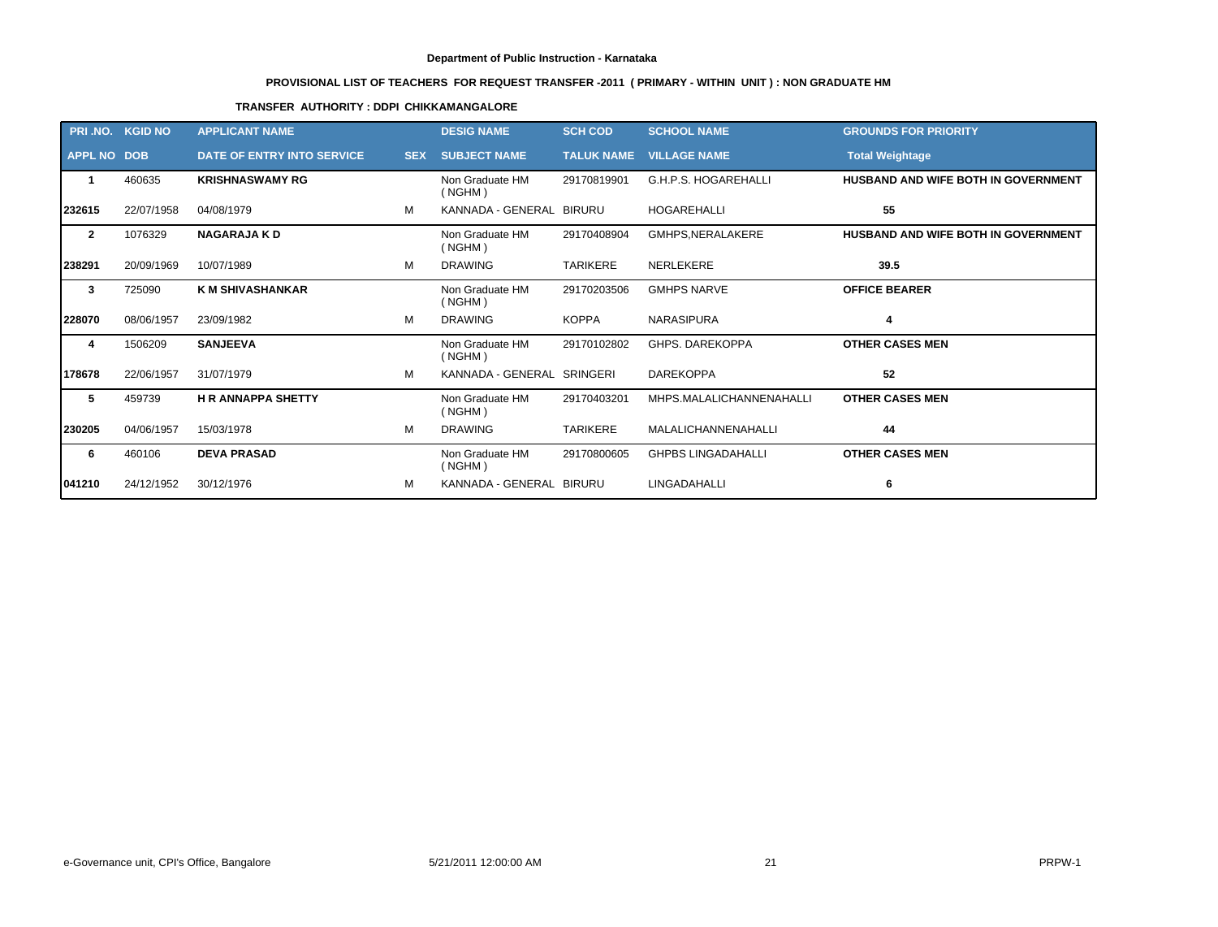**Department of Public Instruction - Karnataka**

**PROVISIONAL LIST OF TEACHERS FOR REQUEST TRANSFER -2011 ( PRIMARY - WITHIN UNIT ) : NON GRADUATE HM**

**TRANSFER AUTHORITY : DDPI CHIKKAMANGALORE**

| PRI .NO. | KGID NO | APPLICANT NAME | | DESIG NAME | SCH COD | SCHOOL NAME | GROUNDS FOR PRIORITY |
|---|---|---|---|---|---|---|---|
| **APPL NO** | **DOB** | **DATE OF ENTRY INTO SERVICE** | **SEX** | **SUBJECT NAME** | **TALUK NAME** | **VILLAGE NAME** | **Total Weightage** |
| **1** | 460635 | **KRISHNASWAMY RG** | | Non Graduate HM ( NGHM ) | 29170819901 | G.H.P.S. HOGAREHALLI | **HUSBAND AND WIFE BOTH IN GOVERNMENT** |
| **232615** | 22/07/1958 | 04/08/1979 | M | KANNADA - GENERAL | BIRURU | HOGAREHALLI | **55** |
| **2** | 1076329 | **NAGARAJA K D** | | Non Graduate HM ( NGHM ) | 29170408904 | GMHPS,NERALAKERE | **HUSBAND AND WIFE BOTH IN GOVERNMENT** |
| **238291** | 20/09/1969 | 10/07/1989 | M | DRAWING | TARIKERE | NERLEKERE | **39.5** |
| **3** | 725090 | **K M SHIVASHANKAR** | | Non Graduate HM ( NGHM ) | 29170203506 | GMHPS NARVE | **OFFICE BEARER** |
| **228070** | 08/06/1957 | 23/09/1982 | M | DRAWING | KOPPA | NARASIPURA | **4** |
| **4** | 1506209 | **SANJEEVA** | | Non Graduate HM ( NGHM ) | 29170102802 | GHPS. DAREKOPPA | **OTHER CASES MEN** |
| **178678** | 22/06/1957 | 31/07/1979 | M | KANNADA - GENERAL | SRINGERI | DAREKOPPA | **52** |
| **5** | 459739 | **H R ANNAPPA SHETTY** | | Non Graduate HM ( NGHM ) | 29170403201 | MHPS.MALALICHANNENAHALLI | **OTHER CASES MEN** |
| **230205** | 04/06/1957 | 15/03/1978 | M | DRAWING | TARIKERE | MALALICHANNENAHALLI | **44** |
| **6** | 460106 | **DEVA PRASAD** | | Non Graduate HM ( NGHM ) | 29170800605 | GHPBS LINGADAHALLI | **OTHER CASES MEN** |
| **041210** | 24/12/1952 | 30/12/1976 | M | KANNADA - GENERAL | BIRURU | LINGADAHALLI | **6** |

e-Governance unit, CPI's Office, Bangalore 5/21/2011 12:00:00 AM PRPW-1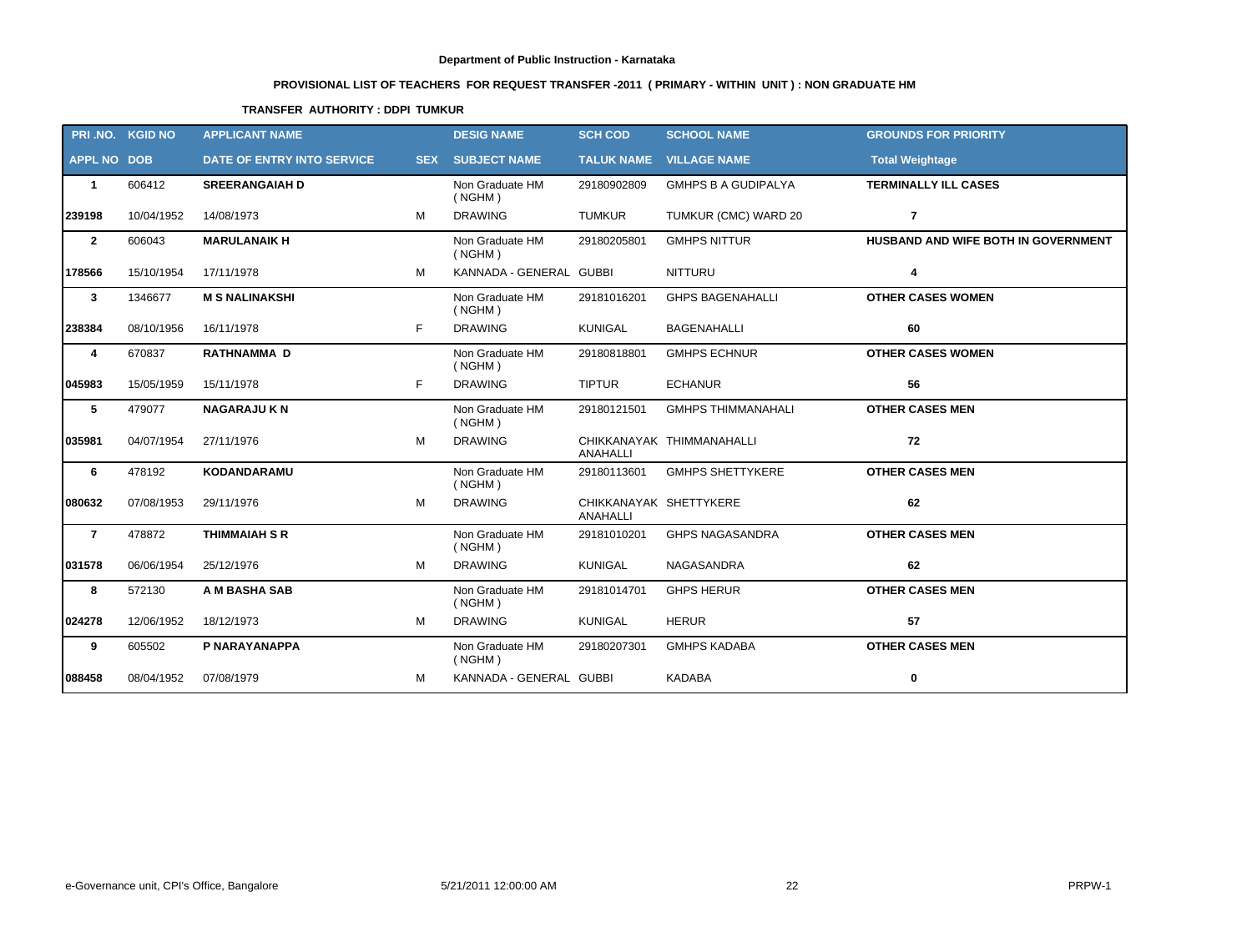**Department of Public Instruction - Karnataka**

**PROVISIONAL LIST OF TEACHERS FOR REQUEST TRANSFER -2011 ( PRIMARY - WITHIN UNIT ) : NON GRADUATE HM**

**TRANSFER AUTHORITY : DDPI TUMKUR**

| PRI .NO. | KGID NO | APPLICANT NAME | | DESIG NAME | SCH COD | SCHOOL NAME | GROUNDS FOR PRIORITY |
|---|---|---|---|---|---|---|---|
| APPL NO | DOB | DATE OF ENTRY INTO SERVICE | SEX | SUBJECT NAME | TALUK NAME | VILLAGE NAME | Total Weightage |
| 1 | 606412 | SREERANGAIAH D | | Non Graduate HM ( NGHM ) | 29180902809 | GMHPS B A GUDIPALYA | TERMINALLY ILL CASES |
| 239198 | 10/04/1952 | 14/08/1973 | M | DRAWING | TUMKUR | TUMKUR (CMC) WARD 20 | 7 |
| 2 | 606043 | MARULANAIK H | | Non Graduate HM ( NGHM ) | 29180205801 | GMHPS NITTUR | HUSBAND AND WIFE BOTH IN GOVERNMENT |
| 178566 | 15/10/1954 | 17/11/1978 | M | KANNADA - GENERAL | GUBBI | NITTURU | 4 |
| 3 | 1346677 | M S NALINAKSHI | | Non Graduate HM ( NGHM ) | 29181016201 | GHPS BAGENAHALLI | OTHER CASES WOMEN |
| 238384 | 08/10/1956 | 16/11/1978 | F | DRAWING | KUNIGAL | BAGENAHALLI | 60 |
| 4 | 670837 | RATHNAMMA D | | Non Graduate HM ( NGHM ) | 29180818801 | GMHPS ECHNUR | OTHER CASES WOMEN |
| 045983 | 15/05/1959 | 15/11/1978 | F | DRAWING | TIPTUR | ECHANUR | 56 |
| 5 | 479077 | NAGARAJU K N | | Non Graduate HM ( NGHM ) | 29180121501 | GMHPS THIMMANAHALI | OTHER CASES MEN |
| 035981 | 04/07/1954 | 27/11/1976 | M | DRAWING | CHIKKANAYAKANAHALLI | THIMMANAHALLI | 72 |
| 6 | 478192 | KODANDARAMU | | Non Graduate HM ( NGHM ) | 29180113601 | GMHPS SHETTYKERE | OTHER CASES MEN |
| 080632 | 07/08/1953 | 29/11/1976 | M | DRAWING | CHIKKANAYAKANAHALLI | SHETTYKERE | 62 |
| 7 | 478872 | THIMMAIAH S R | | Non Graduate HM ( NGHM ) | 29181010201 | GHPS NAGASANDRA | OTHER CASES MEN |
| 031578 | 06/06/1954 | 25/12/1976 | M | DRAWING | KUNIGAL | NAGASANDRA | 62 |
| 8 | 572130 | A M BASHA SAB | | Non Graduate HM ( NGHM ) | 29181014701 | GHPS HERUR | OTHER CASES MEN |
| 024278 | 12/06/1952 | 18/12/1973 | M | DRAWING | KUNIGAL | HERUR | 57 |
| 9 | 605502 | P NARAYANAPPA | | Non Graduate HM ( NGHM ) | 29180207301 | GMHPS KADABA | OTHER CASES MEN |
| 088458 | 08/04/1952 | 07/08/1979 | M | KANNADA - GENERAL | GUBBI | KADABA | 0 |

e-Governance unit, CPI's Office, Bangalore — 5/21/2011 12:00:00 AM — PRPW-1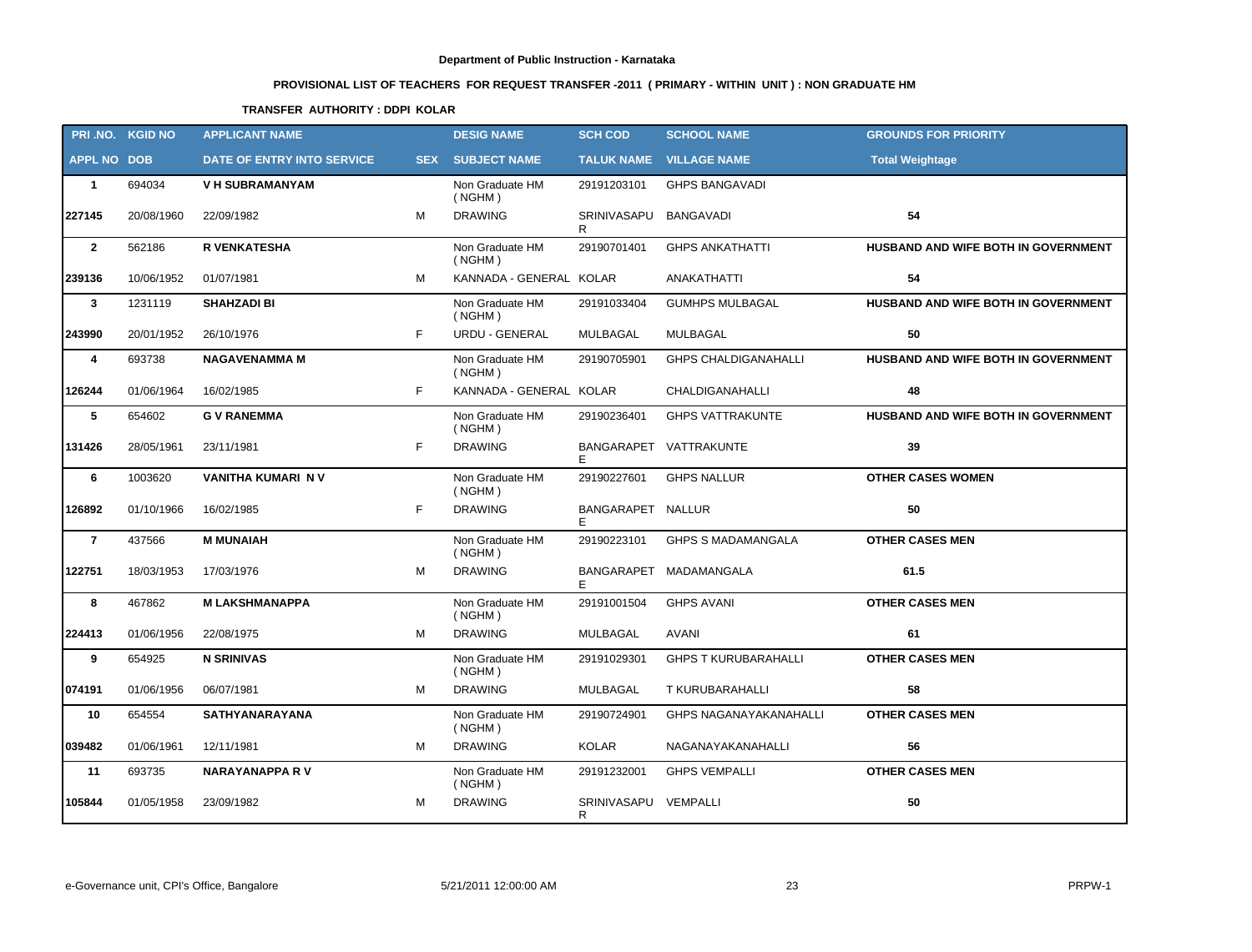**Department of Public Instruction - Karnataka**

**PROVISIONAL LIST OF TEACHERS FOR REQUEST TRANSFER -2011 ( PRIMARY - WITHIN UNIT ) : NON GRADUATE HM**

**TRANSFER AUTHORITY : DDPI KOLAR**

| PRI .NO. | KGID NO | APPLICANT NAME | | DESIG NAME | SCH COD | SCHOOL NAME | GROUNDS FOR PRIORITY |
|---|---|---|---|---|---|---|---|
| **APPL NO** | **DOB** | **DATE OF ENTRY INTO SERVICE** | **SEX** | **SUBJECT NAME** | **TALUK NAME** | **VILLAGE NAME** | **Total Weightage** |
| **1** | 694034 | **V H SUBRAMANYAM** | | Non Graduate HM ( NGHM ) | 29191203101 | GHPS BANGAVADI | |
| **227145** | 20/08/1960 | 22/09/1982 | M | DRAWING | SRINIVASAPUR | BANGAVADI | **54** |
| **2** | 562186 | **R VENKATESHA** | | Non Graduate HM ( NGHM ) | 29190701401 | GHPS ANKATHATTI | **HUSBAND AND WIFE BOTH IN GOVERNMENT** |
| **239136** | 10/06/1952 | 01/07/1981 | M | KANNADA - GENERAL | KOLAR | ANAKATHATTI | **54** |
| **3** | 1231119 | **SHAHZADI BI** | | Non Graduate HM ( NGHM ) | 29191033404 | GUMHPS MULBAGAL | **HUSBAND AND WIFE BOTH IN GOVERNMENT** |
| **243990** | 20/01/1952 | 26/10/1976 | F | URDU - GENERAL | MULBAGAL | MULBAGAL | **50** |
| **4** | 693738 | **NAGAVENAMMA M** | | Non Graduate HM ( NGHM ) | 29190705901 | GHPS CHALDIGANAHALLI | **HUSBAND AND WIFE BOTH IN GOVERNMENT** |
| **126244** | 01/06/1964 | 16/02/1985 | F | KANNADA - GENERAL | KOLAR | CHALDIGANAHALLI | **48** |
| **5** | 654602 | **G V RANEMMA** | | Non Graduate HM ( NGHM ) | 29190236401 | GHPS VATTRAKUNTE | **HUSBAND AND WIFE BOTH IN GOVERNMENT** |
| **131426** | 28/05/1961 | 23/11/1981 | F | DRAWING | BANGARAPETE | VATTRAKUNTE | **39** |
| **6** | 1003620 | **VANITHA KUMARI N V** | | Non Graduate HM ( NGHM ) | 29190227601 | GHPS NALLUR | **OTHER CASES WOMEN** |
| **126892** | 01/10/1966 | 16/02/1985 | F | DRAWING | BANGARAPETE | NALLUR | **50** |
| **7** | 437566 | **M MUNAIAH** | | Non Graduate HM ( NGHM ) | 29190223101 | GHPS S MADAMANGALA | **OTHER CASES MEN** |
| **122751** | 18/03/1953 | 17/03/1976 | M | DRAWING | BANGARAPETE | MADAMANGALA | **61.5** |
| **8** | 467862 | **M LAKSHMANAPPA** | | Non Graduate HM ( NGHM ) | 29191001504 | GHPS AVANI | **OTHER CASES MEN** |
| **224413** | 01/06/1956 | 22/08/1975 | M | DRAWING | MULBAGAL | AVANI | **61** |
| **9** | 654925 | **N SRINIVAS** | | Non Graduate HM ( NGHM ) | 29191029301 | GHPS T KURUBARAHALLI | **OTHER CASES MEN** |
| **074191** | 01/06/1956 | 06/07/1981 | M | DRAWING | MULBAGAL | T KURUBARAHALLI | **58** |
| **10** | 654554 | **SATHYANARAYANA** | | Non Graduate HM ( NGHM ) | 29190724901 | GHPS NAGANAYAKANAHALLI | **OTHER CASES MEN** |
| **039482** | 01/06/1961 | 12/11/1981 | M | DRAWING | KOLAR | NAGANAYAKANAHALLI | **56** |
| **11** | 693735 | **NARAYANAPPA R V** | | Non Graduate HM ( NGHM ) | 29191232001 | GHPS VEMPALLI | **OTHER CASES MEN** |
| **105844** | 01/05/1958 | 23/09/1982 | M | DRAWING | SRINIVASAPUR | VEMPALLI | **50** |

e-Governance unit, CPI's Office, Bangalore — 5/21/2011 12:00:00 AM — PRPW-1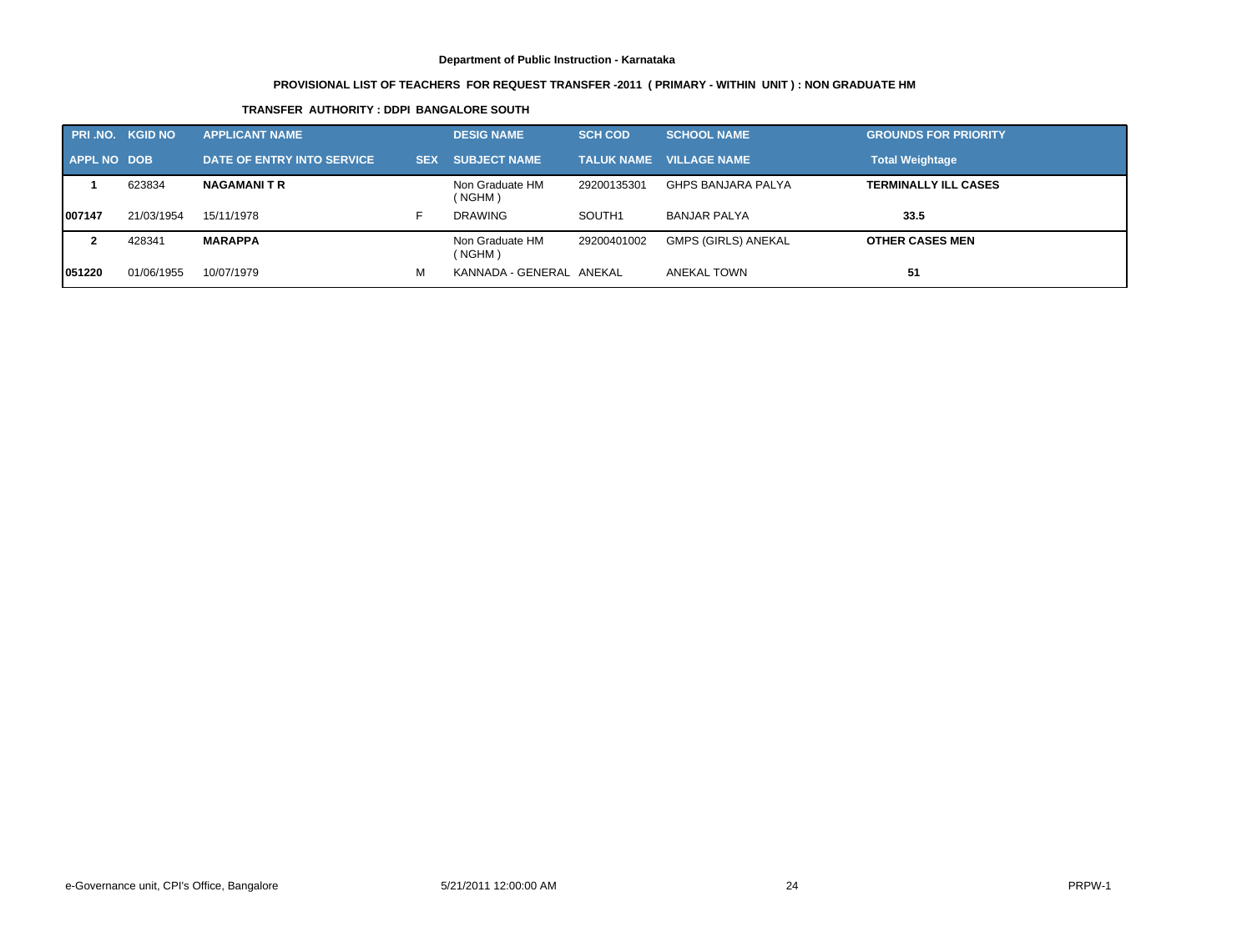**Department of Public Instruction - Karnataka**

**PROVISIONAL LIST OF TEACHERS FOR REQUEST TRANSFER -2011 ( PRIMARY - WITHIN UNIT ) : NON GRADUATE HM**

**TRANSFER AUTHORITY : DDPI BANGALORE SOUTH**

| PRI .NO. | KGID NO | APPLICANT NAME | | DESIG NAME | SCH COD | SCHOOL NAME | GROUNDS FOR PRIORITY |
|---|---|---|---|---|---|---|---|
| APPL NO | DOB | DATE OF ENTRY INTO SERVICE | SEX | SUBJECT NAME | TALUK NAME | VILLAGE NAME | Total Weightage |
| **1** | 623834 | **NAGAMANI T R** | | Non Graduate HM ( NGHM ) | 29200135301 | GHPS BANJARA PALYA | **TERMINALLY ILL CASES** |
| **007147** | 21/03/1954 | 15/11/1978 | F | DRAWING | SOUTH1 | BANJAR PALYA | **33.5** |
| **2** | 428341 | **MARAPPA** | | Non Graduate HM ( NGHM ) | 29200401002 | GMPS (GIRLS) ANEKAL | **OTHER CASES MEN** |
| **051220** | 01/06/1955 | 10/07/1979 | M | KANNADA - GENERAL | ANEKAL | ANEKAL TOWN | **51** |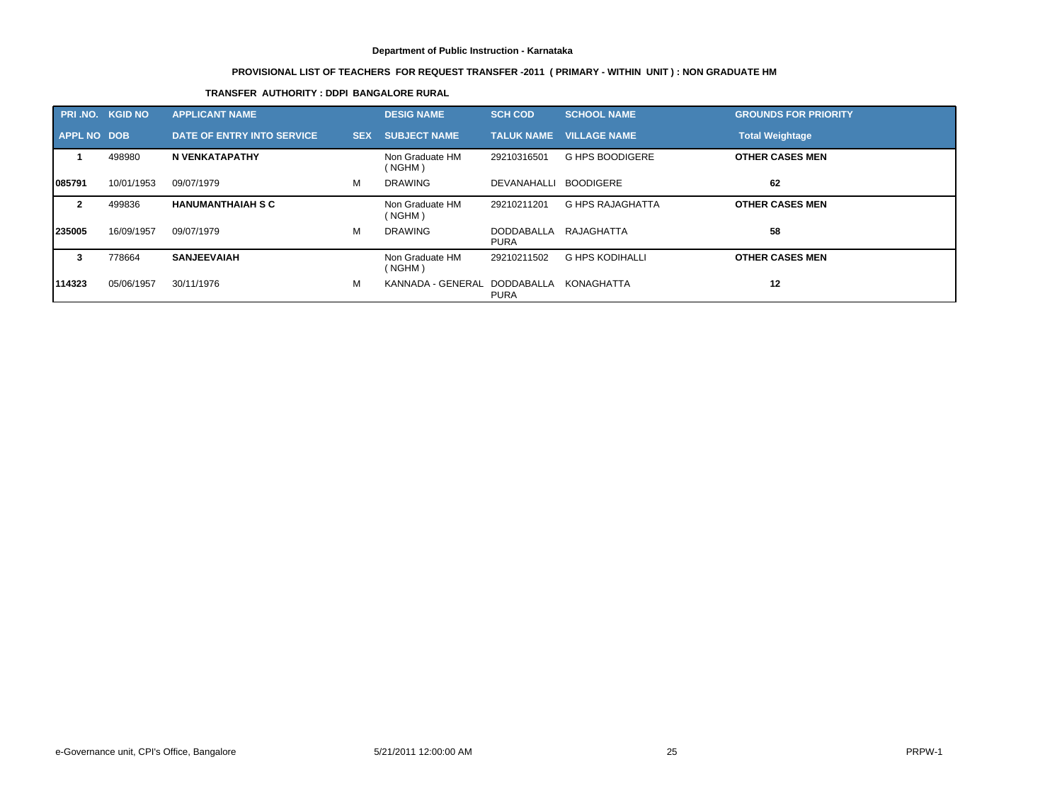**Department of Public Instruction - Karnataka**

**PROVISIONAL LIST OF TEACHERS FOR REQUEST TRANSFER -2011 ( PRIMARY - WITHIN UNIT ) : NON GRADUATE HM**

**TRANSFER AUTHORITY : DDPI BANGALORE RURAL**

| PRI .NO. | KGID NO | APPLICANT NAME | | DESIG NAME | SCH COD | SCHOOL NAME | GROUNDS FOR PRIORITY |
|---|---|---|---|---|---|---|---|
| **APPL NO** | **DOB** | **DATE OF ENTRY INTO SERVICE** | **SEX** | **SUBJECT NAME** | **TALUK NAME** | **VILLAGE NAME** | **Total Weightage** |
| **1** | 498980 | **N VENKATAPATHY** | | Non Graduate HM ( NGHM ) | 29210316501 | G HPS BOODIGERE | **OTHER CASES MEN** |
| **085791** | 10/01/1953 | 09/07/1979 | M | DRAWING | DEVANAHALLI | BOODIGERE | **62** |
| **2** | 499836 | **HANUMANTHAIAH S C** | | Non Graduate HM ( NGHM ) | 29210211201 | G HPS RAJAGHATTA | **OTHER CASES MEN** |
| **235005** | 16/09/1957 | 09/07/1979 | M | DRAWING | DODDABALLA PURA | RAJAGHATTA | **58** |
| **3** | 778664 | **SANJEEVAIAH** | | Non Graduate HM ( NGHM ) | 29210211502 | G HPS KODIHALLI | **OTHER CASES MEN** |
| **114323** | 05/06/1957 | 30/11/1976 | M | KANNADA - GENERAL | DODDABALLA PURA | KONAGHATTA | **12** |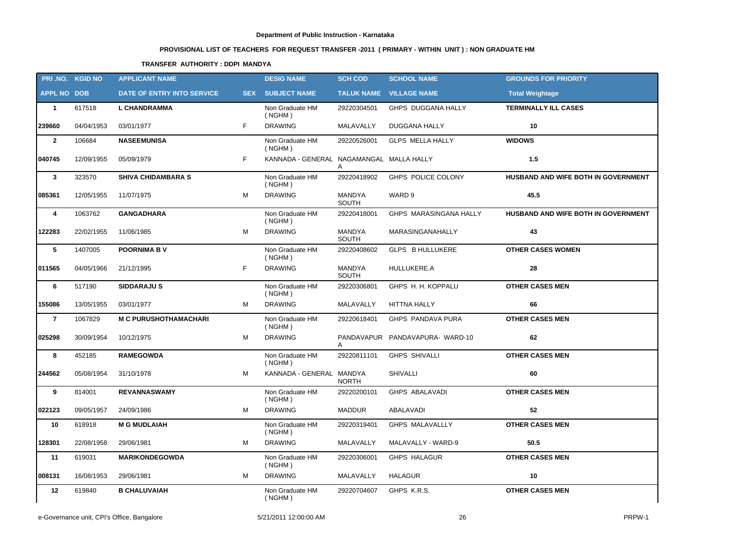**Department of Public Instruction - Karnataka**

**PROVISIONAL LIST OF TEACHERS FOR REQUEST TRANSFER -2011 ( PRIMARY - WITHIN UNIT ) : NON GRADUATE HM**

**TRANSFER AUTHORITY : DDPI MANDYA**

| PRI .NO. | KGID NO | APPLICANT NAME | | DESIG NAME | SCH COD | SCHOOL NAME | GROUNDS FOR PRIORITY |
|---|---|---|---|---|---|---|---|
| **APPL NO** | **DOB** | **DATE OF ENTRY INTO SERVICE** | **SEX** | **SUBJECT NAME** | **TALUK NAME** | **VILLAGE NAME** | **Total Weightage** |
| **1** | 617518 | **L CHANDRAMMA** | | Non Graduate HM ( NGHM ) | 29220304501 | GHPS DUGGANA HALLY | **TERMINALLY ILL CASES** |
| **239660** | 04/04/1953 | 03/01/1977 | F | DRAWING | MALAVALLY | DUGGANA HALLY | **10** |
| **2** | 106684 | **NASEEMUNISA** | | Non Graduate HM ( NGHM ) | 29220526001 | GLPS MELLA HALLY | **WIDOWS** |
| **040745** | 12/09/1955 | 05/09/1979 | F | KANNADA - GENERAL | NAGAMANGALA | MALLA HALLY | **1.5** |
| **3** | 323570 | **SHIVA CHIDAMBARA S** | | Non Graduate HM ( NGHM ) | 29220418902 | GHPS POLICE COLONY | **HUSBAND AND WIFE BOTH IN GOVERNMENT** |
| **085361** | 12/05/1955 | 11/07/1975 | M | DRAWING | MANDYA SOUTH | WARD 9 | **45.5** |
| **4** | 1063762 | **GANGADHARA** | | Non Graduate HM ( NGHM ) | 29220418001 | GHPS MARASINGANA HALLY | **HUSBAND AND WIFE BOTH IN GOVERNMENT** |
| **122283** | 22/02/1955 | 11/06/1985 | M | DRAWING | MANDYA SOUTH | MARASINGANAHALLY | **43** |
| **5** | 1407005 | **POORNIMA B V** | | Non Graduate HM ( NGHM ) | 29220408602 | GLPS B HULLUKERE | **OTHER CASES WOMEN** |
| **011565** | 04/05/1966 | 21/12/1995 | F | DRAWING | MANDYA SOUTH | HULLUKERE.A | **28** |
| **6** | 517190 | **SIDDARAJU S** | | Non Graduate HM ( NGHM ) | 29220306801 | GHPS H. H. KOPPALU | **OTHER CASES MEN** |
| **155086** | 13/05/1955 | 03/01/1977 | M | DRAWING | MALAVALLY | HITTNA HALLY | **66** |
| **7** | 1067829 | **M C PURUSHOTHAMACHARI** | | Non Graduate HM ( NGHM ) | 29220618401 | GHPS PANDAVA PURA | **OTHER CASES MEN** |
| **025298** | 30/09/1954 | 10/12/1975 | M | DRAWING | PANDAVAPURA | PANDAVAPURA- WARD-10 | **62** |
| **8** | 452185 | **RAMEGOWDA** | | Non Graduate HM ( NGHM ) | 29220811101 | GHPS SHIVALLI | **OTHER CASES MEN** |
| **244562** | 05/08/1954 | 31/10/1978 | M | KANNADA - GENERAL | MANDYA NORTH | SHIVALLI | **60** |
| **9** | 814001 | **REVANNASWAMY** | | Non Graduate HM ( NGHM ) | 29220200101 | GHPS ABALAVADI | **OTHER CASES MEN** |
| **022123** | 09/05/1957 | 24/09/1986 | M | DRAWING | MADDUR | ABALAVADI | **52** |
| **10** | 618918 | **M G MUDLAIAH** | | Non Graduate HM ( NGHM ) | 29220319401 | GHPS MALAVALLLY | **OTHER CASES MEN** |
| **128301** | 22/08/1958 | 29/06/1981 | M | DRAWING | MALAVALLY | MALAVALLY - WARD-9 | **50.5** |
| **11** | 619031 | **MARIKONDEGOWDA** | | Non Graduate HM ( NGHM ) | 29220306001 | GHPS HALAGUR | **OTHER CASES MEN** |
| **008131** | 16/08/1953 | 29/06/1981 | M | DRAWING | MALAVALLY | HALAGUR | **10** |
| **12** | 619840 | **B CHALUVAIAH** | | Non Graduate HM ( NGHM ) | 29220704607 | GHPS K.R.S. | **OTHER CASES MEN** |

e-Governance unit, CPI's Office, Bangalore  5/21/2011 12:00:00 AM  PRPW-1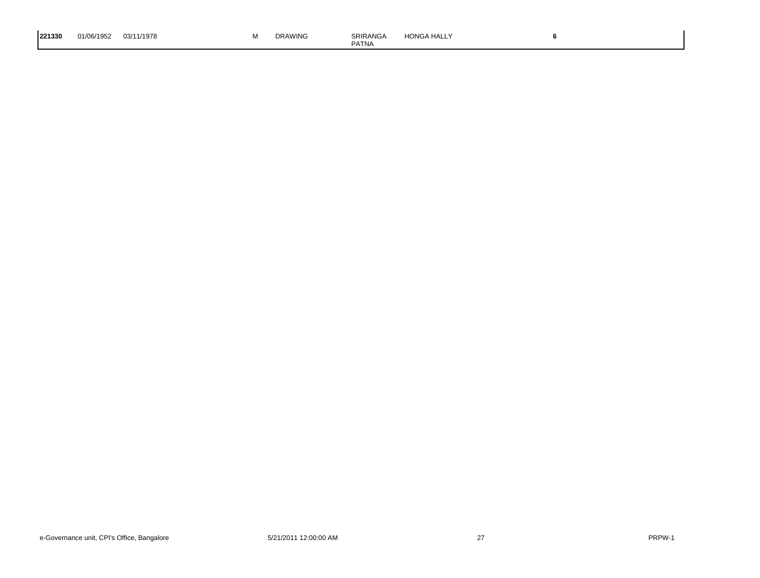| | | | | | | | | |
|---|---|---|---|---|---|---|---|---|
| **221330** | 01/06/1952 | 03/11/1978 | | M | DRAWING | SRIRANGA PATNA | HONGA HALLY | **6** |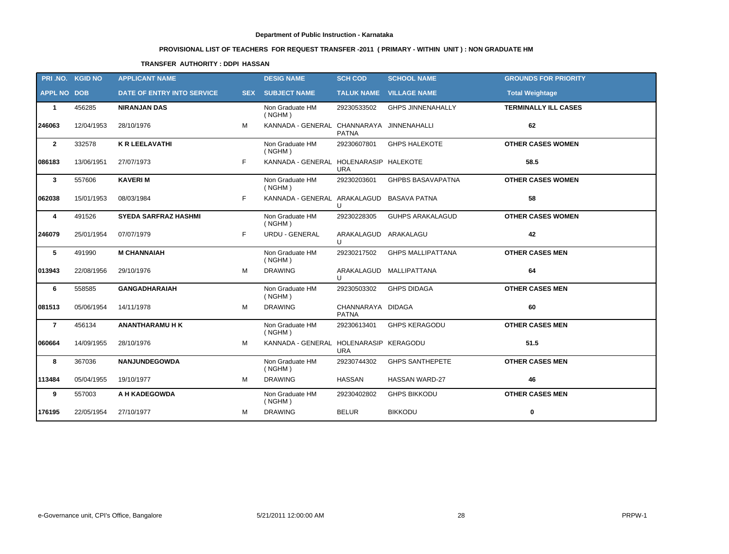**Department of Public Instruction - Karnataka**

**PROVISIONAL LIST OF TEACHERS FOR REQUEST TRANSFER -2011 ( PRIMARY - WITHIN UNIT ) : NON GRADUATE HM**

**TRANSFER AUTHORITY : DDPI HASSAN**

| PRI .NO. | KGID NO | APPLICANT NAME | | DESIG NAME | SCH COD | SCHOOL NAME | GROUNDS FOR PRIORITY |
|---|---|---|---|---|---|---|---|
| **APPL NO** | **DOB** | **DATE OF ENTRY INTO SERVICE** | **SEX** | **SUBJECT NAME** | **TALUK NAME** | **VILLAGE NAME** | **Total Weightage** |
| **1** | 456285 | **NIRANJAN DAS** | | Non Graduate HM ( NGHM ) | 29230533502 | GHPS JINNENAHALLY | **TERMINALLY ILL CASES** |
| **246063** | 12/04/1953 | 28/10/1976 | M | KANNADA - GENERAL | CHANNARAYA PATNA | JINNENAHALLI | **62** |
| **2** | 332578 | **K R LEELAVATHI** | | Non Graduate HM ( NGHM ) | 29230607801 | GHPS HALEKOTE | **OTHER CASES WOMEN** |
| **086183** | 13/06/1951 | 27/07/1973 | F | KANNADA - GENERAL | HOLENARASIP URA | HALEKOTE | **58.5** |
| **3** | 557606 | **KAVERI M** | | Non Graduate HM ( NGHM ) | 29230203601 | GHPBS BASAVAPATNA | **OTHER CASES WOMEN** |
| **062038** | 15/01/1953 | 08/03/1984 | F | KANNADA - GENERAL | ARAKALAGUD U | BASAVA PATNA | **58** |
| **4** | 491526 | **SYEDA SARFRAZ HASHMI** | | Non Graduate HM ( NGHM ) | 29230228305 | GUHPS ARAKALAGUD | **OTHER CASES WOMEN** |
| **246079** | 25/01/1954 | 07/07/1979 | F | URDU - GENERAL | ARAKALAGUD U | ARAKALAGU | **42** |
| **5** | 491990 | **M CHANNAIAH** | | Non Graduate HM ( NGHM ) | 29230217502 | GHPS MALLIPATTANA | **OTHER CASES MEN** |
| **013943** | 22/08/1956 | 29/10/1976 | M | DRAWING | ARAKALAGUD U | MALLIPATTANA | **64** |
| **6** | 558585 | **GANGADHARAIAH** | | Non Graduate HM ( NGHM ) | 29230503302 | GHPS DIDAGA | **OTHER CASES MEN** |
| **081513** | 05/06/1954 | 14/11/1978 | M | DRAWING | CHANNARAYA PATNA | DIDAGA | **60** |
| **7** | 456134 | **ANANTHARAMU H K** | | Non Graduate HM ( NGHM ) | 29230613401 | GHPS KERAGODU | **OTHER CASES MEN** |
| **060664** | 14/09/1955 | 28/10/1976 | M | KANNADA - GENERAL | HOLENARASIP URA | KERAGODU | **51.5** |
| **8** | 367036 | **NANJUNDEGOWDA** | | Non Graduate HM ( NGHM ) | 29230744302 | GHPS SANTHEPETE | **OTHER CASES MEN** |
| **113484** | 05/04/1955 | 19/10/1977 | M | DRAWING | HASSAN | HASSAN WARD-27 | **46** |
| **9** | 557003 | **A H KADEGOWDA** | | Non Graduate HM ( NGHM ) | 29230402802 | GHPS BIKKODU | **OTHER CASES MEN** |
| **176195** | 22/05/1954 | 27/10/1977 | M | DRAWING | BELUR | BIKKODU | **0** |

e-Governance unit, CPI's Office, Bangalore | 5/21/2011 12:00:00 AM | PRPW-1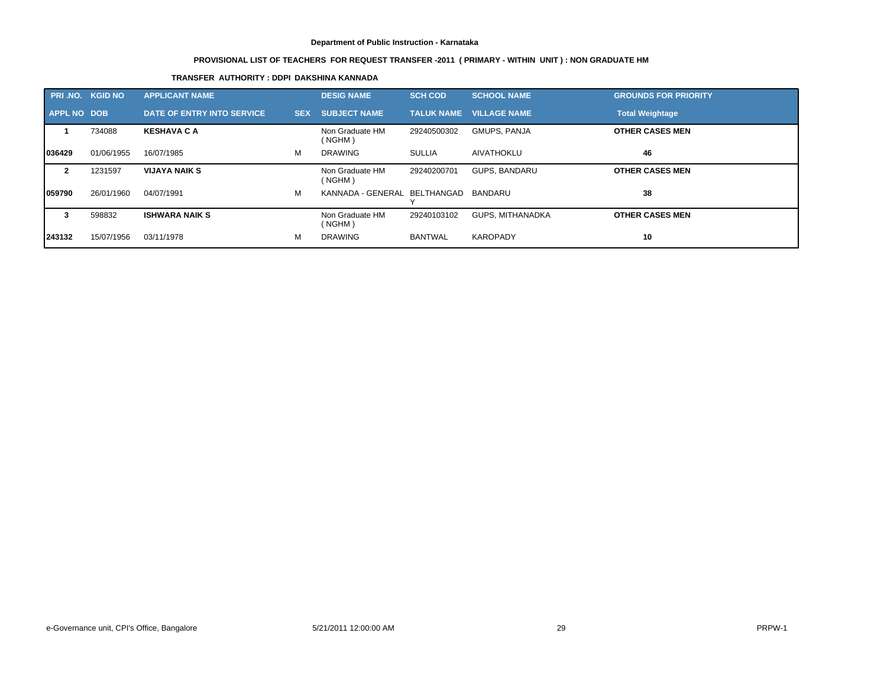**Department of Public Instruction - Karnataka**

**PROVISIONAL LIST OF TEACHERS FOR REQUEST TRANSFER -2011 ( PRIMARY - WITHIN UNIT ) : NON GRADUATE HM**

**TRANSFER AUTHORITY : DDPI DAKSHINA KANNADA**

| PRI .NO. | KGID NO | APPLICANT NAME | | DESIG NAME | SCH COD | SCHOOL NAME | GROUNDS FOR PRIORITY |
|---|---|---|---|---|---|---|---|
| APPL NO | DOB | DATE OF ENTRY INTO SERVICE | SEX | SUBJECT NAME | TALUK NAME | VILLAGE NAME | Total Weightage |
| **1** | 734088 | **KESHAVA C A** | | Non Graduate HM ( NGHM ) | 29240500302 | GMUPS, PANJA | **OTHER CASES MEN** |
| **036429** | 01/06/1955 | 16/07/1985 | M | DRAWING | SULLIA | AIVATHOKLU | **46** |
| **2** | 1231597 | **VIJAYA NAIK S** | | Non Graduate HM ( NGHM ) | 29240200701 | GUPS, BANDARU | **OTHER CASES MEN** |
| **059790** | 26/01/1960 | 04/07/1991 | M | KANNADA - GENERAL | BELTHANGADY | BANDARU | **38** |
| **3** | 598832 | **ISHWARA NAIK S** | | Non Graduate HM ( NGHM ) | 29240103102 | GUPS, MITHANADKA | **OTHER CASES MEN** |
| **243132** | 15/07/1956 | 03/11/1978 | M | DRAWING | BANTWAL | KAROPADY | **10** |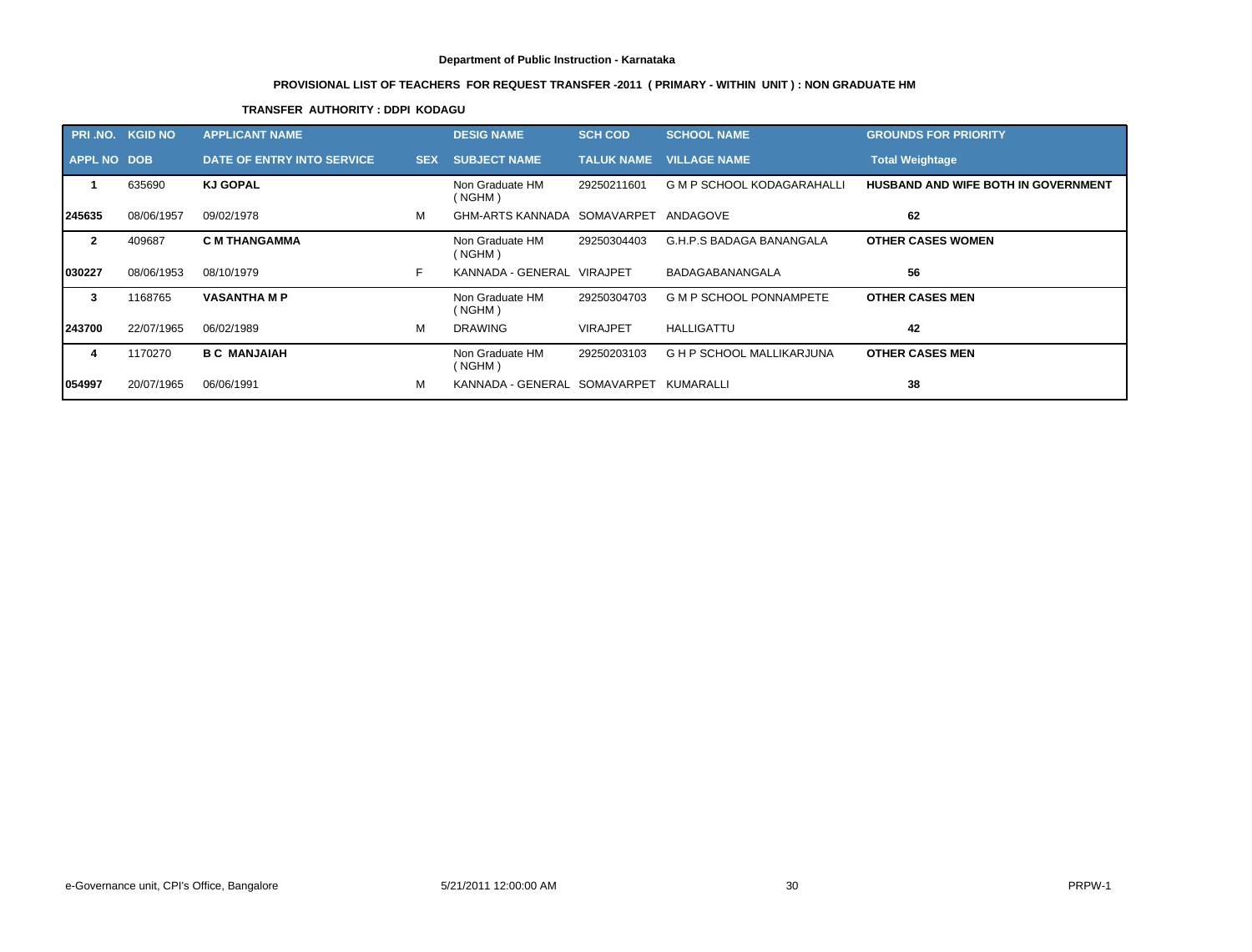**Department of Public Instruction - Karnataka**

**PROVISIONAL LIST OF TEACHERS FOR REQUEST TRANSFER -2011 ( PRIMARY - WITHIN UNIT ) : NON GRADUATE HM**

**TRANSFER AUTHORITY : DDPI KODAGU**

| PRI .NO. | KGID NO | APPLICANT NAME | | DESIG NAME | SCH COD | SCHOOL NAME | GROUNDS FOR PRIORITY |
|---|---|---|---|---|---|---|---|
| APPL NO | DOB | DATE OF ENTRY INTO SERVICE | SEX | SUBJECT NAME | TALUK NAME | VILLAGE NAME | Total Weightage |
| 1 | 635690 | **KJ GOPAL** | | Non Graduate HM ( NGHM ) | 29250211601 | G M P SCHOOL KODAGARAHALLI | **HUSBAND AND WIFE BOTH IN GOVERNMENT** |
| 245635 | 08/06/1957 | 09/02/1978 | M | GHM-ARTS KANNADA | SOMAVARPET | ANDAGOVE | 62 |
| 2 | 409687 | **C M THANGAMMA** | | Non Graduate HM ( NGHM ) | 29250304403 | G.H.P.S BADAGA BANANGALA | **OTHER CASES WOMEN** |
| 030227 | 08/06/1953 | 08/10/1979 | F | KANNADA - GENERAL | VIRAJPET | BADAGABANANGALA | 56 |
| 3 | 1168765 | **VASANTHA M P** | | Non Graduate HM ( NGHM ) | 29250304703 | G M P SCHOOL PONNAMPETE | **OTHER CASES MEN** |
| 243700 | 22/07/1965 | 06/02/1989 | M | DRAWING | VIRAJPET | HALLIGATTU | 42 |
| 4 | 1170270 | **B C MANJAIAH** | | Non Graduate HM ( NGHM ) | 29250203103 | G H P SCHOOL MALLIKARJUNA | **OTHER CASES MEN** |
| 054997 | 20/07/1965 | 06/06/1991 | M | KANNADA - GENERAL | SOMAVARPET | KUMARALLI | 38 |

e-Governance unit, CPI's Office, Bangalore 5/21/2011 12:00:00 AM PRPW-1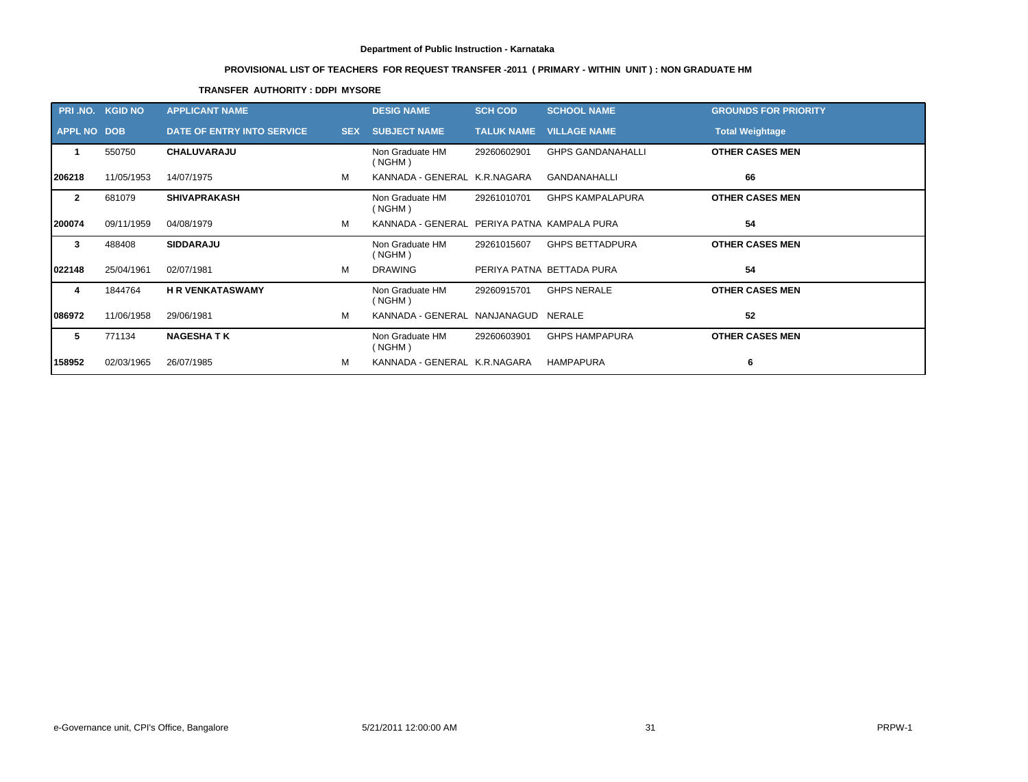**Department of Public Instruction - Karnataka**

**PROVISIONAL LIST OF TEACHERS FOR REQUEST TRANSFER -2011 ( PRIMARY - WITHIN UNIT ) : NON GRADUATE HM**

**TRANSFER AUTHORITY : DDPI MYSORE**

| PRI .NO. | KGID NO | APPLICANT NAME | | DESIG NAME | SCH COD | SCHOOL NAME | GROUNDS FOR PRIORITY |
|---|---|---|---|---|---|---|---|
| **APPL NO** | **DOB** | **DATE OF ENTRY INTO SERVICE** | **SEX** | **SUBJECT NAME** | **TALUK NAME** | **VILLAGE NAME** | **Total Weightage** |
| **1** | 550750 | **CHALUVARAJU** | | Non Graduate HM ( NGHM ) | 29260602901 | GHPS GANDANAHALLI | **OTHER CASES MEN** |
| **206218** | 11/05/1953 | 14/07/1975 | M | KANNADA - GENERAL | K.R.NAGARA | GANDANAHALLI | **66** |
| **2** | 681079 | **SHIVAPRAKASH** | | Non Graduate HM ( NGHM ) | 29261010701 | GHPS KAMPALAPURA | **OTHER CASES MEN** |
| **200074** | 09/11/1959 | 04/08/1979 | M | KANNADA - GENERAL | PERIYA PATNA | KAMPALA PURA | **54** |
| **3** | 488408 | **SIDDARAJU** | | Non Graduate HM ( NGHM ) | 29261015607 | GHPS BETTADPURA | **OTHER CASES MEN** |
| **022148** | 25/04/1961 | 02/07/1981 | M | DRAWING | PERIYA PATNA | BETTADA PURA | **54** |
| **4** | 1844764 | **H R VENKATASWAMY** | | Non Graduate HM ( NGHM ) | 29260915701 | GHPS NERALE | **OTHER CASES MEN** |
| **086972** | 11/06/1958 | 29/06/1981 | M | KANNADA - GENERAL | NANJANAGUD | NERALE | **52** |
| **5** | 771134 | **NAGESHA T K** | | Non Graduate HM ( NGHM ) | 29260603901 | GHPS HAMPAPURA | **OTHER CASES MEN** |
| **158952** | 02/03/1965 | 26/07/1985 | M | KANNADA - GENERAL | K.R.NAGARA | HAMPAPURA | **6** |

e-Governance unit, CPI's Office, Bangalore | 5/21/2011 12:00:00 AM | PRPW-1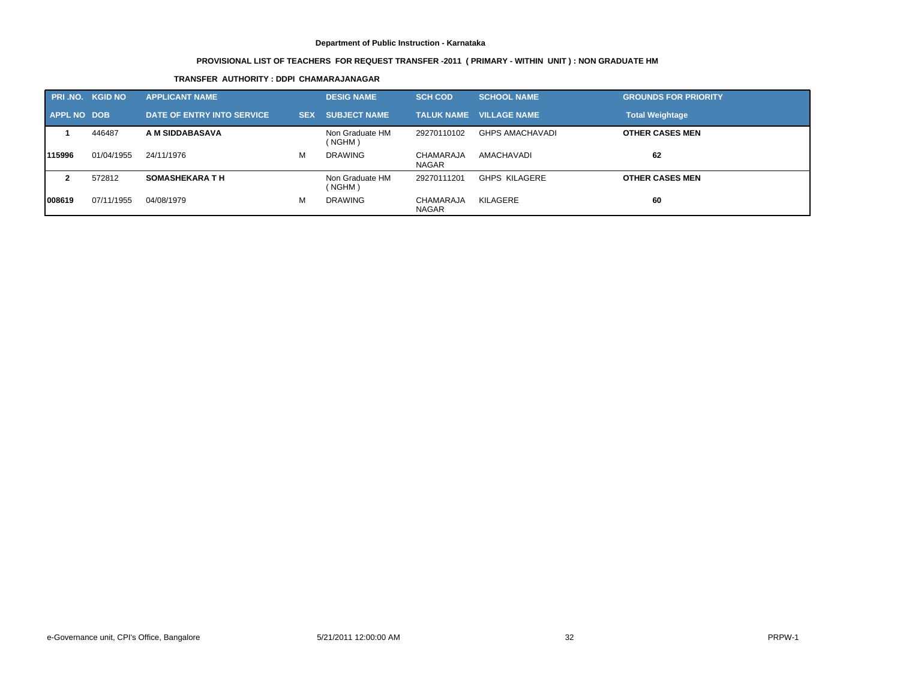Department of Public Instruction - Karnataka

PROVISIONAL LIST OF TEACHERS FOR REQUEST TRANSFER -2011 ( PRIMARY - WITHIN UNIT ) : NON GRADUATE HM

TRANSFER AUTHORITY : DDPI CHAMARAJANAGAR

| PRI .NO. | KGID NO | APPLICANT NAME | | DESIG NAME | SCH COD | SCHOOL NAME | GROUNDS FOR PRIORITY |
|---|---|---|---|---|---|---|---|
| APPL NO | DOB | DATE OF ENTRY INTO SERVICE | SEX | SUBJECT NAME | TALUK NAME | VILLAGE NAME | Total Weightage |
| **1** | 446487 | **A M SIDDABASAVA** | | Non Graduate HM ( NGHM ) | 29270110102 | GHPS AMACHAVADI | **OTHER CASES MEN** |
| **115996** | 01/04/1955 | 24/11/1976 | M | DRAWING | CHAMARAJA NAGAR | AMACHAVADI | **62** |
| **2** | 572812 | **SOMASHEKARA T H** | | Non Graduate HM ( NGHM ) | 29270111201 | GHPS KILAGERE | **OTHER CASES MEN** |
| **008619** | 07/11/1955 | 04/08/1979 | M | DRAWING | CHAMARAJA NAGAR | KILAGERE | **60** |

e-Governance unit, CPI's Office, Bangalore 5/21/2011 12:00:00 AM PRPW-1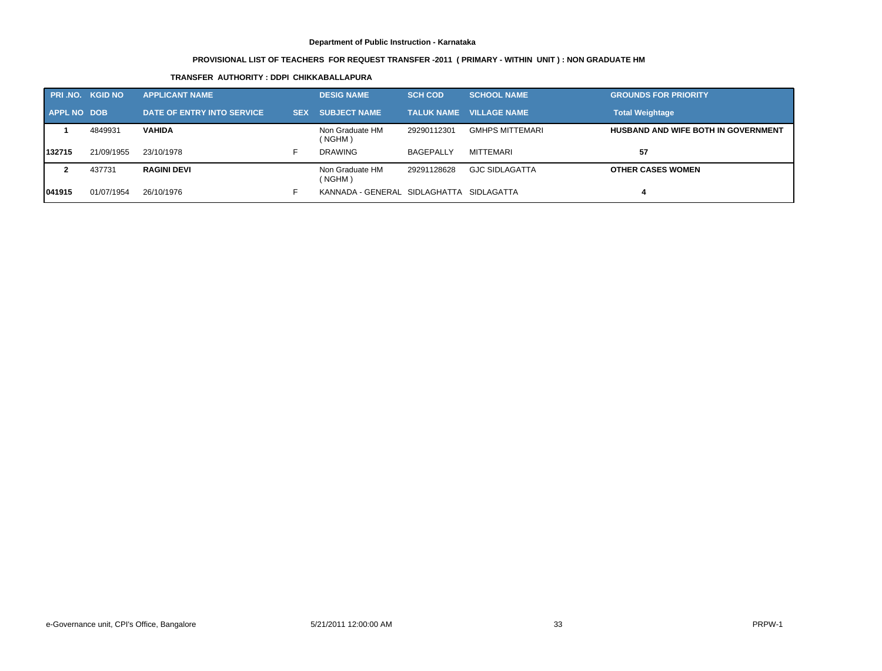**Department of Public Instruction - Karnataka**

**PROVISIONAL LIST OF TEACHERS FOR REQUEST TRANSFER -2011 ( PRIMARY - WITHIN UNIT ) : NON GRADUATE HM**

**TRANSFER AUTHORITY : DDPI CHIKKABALLAPURA**

| PRI .NO. | KGID NO | APPLICANT NAME | | DESIG NAME | SCH COD | SCHOOL NAME | GROUNDS FOR PRIORITY |
|---|---|---|---|---|---|---|---|
| APPL NO | DOB | DATE OF ENTRY INTO SERVICE | SEX | SUBJECT NAME | TALUK NAME | VILLAGE NAME | Total Weightage |
| **1** | 4849931 | **VAHIDA** | | Non Graduate HM ( NGHM ) | 29290112301 | GMHPS MITTEMARI | **HUSBAND AND WIFE BOTH IN GOVERNMENT** |
| **132715** | 21/09/1955 | 23/10/1978 | F | DRAWING | BAGEPALLY | MITTEMARI | **57** |
| **2** | 437731 | **RAGINI DEVI** | | Non Graduate HM ( NGHM ) | 29291128628 | GJC SIDLAGATTA | **OTHER CASES WOMEN** |
| **041915** | 01/07/1954 | 26/10/1976 | F | KANNADA - GENERAL | SIDLAGHATTA | SIDLAGATTA | **4** |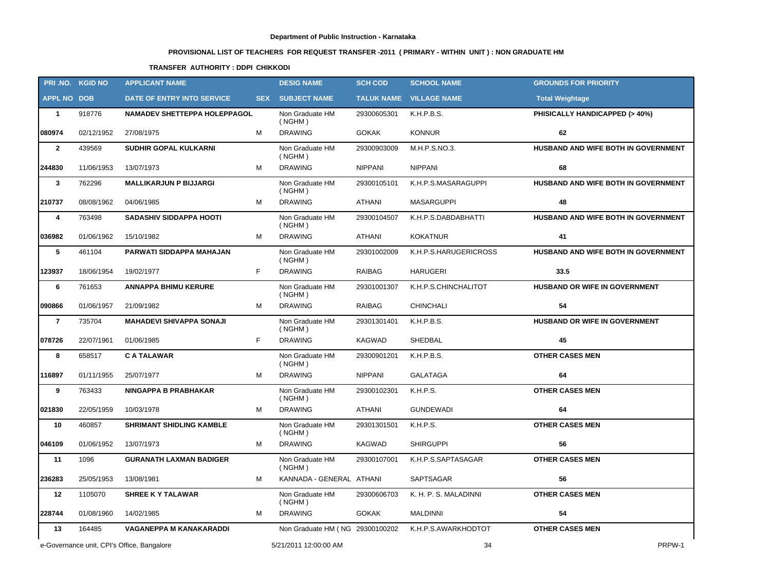**Department of Public Instruction - Karnataka**

**PROVISIONAL LIST OF TEACHERS FOR REQUEST TRANSFER -2011 ( PRIMARY - WITHIN UNIT ) : NON GRADUATE HM**

**TRANSFER AUTHORITY : DDPI CHIKKODI**

| PRI .NO. | KGID NO | APPLICANT NAME | | DESIG NAME | SCH COD | SCHOOL NAME | GROUNDS FOR PRIORITY |
|---|---|---|---|---|---|---|---|
| APPL NO | DOB | DATE OF ENTRY INTO SERVICE | SEX | SUBJECT NAME | TALUK NAME | VILLAGE NAME | Total Weightage |
| 1 | 918776 | NAMADEV SHETTEPPA HOLEPPAGOL | | Non Graduate HM ( NGHM ) | 29300605301 | K.H.P.B.S. | PHISICALLY HANDICAPPED (> 40%) |
| 080974 | 02/12/1952 | 27/08/1975 | M | DRAWING | GOKAK | KONNUR | 62 |
| 2 | 439569 | SUDHIR GOPAL KULKARNI | | Non Graduate HM ( NGHM ) | 29300903009 | M.H.P.S.NO.3. | HUSBAND AND WIFE BOTH IN GOVERNMENT |
| 244830 | 11/06/1953 | 13/07/1973 | M | DRAWING | NIPPANI | NIPPANI | 68 |
| 3 | 762296 | MALLIKARJUN P BIJJARGI | | Non Graduate HM ( NGHM ) | 29300105101 | K.H.P.S.MASARAGUPPI | HUSBAND AND WIFE BOTH IN GOVERNMENT |
| 210737 | 08/08/1962 | 04/06/1985 | M | DRAWING | ATHANI | MASARGUPPI | 48 |
| 4 | 763498 | SADASHIV SIDDAPPA HOOTI | | Non Graduate HM ( NGHM ) | 29300104507 | K.H.P.S.DABDABHATTI | HUSBAND AND WIFE BOTH IN GOVERNMENT |
| 036982 | 01/06/1962 | 15/10/1982 | M | DRAWING | ATHANI | KOKATNUR | 41 |
| 5 | 461104 | PARWATI SIDDAPPA MAHAJAN | | Non Graduate HM ( NGHM ) | 29301002009 | K.H.P.S.HARUGERICROSS | HUSBAND AND WIFE BOTH IN GOVERNMENT |
| 123937 | 18/06/1954 | 19/02/1977 | F | DRAWING | RAIBAG | HARUGERI | 33.5 |
| 6 | 761653 | ANNAPPA BHIMU KERURE | | Non Graduate HM ( NGHM ) | 29301001307 | K.H.P.S.CHINCHALITOT | HUSBAND OR WIFE IN GOVERNMENT |
| 090866 | 01/06/1957 | 21/09/1982 | M | DRAWING | RAIBAG | CHINCHALI | 54 |
| 7 | 735704 | MAHADEVI SHIVAPPA SONAJI | | Non Graduate HM ( NGHM ) | 29301301401 | K.H.P.B.S. | HUSBAND OR WIFE IN GOVERNMENT |
| 078726 | 22/07/1961 | 01/06/1985 | F | DRAWING | KAGWAD | SHEDBAL | 45 |
| 8 | 658517 | C A TALAWAR | | Non Graduate HM ( NGHM ) | 29300901201 | K.H.P.B.S. | OTHER CASES MEN |
| 116897 | 01/11/1955 | 25/07/1977 | M | DRAWING | NIPPANI | GALATAGA | 64 |
| 9 | 763433 | NINGAPPA B PRABHAKAR | | Non Graduate HM ( NGHM ) | 29300102301 | K.H.P.S. | OTHER CASES MEN |
| 021830 | 22/05/1959 | 10/03/1978 | M | DRAWING | ATHANI | GUNDEWADI | 64 |
| 10 | 460857 | SHRIMANT SHIDLING KAMBLE | | Non Graduate HM ( NGHM ) | 29301301501 | K.H.P.S. | OTHER CASES MEN |
| 046109 | 01/06/1952 | 13/07/1973 | M | DRAWING | KAGWAD | SHIRGUPPI | 56 |
| 11 | 1096 | GURANATH LAXMAN BADIGER | | Non Graduate HM ( NGHM ) | 29300107001 | K.H.P.S.SAPTASAGAR | OTHER CASES MEN |
| 236283 | 25/05/1953 | 13/08/1981 | M | KANNADA - GENERAL | ATHANI | SAPTSAGAR | 56 |
| 12 | 1105070 | SHREE K Y TALAWAR | | Non Graduate HM ( NGHM ) | 29300606703 | K. H. P. S. MALADINNI | OTHER CASES MEN |
| 228744 | 01/08/1960 | 14/02/1985 | M | DRAWING | GOKAK | MALDINNI | 54 |
| 13 | 164485 | VAGANEPPA M KANAKARADDI | | Non Graduate HM ( NG | 29300100202 | K.H.P.S.AWARKHODTOT | OTHER CASES MEN |

e-Governance unit, CPI's Office, Bangalore | 5/21/2011 12:00:00 AM | PRPW-1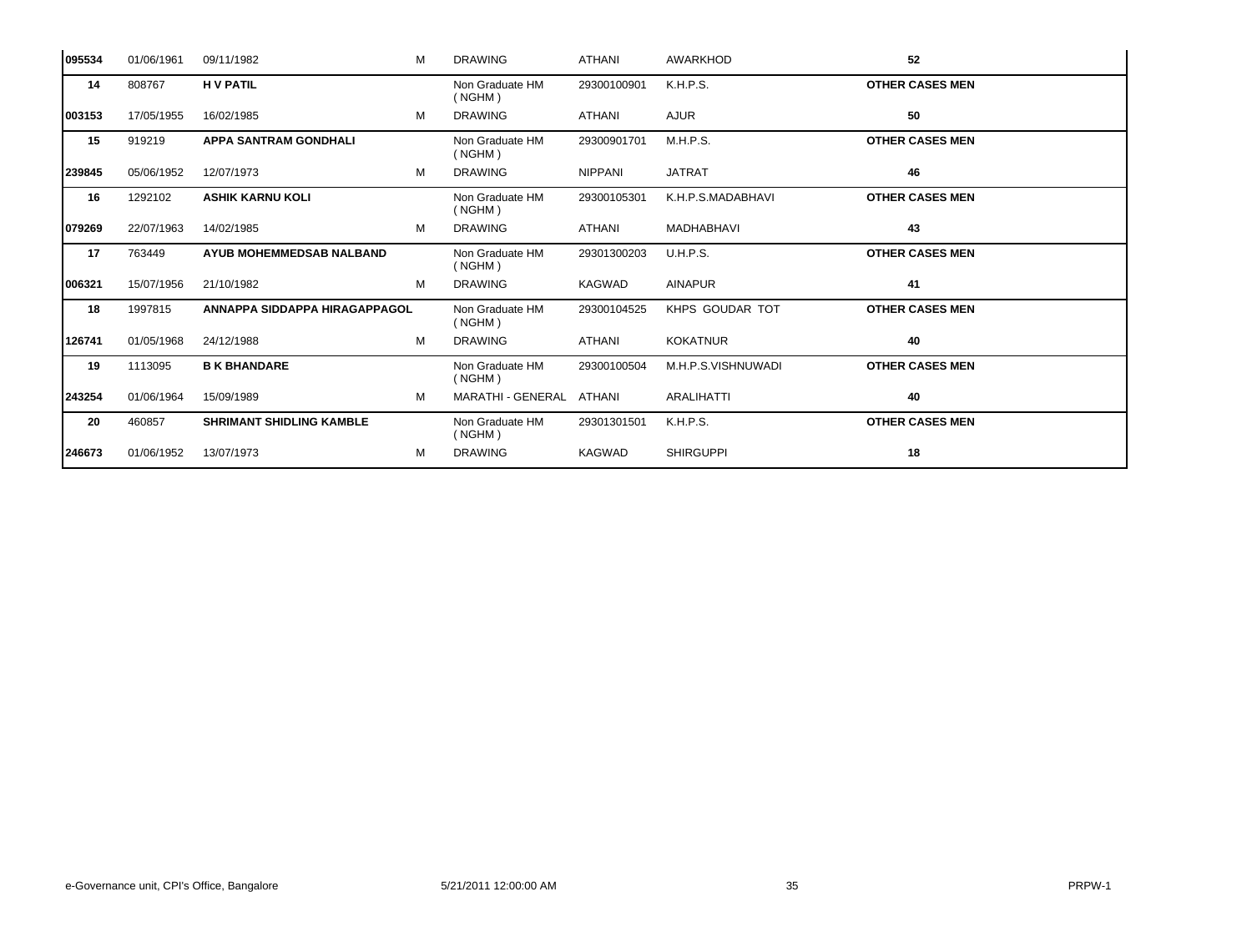| | | | | | | | |
|---|---|---|---|---|---|---|---|
| **095534** | 01/06/1961 | 09/11/1982 | M | DRAWING | ATHANI | AWARKHOD | **52** |
| **14** | 808767 | **H V PATIL** | | Non Graduate HM ( NGHM ) | 29300100901 | K.H.P.S. | **OTHER CASES MEN** |
| **003153** | 17/05/1955 | 16/02/1985 | M | DRAWING | ATHANI | AJUR | **50** |
| **15** | 919219 | **APPA SANTRAM GONDHALI** | | Non Graduate HM ( NGHM ) | 29300901701 | M.H.P.S. | **OTHER CASES MEN** |
| **239845** | 05/06/1952 | 12/07/1973 | M | DRAWING | NIPPANI | JATRAT | **46** |
| **16** | 1292102 | **ASHIK KARNU KOLI** | | Non Graduate HM ( NGHM ) | 29300105301 | K.H.P.S.MADABHAVI | **OTHER CASES MEN** |
| **079269** | 22/07/1963 | 14/02/1985 | M | DRAWING | ATHANI | MADHABHAVI | **43** |
| **17** | 763449 | **AYUB MOHEMMEDSAB NALBAND** | | Non Graduate HM ( NGHM ) | 29301300203 | U.H.P.S. | **OTHER CASES MEN** |
| **006321** | 15/07/1956 | 21/10/1982 | M | DRAWING | KAGWAD | AINAPUR | **41** |
| **18** | 1997815 | **ANNAPPA SIDDAPPA HIRAGAPPAGOL** | | Non Graduate HM ( NGHM ) | 29300104525 | KHPS GOUDAR TOT | **OTHER CASES MEN** |
| **126741** | 01/05/1968 | 24/12/1988 | M | DRAWING | ATHANI | KOKATNUR | **40** |
| **19** | 1113095 | **B K BHANDARE** | | Non Graduate HM ( NGHM ) | 29300100504 | M.H.P.S.VISHNUWADI | **OTHER CASES MEN** |
| **243254** | 01/06/1964 | 15/09/1989 | M | MARATHI - GENERAL | ATHANI | ARALIHATTI | **40** |
| **20** | 460857 | **SHRIMANT SHIDLING KAMBLE** | | Non Graduate HM ( NGHM ) | 29301301501 | K.H.P.S. | **OTHER CASES MEN** |
| **246673** | 01/06/1952 | 13/07/1973 | M | DRAWING | KAGWAD | SHIRGUPPI | **18** |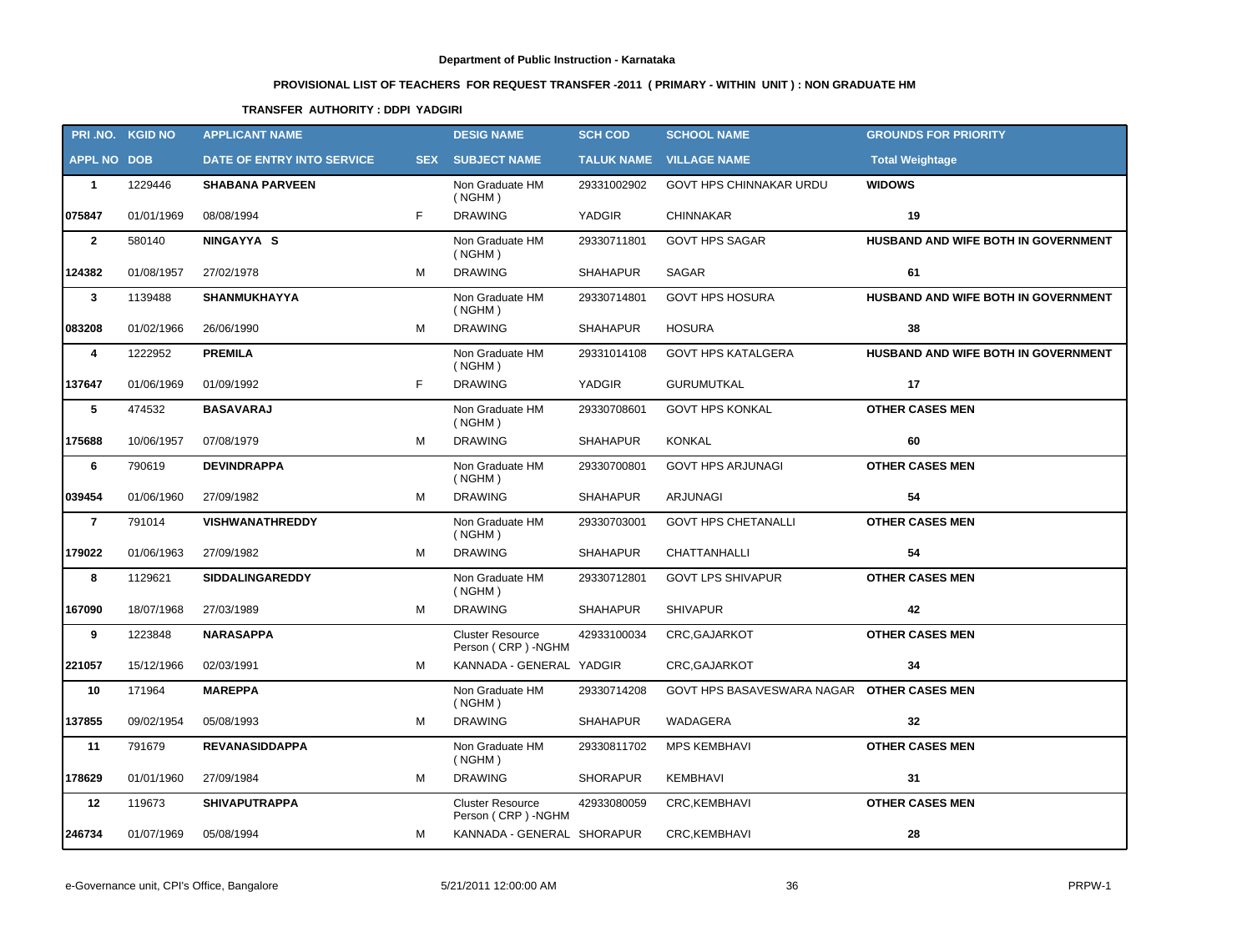**Department of Public Instruction - Karnataka**

**PROVISIONAL LIST OF TEACHERS FOR REQUEST TRANSFER -2011 ( PRIMARY - WITHIN UNIT ) : NON GRADUATE HM**

**TRANSFER AUTHORITY : DDPI YADGIRI**

| PRI .NO. | KGID NO | APPLICANT NAME | | DESIG NAME | SCH COD | SCHOOL NAME | GROUNDS FOR PRIORITY |
|---|---|---|---|---|---|---|---|
| **APPL NO** | **DOB** | **DATE OF ENTRY INTO SERVICE** | **SEX** | **SUBJECT NAME** | **TALUK NAME** | **VILLAGE NAME** | **Total Weightage** |
| **1** | 1229446 | **SHABANA PARVEEN** | | Non Graduate HM ( NGHM ) | 29331002902 | GOVT HPS CHINNAKAR URDU | **WIDOWS** |
| **075847** | 01/01/1969 | 08/08/1994 | F | DRAWING | YADGIR | CHINNAKAR | **19** |
| **2** | 580140 | **NINGAYYA S** | | Non Graduate HM ( NGHM ) | 29330711801 | GOVT HPS SAGAR | **HUSBAND AND WIFE BOTH IN GOVERNMENT** |
| **124382** | 01/08/1957 | 27/02/1978 | M | DRAWING | SHAHAPUR | SAGAR | **61** |
| **3** | 1139488 | **SHANMUKHAYYA** | | Non Graduate HM ( NGHM ) | 29330714801 | GOVT HPS HOSURA | **HUSBAND AND WIFE BOTH IN GOVERNMENT** |
| **083208** | 01/02/1966 | 26/06/1990 | M | DRAWING | SHAHAPUR | HOSURA | **38** |
| **4** | 1222952 | **PREMILA** | | Non Graduate HM ( NGHM ) | 29331014108 | GOVT HPS KATALGERA | **HUSBAND AND WIFE BOTH IN GOVERNMENT** |
| **137647** | 01/06/1969 | 01/09/1992 | F | DRAWING | YADGIR | GURUMUTKAL | **17** |
| **5** | 474532 | **BASAVARAJ** | | Non Graduate HM ( NGHM ) | 29330708601 | GOVT HPS KONKAL | **OTHER CASES MEN** |
| **175688** | 10/06/1957 | 07/08/1979 | M | DRAWING | SHAHAPUR | KONKAL | **60** |
| **6** | 790619 | **DEVINDRAPPA** | | Non Graduate HM ( NGHM ) | 29330700801 | GOVT HPS ARJUNAGI | **OTHER CASES MEN** |
| **039454** | 01/06/1960 | 27/09/1982 | M | DRAWING | SHAHAPUR | ARJUNAGI | **54** |
| **7** | 791014 | **VISHWANATHREDDY** | | Non Graduate HM ( NGHM ) | 29330703001 | GOVT HPS CHETANALLI | **OTHER CASES MEN** |
| **179022** | 01/06/1963 | 27/09/1982 | M | DRAWING | SHAHAPUR | CHATTANHALLI | **54** |
| **8** | 1129621 | **SIDDALINGAREDDY** | | Non Graduate HM ( NGHM ) | 29330712801 | GOVT LPS SHIVAPUR | **OTHER CASES MEN** |
| **167090** | 18/07/1968 | 27/03/1989 | M | DRAWING | SHAHAPUR | SHIVAPUR | **42** |
| **9** | 1223848 | **NARASAPPA** | | Cluster Resource Person ( CRP ) -NGHM | 42933100034 | CRC,GAJARKOT | **OTHER CASES MEN** |
| **221057** | 15/12/1966 | 02/03/1991 | M | KANNADA - GENERAL | YADGIR | CRC,GAJARKOT | **34** |
| **10** | 171964 | **MAREPPA** | | Non Graduate HM ( NGHM ) | 29330714208 | GOVT HPS BASAVESWARA NAGAR | **OTHER CASES MEN** |
| **137855** | 09/02/1954 | 05/08/1993 | M | DRAWING | SHAHAPUR | WADAGERA | **32** |
| **11** | 791679 | **REVANASIDDAPPA** | | Non Graduate HM ( NGHM ) | 29330811702 | MPS KEMBHAVI | **OTHER CASES MEN** |
| **178629** | 01/01/1960 | 27/09/1984 | M | DRAWING | SHORAPUR | KEMBHAVI | **31** |
| **12** | 119673 | **SHIVAPUTRAPPA** | | Cluster Resource Person ( CRP ) -NGHM | 42933080059 | CRC,KEMBHAVI | **OTHER CASES MEN** |
| **246734** | 01/07/1969 | 05/08/1994 | M | KANNADA - GENERAL | SHORAPUR | CRC,KEMBHAVI | **28** |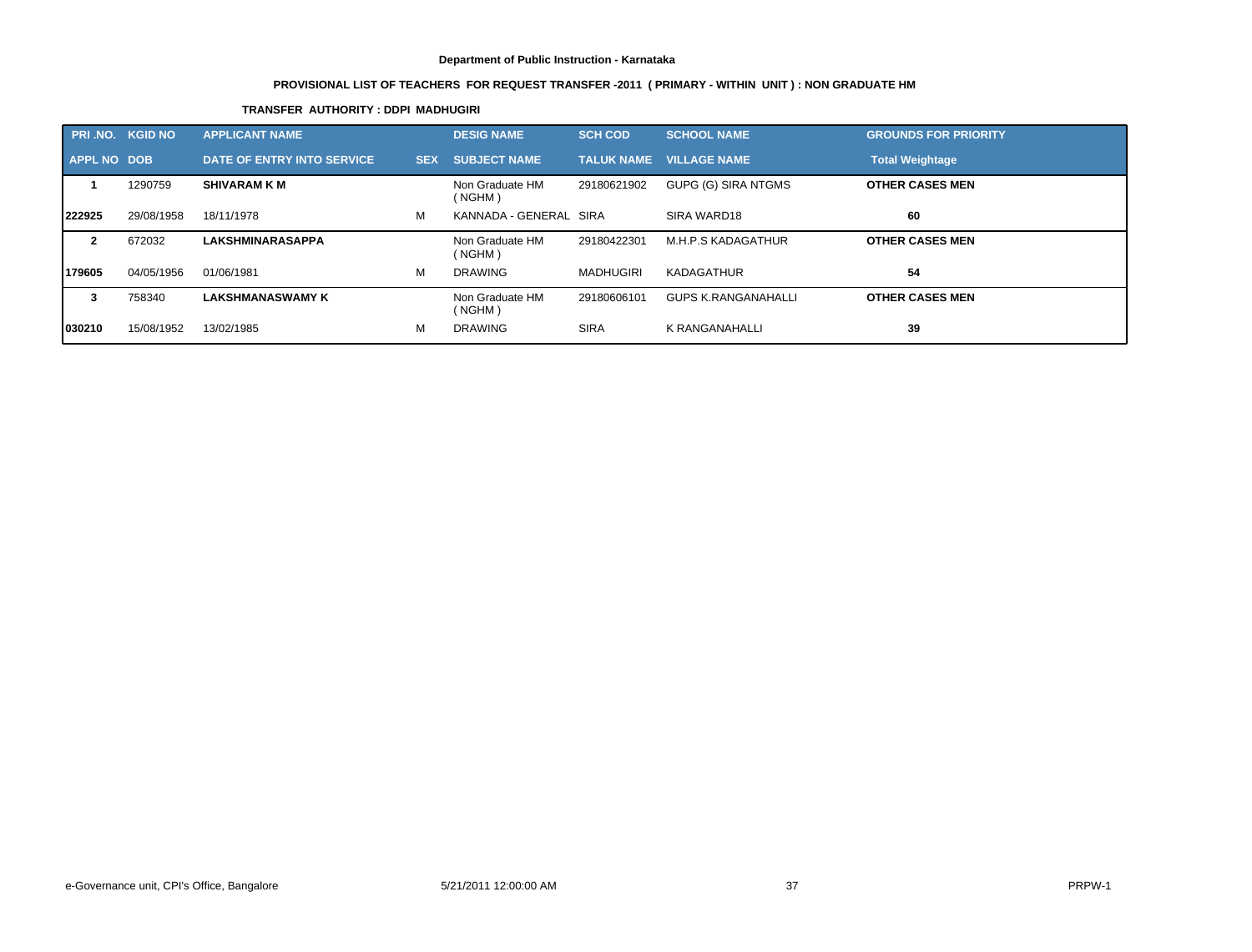**Department of Public Instruction - Karnataka**

**PROVISIONAL LIST OF TEACHERS FOR REQUEST TRANSFER -2011 ( PRIMARY - WITHIN UNIT ) : NON GRADUATE HM**

**TRANSFER AUTHORITY : DDPI MADHUGIRI**

| PRI .NO. | KGID NO | APPLICANT NAME | | DESIG NAME | SCH COD | SCHOOL NAME | GROUNDS FOR PRIORITY |
|---|---|---|---|---|---|---|---|
| APPL NO | DOB | DATE OF ENTRY INTO SERVICE | SEX | SUBJECT NAME | TALUK NAME | VILLAGE NAME | Total Weightage |
| 1 | 1290759 | **SHIVARAM K M** | | Non Graduate HM ( NGHM ) | 29180621902 | GUPG (G) SIRA NTGMS | **OTHER CASES MEN** |
| 222925 | 29/08/1958 | 18/11/1978 | M | KANNADA - GENERAL | SIRA | SIRA WARD18 | 60 |
| 2 | 672032 | **LAKSHMINARASAPPA** | | Non Graduate HM ( NGHM ) | 29180422301 | M.H.P.S KADAGATHUR | **OTHER CASES MEN** |
| 179605 | 04/05/1956 | 01/06/1981 | M | DRAWING | MADHUGIRI | KADAGATHUR | 54 |
| 3 | 758340 | **LAKSHMANASWAMY K** | | Non Graduate HM ( NGHM ) | 29180606101 | GUPS K.RANGANAHALLI | **OTHER CASES MEN** |
| 030210 | 15/08/1952 | 13/02/1985 | M | DRAWING | SIRA | K RANGANAHALLI | 39 |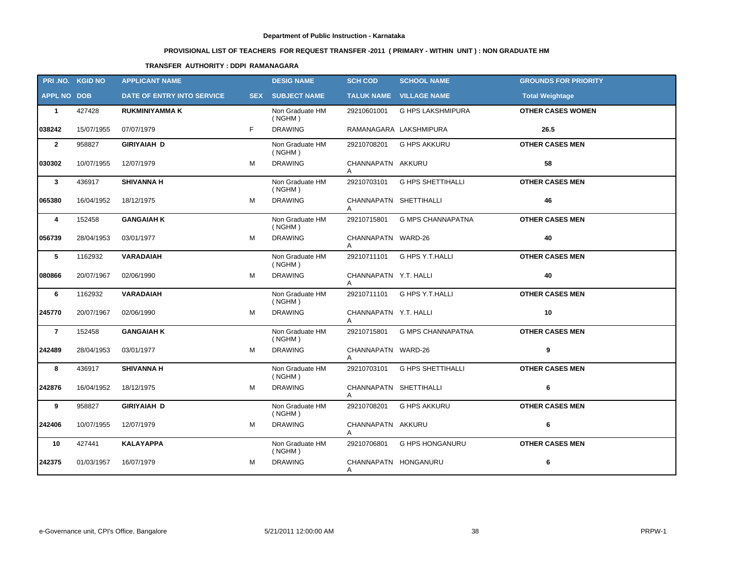Department of Public Instruction - Karnataka

**PROVISIONAL LIST OF TEACHERS FOR REQUEST TRANSFER -2011 ( PRIMARY - WITHIN UNIT ) : NON GRADUATE HM**

**TRANSFER AUTHORITY : DDPI RAMANAGARA**

| PRI .NO. | KGID NO | APPLICANT NAME | | DESIG NAME | SCH COD | SCHOOL NAME | GROUNDS FOR PRIORITY |
|---|---|---|---|---|---|---|---|
| APPL NO | DOB | DATE OF ENTRY INTO SERVICE | SEX | SUBJECT NAME | TALUK NAME | VILLAGE NAME | Total Weightage |
| 1 | 427428 | RUKMINIYAMMA K | | Non Graduate HM ( NGHM ) | 29210601001 | G HPS LAKSHMIPURA | OTHER CASES WOMEN |
| 038242 | 15/07/1955 | 07/07/1979 | F | DRAWING | RAMANAGARA | LAKSHMIPURA | 26.5 |
| 2 | 958827 | GIRIYAIAH D | | Non Graduate HM ( NGHM ) | 29210708201 | G HPS AKKURU | OTHER CASES MEN |
| 030302 | 10/07/1955 | 12/07/1979 | M | DRAWING | CHANNAPATNA | AKKURU | 58 |
| 3 | 436917 | SHIVANNA H | | Non Graduate HM ( NGHM ) | 29210703101 | G HPS SHETTIHALLI | OTHER CASES MEN |
| 065380 | 16/04/1952 | 18/12/1975 | M | DRAWING | CHANNAPATNA | SHETTIHALLI | 46 |
| 4 | 152458 | GANGAIAH K | | Non Graduate HM ( NGHM ) | 29210715801 | G MPS CHANNAPATNA | OTHER CASES MEN |
| 056739 | 28/04/1953 | 03/01/1977 | M | DRAWING | CHANNAPATNA | WARD-26 | 40 |
| 5 | 1162932 | VARADAIAH | | Non Graduate HM ( NGHM ) | 29210711101 | G HPS Y.T.HALLI | OTHER CASES MEN |
| 080866 | 20/07/1967 | 02/06/1990 | M | DRAWING | CHANNAPATNA | Y.T. HALLI | 40 |
| 6 | 1162932 | VARADAIAH | | Non Graduate HM ( NGHM ) | 29210711101 | G HPS Y.T.HALLI | OTHER CASES MEN |
| 245770 | 20/07/1967 | 02/06/1990 | M | DRAWING | CHANNAPATNA | Y.T. HALLI | 10 |
| 7 | 152458 | GANGAIAH K | | Non Graduate HM ( NGHM ) | 29210715801 | G MPS CHANNAPATNA | OTHER CASES MEN |
| 242489 | 28/04/1953 | 03/01/1977 | M | DRAWING | CHANNAPATNA | WARD-26 | 9 |
| 8 | 436917 | SHIVANNA H | | Non Graduate HM ( NGHM ) | 29210703101 | G HPS SHETTIHALLI | OTHER CASES MEN |
| 242876 | 16/04/1952 | 18/12/1975 | M | DRAWING | CHANNAPATNA | SHETTIHALLI | 6 |
| 9 | 958827 | GIRIYAIAH D | | Non Graduate HM ( NGHM ) | 29210708201 | G HPS AKKURU | OTHER CASES MEN |
| 242406 | 10/07/1955 | 12/07/1979 | M | DRAWING | CHANNAPATNA | AKKURU | 6 |
| 10 | 427441 | KALAYAPPA | | Non Graduate HM ( NGHM ) | 29210706801 | G HPS HONGANURU | OTHER CASES MEN |
| 242375 | 01/03/1957 | 16/07/1979 | M | DRAWING | CHANNAPATNA | HONGANURU | 6 |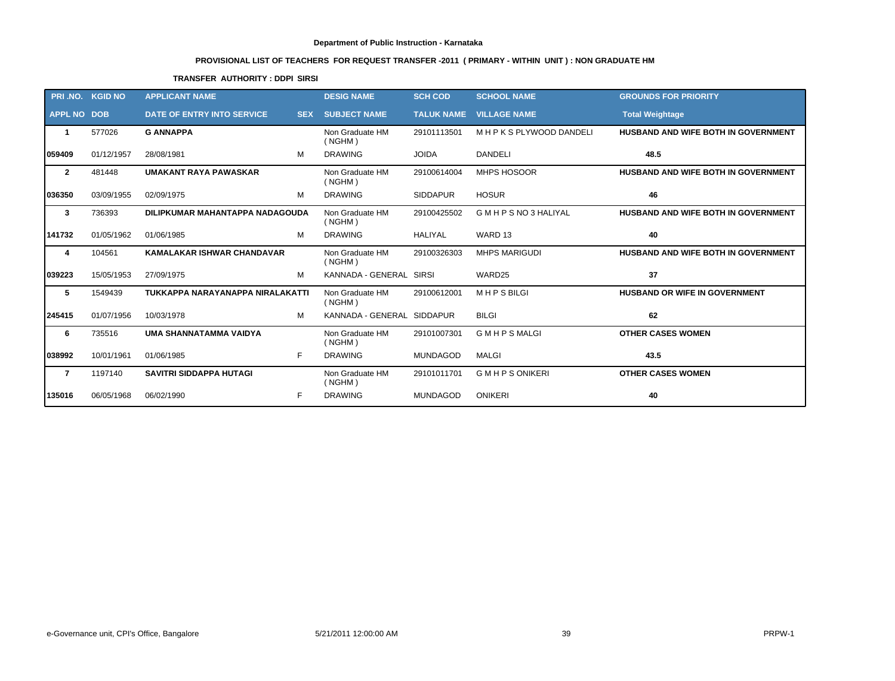Department of Public Instruction - Karnataka

PROVISIONAL LIST OF TEACHERS FOR REQUEST TRANSFER -2011 ( PRIMARY - WITHIN UNIT ) : NON GRADUATE HM

TRANSFER AUTHORITY : DDPI SIRSI

| PRI .NO. | KGID NO | APPLICANT NAME | | DESIG NAME | SCH COD | SCHOOL NAME | GROUNDS FOR PRIORITY |
|---|---|---|---|---|---|---|---|
| APPL NO | DOB | DATE OF ENTRY INTO SERVICE | SEX | SUBJECT NAME | TALUK NAME | VILLAGE NAME | Total Weightage |
| 1 | 577026 | G ANNAPPA | | Non Graduate HM ( NGHM ) | 29101113501 | M H P K S PLYWOOD DANDELI | HUSBAND AND WIFE BOTH IN GOVERNMENT |
| 059409 | 01/12/1957 | 28/08/1981 | M | DRAWING | JOIDA | DANDELI | 48.5 |
| 2 | 481448 | UMAKANT RAYA PAWASKAR | | Non Graduate HM ( NGHM ) | 29100614004 | MHPS HOSOOR | HUSBAND AND WIFE BOTH IN GOVERNMENT |
| 036350 | 03/09/1955 | 02/09/1975 | M | DRAWING | SIDDAPUR | HOSUR | 46 |
| 3 | 736393 | DILIPKUMAR MAHANTAPPA NADAGOUDA | | Non Graduate HM ( NGHM ) | 29100425502 | G M H P S NO 3 HALIYAL | HUSBAND AND WIFE BOTH IN GOVERNMENT |
| 141732 | 01/05/1962 | 01/06/1985 | M | DRAWING | HALIYAL | WARD 13 | 40 |
| 4 | 104561 | KAMALAKAR ISHWAR CHANDAVAR | | Non Graduate HM ( NGHM ) | 29100326303 | MHPS MARIGUDI | HUSBAND AND WIFE BOTH IN GOVERNMENT |
| 039223 | 15/05/1953 | 27/09/1975 | M | KANNADA - GENERAL | SIRSI | WARD25 | 37 |
| 5 | 1549439 | TUKKAPPA NARAYANAPPA NIRALAKATTI | | Non Graduate HM ( NGHM ) | 29100612001 | M H P S BILGI | HUSBAND OR WIFE IN GOVERNMENT |
| 245415 | 01/07/1956 | 10/03/1978 | M | KANNADA - GENERAL | SIDDAPUR | BILGI | 62 |
| 6 | 735516 | UMA SHANNATAMMA VAIDYA | | Non Graduate HM ( NGHM ) | 29101007301 | G M H P S MALGI | OTHER CASES WOMEN |
| 038992 | 10/01/1961 | 01/06/1985 | F | DRAWING | MUNDAGOD | MALGI | 43.5 |
| 7 | 1197140 | SAVITRI SIDDAPPA HUTAGI | | Non Graduate HM ( NGHM ) | 29101011701 | G M H P S ONIKERI | OTHER CASES WOMEN |
| 135016 | 06/05/1968 | 06/02/1990 | F | DRAWING | MUNDAGOD | ONIKERI | 40 |